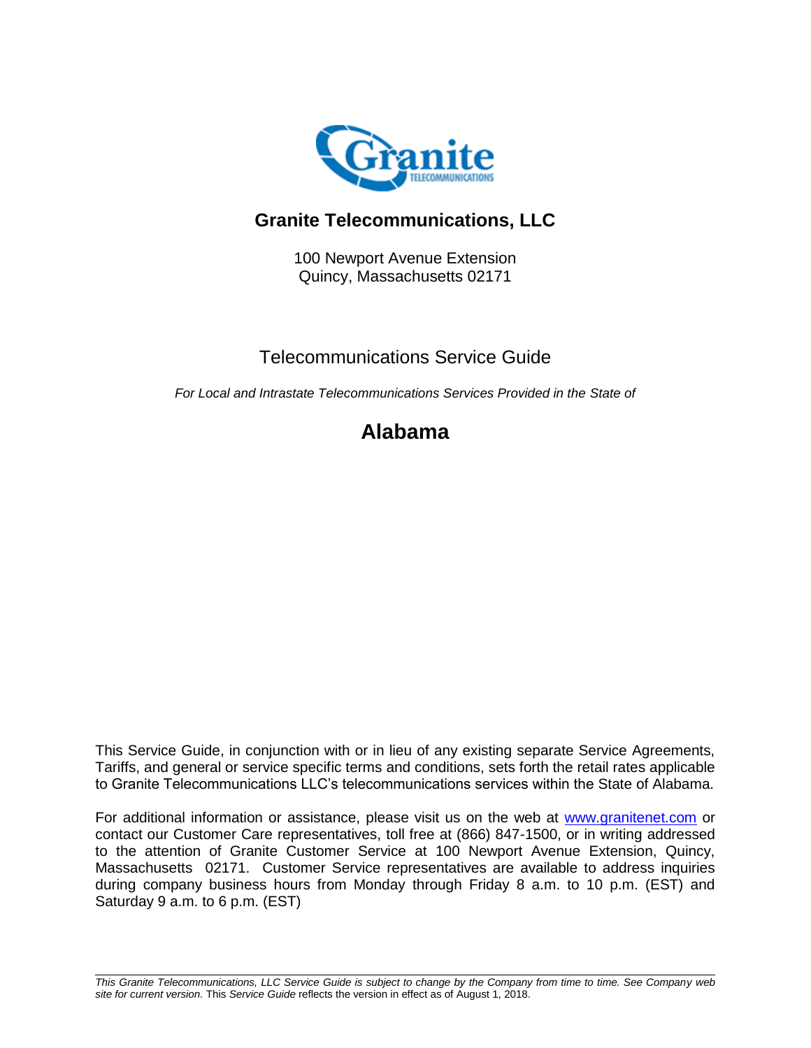# Granite Telecommunications, LLC

100 Newport Avenue Extension
Quincy, Massachusetts 02171

## Telecommunications Service Guide

*For Local and Intrastate Telecommunications Services Provided in the State of*

# Alabama

This Service Guide, in conjunction with or in lieu of any existing separate Service Agreements, Tariffs, and general or service specific terms and conditions, sets forth the retail rates applicable to Granite Telecommunications LLC's telecommunications services within the State of Alabama.

For additional information or assistance, please visit us on the web at [www.granitenet.com](http://www.granitenet.com) or contact our Customer Care representatives, toll free at (866) 847-1500, or in writing addressed to the attention of Granite Customer Service at 100 Newport Avenue Extension, Quincy, Massachusetts 02171. Customer Service representatives are available to address inquiries during company business hours from Monday through Friday 8 a.m. to 10 p.m. (EST) and Saturday 9 a.m. to 6 p.m. (EST)

---

*This Granite Telecommunications, LLC Service Guide is subject to change by the Company from time to time. See Company web site for current version.* This *Service Guide* reflects the version in effect as of August 1, 2018.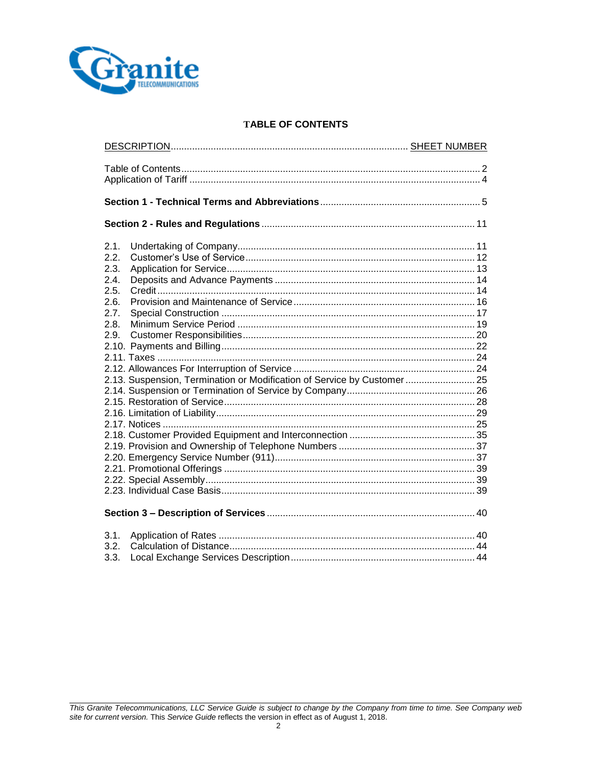# TABLE OF CONTENTS

| DESCRIPTION | SHEET NUMBER |
|---|---|
| Table of Contents | 2 |
| Application of Tariff | 4 |
| **Section 1 - Technical Terms and Abbreviations** | 5 |
| **Section 2 - Rules and Regulations** | 11 |
| 2.1. Undertaking of Company | 11 |
| 2.2. Customer's Use of Service | 12 |
| 2.3. Application for Service | 13 |
| 2.4. Deposits and Advance Payments | 14 |
| 2.5. Credit | 14 |
| 2.6. Provision and Maintenance of Service | 16 |
| 2.7. Special Construction | 17 |
| 2.8. Minimum Service Period | 19 |
| 2.9. Customer Responsibilities | 20 |
| 2.10. Payments and Billing | 22 |
| 2.11. Taxes | 24 |
| 2.12. Allowances For Interruption of Service | 24 |
| 2.13. Suspension, Termination or Modification of Service by Customer | 25 |
| 2.14. Suspension or Termination of Service by Company | 26 |
| 2.15. Restoration of Service | 28 |
| 2.16. Limitation of Liability | 29 |
| 2.17. Notices | 25 |
| 2.18. Customer Provided Equipment and Interconnection | 35 |
| 2.19. Provision and Ownership of Telephone Numbers | 37 |
| 2.20. Emergency Service Number (911) | 37 |
| 2.21. Promotional Offerings | 39 |
| 2.22. Special Assembly | 39 |
| 2.23. Individual Case Basis | 39 |
| **Section 3 – Description of Services** | 40 |
| 3.1. Application of Rates | 40 |
| 3.2. Calculation of Distance | 44 |
| 3.3. Local Exchange Services Description | 44 |

*This Granite Telecommunications, LLC Service Guide is subject to change by the Company from time to time. See Company web site for current version.* This *Service Guide* reflects the version in effect as of August 1, 2018.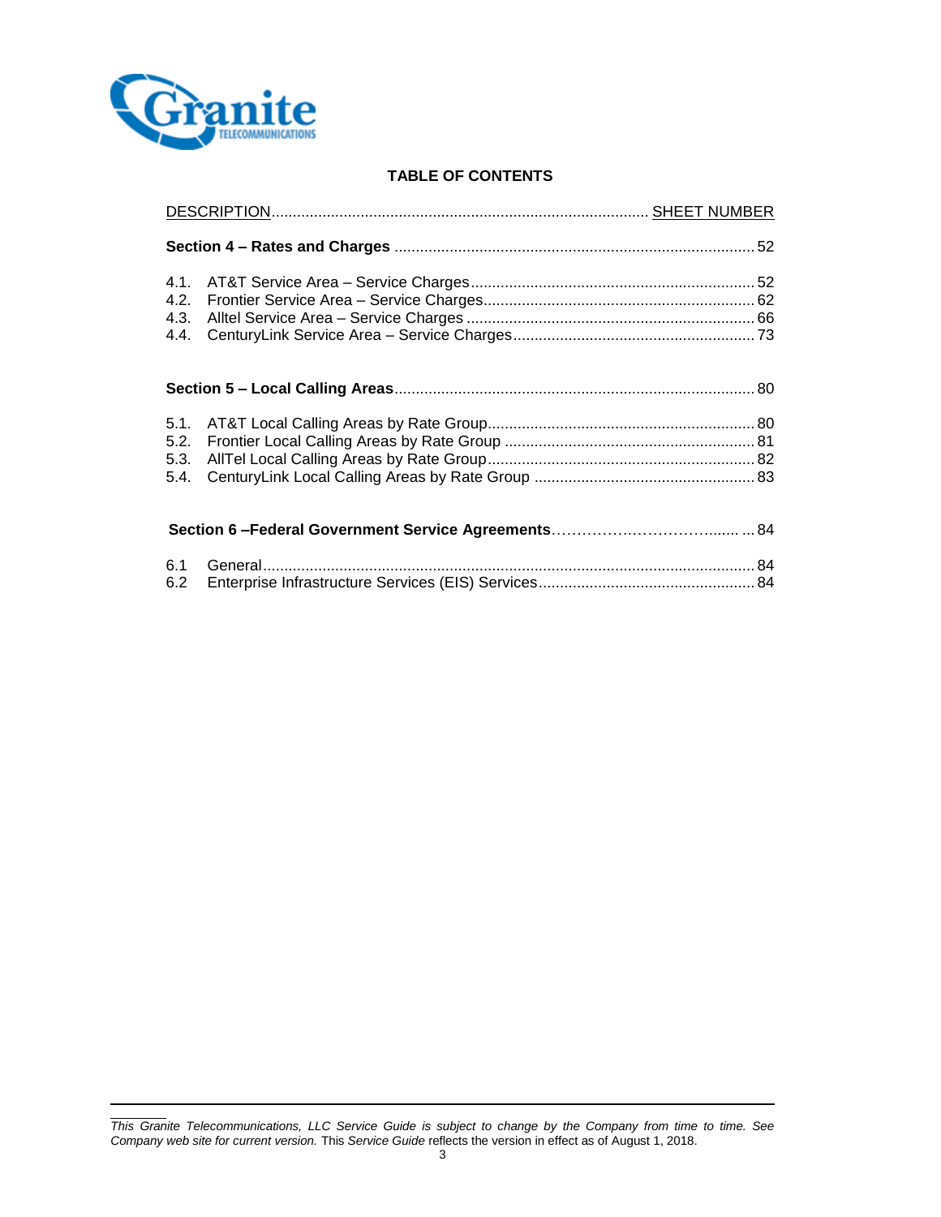## TABLE OF CONTENTS

| DESCRIPTION | SHEET NUMBER |
|---|---|
| **Section 4 – Rates and Charges** | 52 |
| 4.1. AT&T Service Area – Service Charges | 52 |
| 4.2. Frontier Service Area – Service Charges | 62 |
| 4.3. Alltel Service Area – Service Charges | 66 |
| 4.4. CenturyLink Service Area – Service Charges | 73 |
| **Section 5 – Local Calling Areas** | 80 |
| 5.1. AT&T Local Calling Areas by Rate Group | 80 |
| 5.2. Frontier Local Calling Areas by Rate Group | 81 |
| 5.3. AllTel Local Calling Areas by Rate Group | 82 |
| 5.4. CenturyLink Local Calling Areas by Rate Group | 83 |
| **Section 6 –Federal Government Service Agreements** | 84 |
| 6.1 General | 84 |
| 6.2 Enterprise Infrastructure Services (EIS) Services | 84 |

*This Granite Telecommunications, LLC Service Guide is subject to change by the Company from time to time. See Company web site for current version.* This *Service Guide* reflects the version in effect as of August 1, 2018.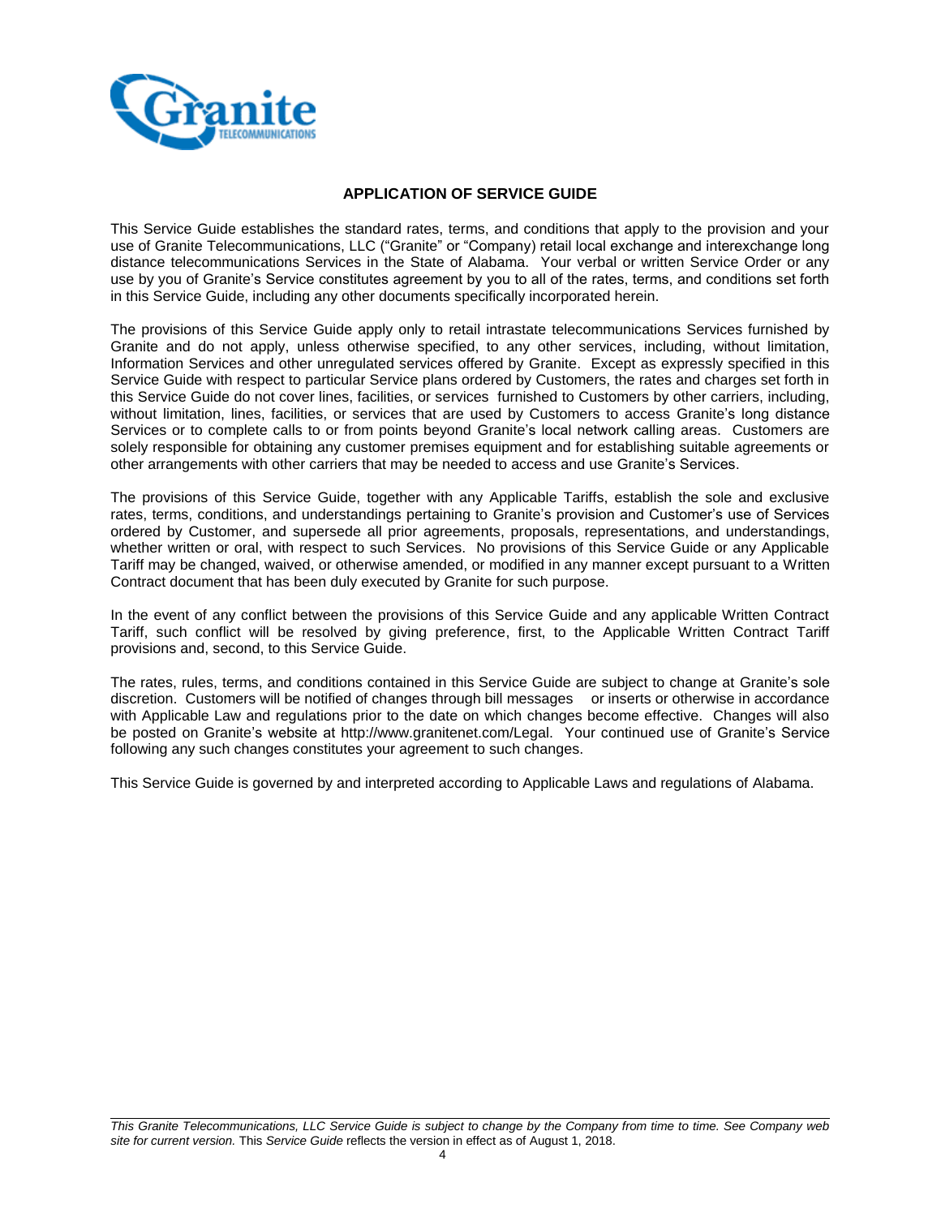## APPLICATION OF SERVICE GUIDE

This Service Guide establishes the standard rates, terms, and conditions that apply to the provision and your use of Granite Telecommunications, LLC ("Granite" or "Company) retail local exchange and interexchange long distance telecommunications Services in the State of Alabama. Your verbal or written Service Order or any use by you of Granite's Service constitutes agreement by you to all of the rates, terms, and conditions set forth in this Service Guide, including any other documents specifically incorporated herein.

The provisions of this Service Guide apply only to retail intrastate telecommunications Services furnished by Granite and do not apply, unless otherwise specified, to any other services, including, without limitation, Information Services and other unregulated services offered by Granite. Except as expressly specified in this Service Guide with respect to particular Service plans ordered by Customers, the rates and charges set forth in this Service Guide do not cover lines, facilities, or services furnished to Customers by other carriers, including, without limitation, lines, facilities, or services that are used by Customers to access Granite's long distance Services or to complete calls to or from points beyond Granite's local network calling areas. Customers are solely responsible for obtaining any customer premises equipment and for establishing suitable agreements or other arrangements with other carriers that may be needed to access and use Granite's Services.

The provisions of this Service Guide, together with any Applicable Tariffs, establish the sole and exclusive rates, terms, conditions, and understandings pertaining to Granite's provision and Customer's use of Services ordered by Customer, and supersede all prior agreements, proposals, representations, and understandings, whether written or oral, with respect to such Services. No provisions of this Service Guide or any Applicable Tariff may be changed, waived, or otherwise amended, or modified in any manner except pursuant to a Written Contract document that has been duly executed by Granite for such purpose.

In the event of any conflict between the provisions of this Service Guide and any applicable Written Contract Tariff, such conflict will be resolved by giving preference, first, to the Applicable Written Contract Tariff provisions and, second, to this Service Guide.

The rates, rules, terms, and conditions contained in this Service Guide are subject to change at Granite's sole discretion. Customers will be notified of changes through bill messages or inserts or otherwise in accordance with Applicable Law and regulations prior to the date on which changes become effective. Changes will also be posted on Granite's website at http://www.granitenet.com/Legal. Your continued use of Granite's Service following any such changes constitutes your agreement to such changes.

This Service Guide is governed by and interpreted according to Applicable Laws and regulations of Alabama.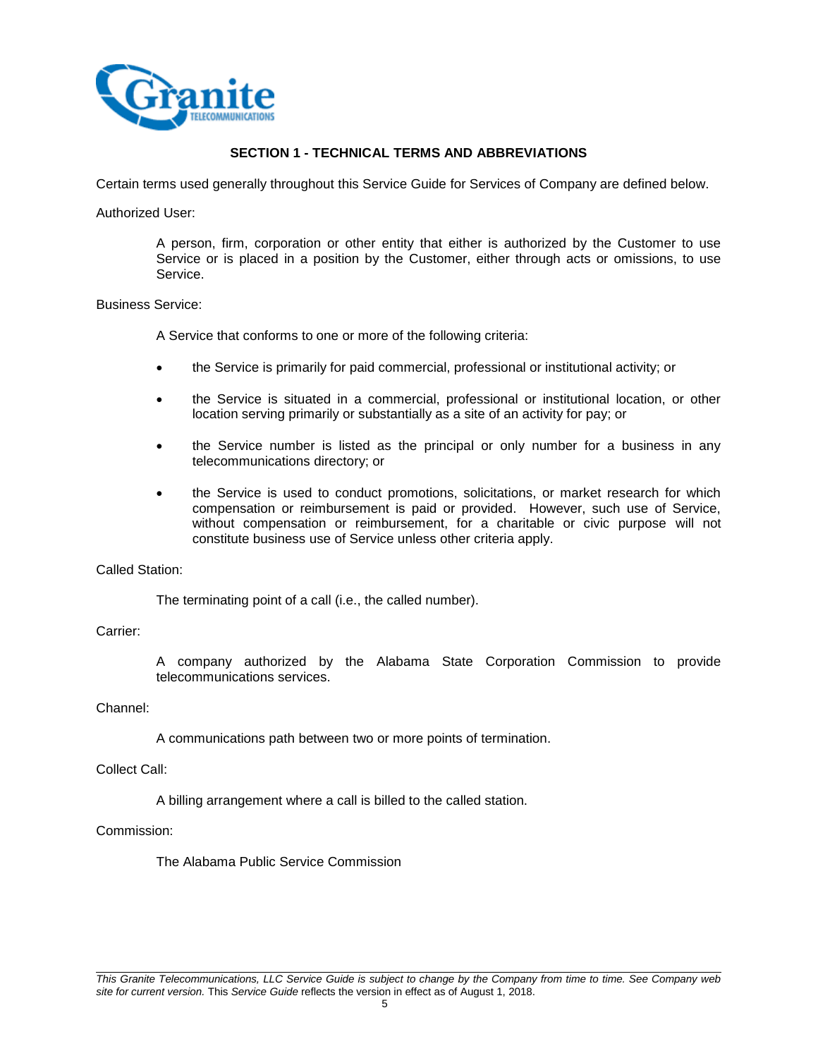## SECTION 1 - TECHNICAL TERMS AND ABBREVIATIONS

Certain terms used generally throughout this Service Guide for Services of Company are defined below.

Authorized User:

> A person, firm, corporation or other entity that either is authorized by the Customer to use Service or is placed in a position by the Customer, either through acts or omissions, to use Service.

Business Service:

> A Service that conforms to one or more of the following criteria:
>
> - the Service is primarily for paid commercial, professional or institutional activity; or
> - the Service is situated in a commercial, professional or institutional location, or other location serving primarily or substantially as a site of an activity for pay; or
> - the Service number is listed as the principal or only number for a business in any telecommunications directory; or
> - the Service is used to conduct promotions, solicitations, or market research for which compensation or reimbursement is paid or provided. However, such use of Service, without compensation or reimbursement, for a charitable or civic purpose will not constitute business use of Service unless other criteria apply.

Called Station:

> The terminating point of a call (i.e., the called number).

Carrier:

> A company authorized by the Alabama State Corporation Commission to provide telecommunications services.

Channel:

> A communications path between two or more points of termination.

Collect Call:

> A billing arrangement where a call is billed to the called station.

Commission:

> The Alabama Public Service Commission

*This Granite Telecommunications, LLC Service Guide is subject to change by the Company from time to time. See Company web site for current version.* This *Service Guide* reflects the version in effect as of August 1, 2018.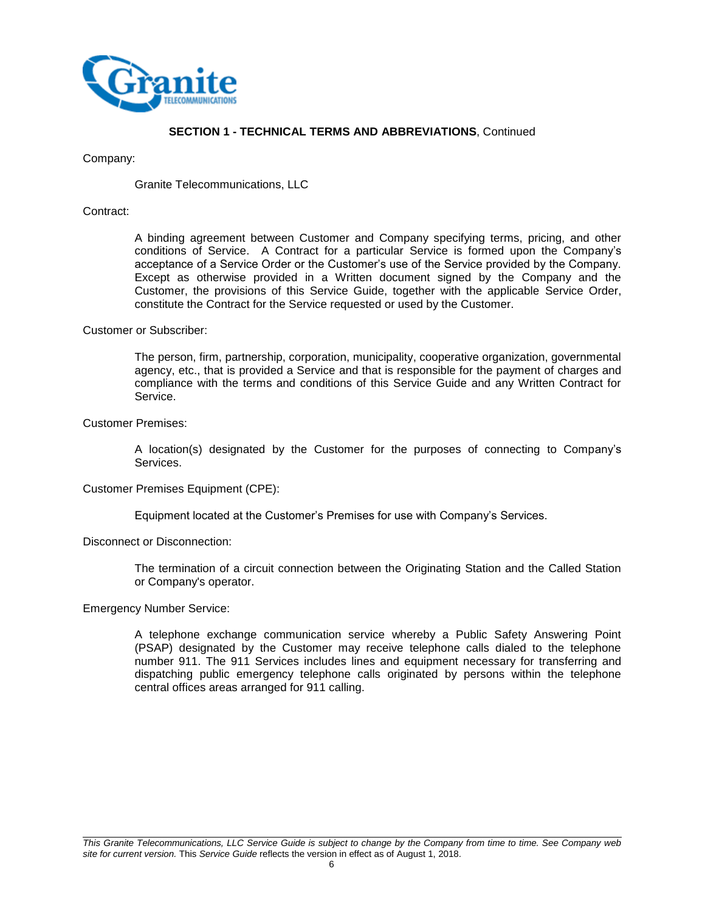**SECTION 1 - TECHNICAL TERMS AND ABBREVIATIONS**, Continued

Company:

Granite Telecommunications, LLC

Contract:

A binding agreement between Customer and Company specifying terms, pricing, and other conditions of Service. A Contract for a particular Service is formed upon the Company's acceptance of a Service Order or the Customer's use of the Service provided by the Company. Except as otherwise provided in a Written document signed by the Company and the Customer, the provisions of this Service Guide, together with the applicable Service Order, constitute the Contract for the Service requested or used by the Customer.

Customer or Subscriber:

The person, firm, partnership, corporation, municipality, cooperative organization, governmental agency, etc., that is provided a Service and that is responsible for the payment of charges and compliance with the terms and conditions of this Service Guide and any Written Contract for Service.

Customer Premises:

A location(s) designated by the Customer for the purposes of connecting to Company's Services.

Customer Premises Equipment (CPE):

Equipment located at the Customer's Premises for use with Company's Services.

Disconnect or Disconnection:

The termination of a circuit connection between the Originating Station and the Called Station or Company's operator.

Emergency Number Service:

A telephone exchange communication service whereby a Public Safety Answering Point (PSAP) designated by the Customer may receive telephone calls dialed to the telephone number 911. The 911 Services includes lines and equipment necessary for transferring and dispatching public emergency telephone calls originated by persons within the telephone central offices areas arranged for 911 calling.

*This Granite Telecommunications, LLC Service Guide is subject to change by the Company from time to time. See Company web site for current version.* This *Service Guide* reflects the version in effect as of August 1, 2018.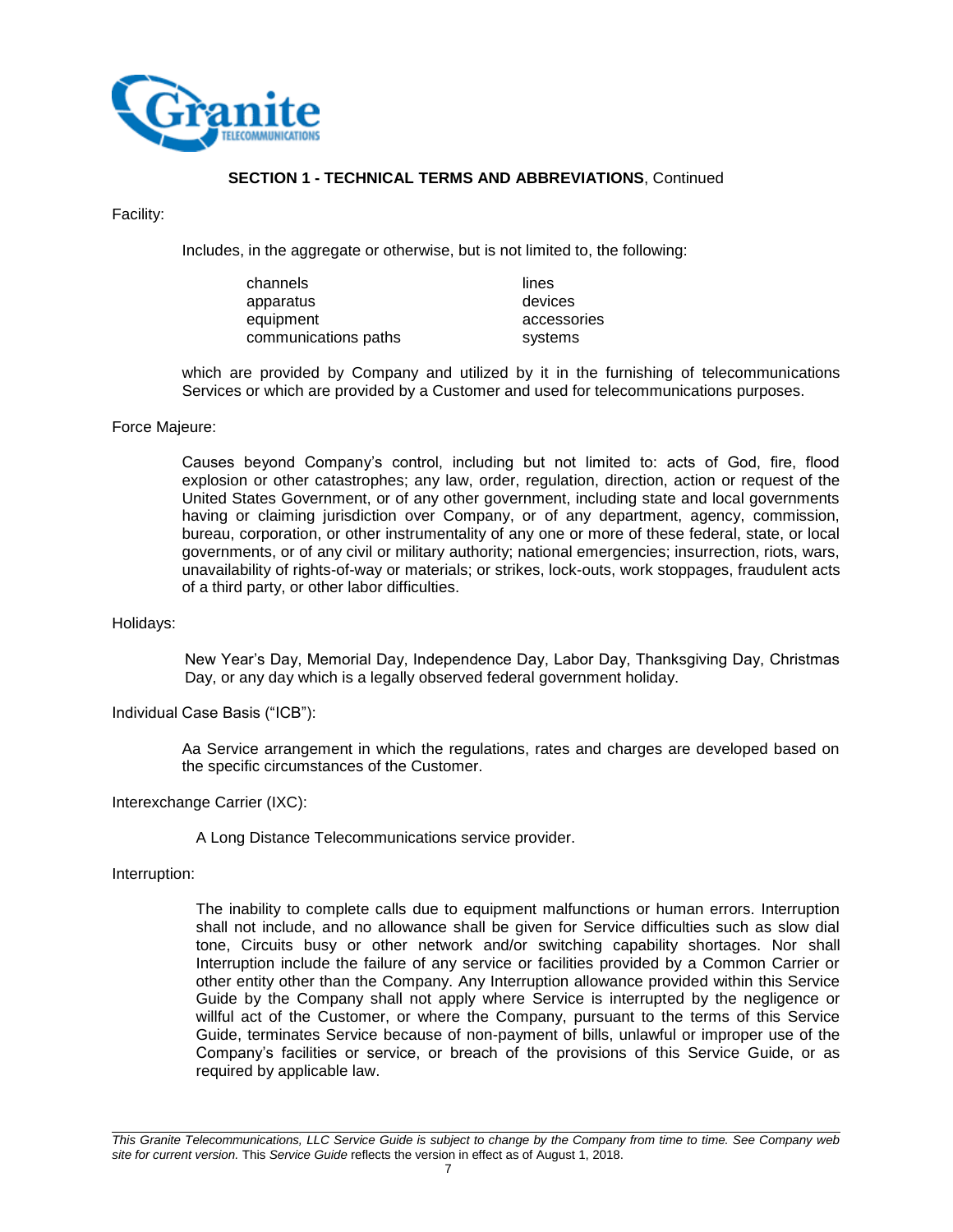**SECTION 1 - TECHNICAL TERMS AND ABBREVIATIONS**, Continued

Facility:

Includes, in the aggregate or otherwise, but is not limited to, the following:

| | |
|---|---|
| channels | lines |
| apparatus | devices |
| equipment | accessories |
| communications paths | systems |

which are provided by Company and utilized by it in the furnishing of telecommunications Services or which are provided by a Customer and used for telecommunications purposes.

Force Majeure:

Causes beyond Company's control, including but not limited to: acts of God, fire, flood explosion or other catastrophes; any law, order, regulation, direction, action or request of the United States Government, or of any other government, including state and local governments having or claiming jurisdiction over Company, or of any department, agency, commission, bureau, corporation, or other instrumentality of any one or more of these federal, state, or local governments, or of any civil or military authority; national emergencies; insurrection, riots, wars, unavailability of rights-of-way or materials; or strikes, lock-outs, work stoppages, fraudulent acts of a third party, or other labor difficulties.

Holidays:

New Year's Day, Memorial Day, Independence Day, Labor Day, Thanksgiving Day, Christmas Day, or any day which is a legally observed federal government holiday.

Individual Case Basis ("ICB"):

Aa Service arrangement in which the regulations, rates and charges are developed based on the specific circumstances of the Customer.

Interexchange Carrier (IXC):

A Long Distance Telecommunications service provider.

Interruption:

The inability to complete calls due to equipment malfunctions or human errors. Interruption shall not include, and no allowance shall be given for Service difficulties such as slow dial tone, Circuits busy or other network and/or switching capability shortages. Nor shall Interruption include the failure of any service or facilities provided by a Common Carrier or other entity other than the Company. Any Interruption allowance provided within this Service Guide by the Company shall not apply where Service is interrupted by the negligence or willful act of the Customer, or where the Company, pursuant to the terms of this Service Guide, terminates Service because of non-payment of bills, unlawful or improper use of the Company's facilities or service, or breach of the provisions of this Service Guide, or as required by applicable law.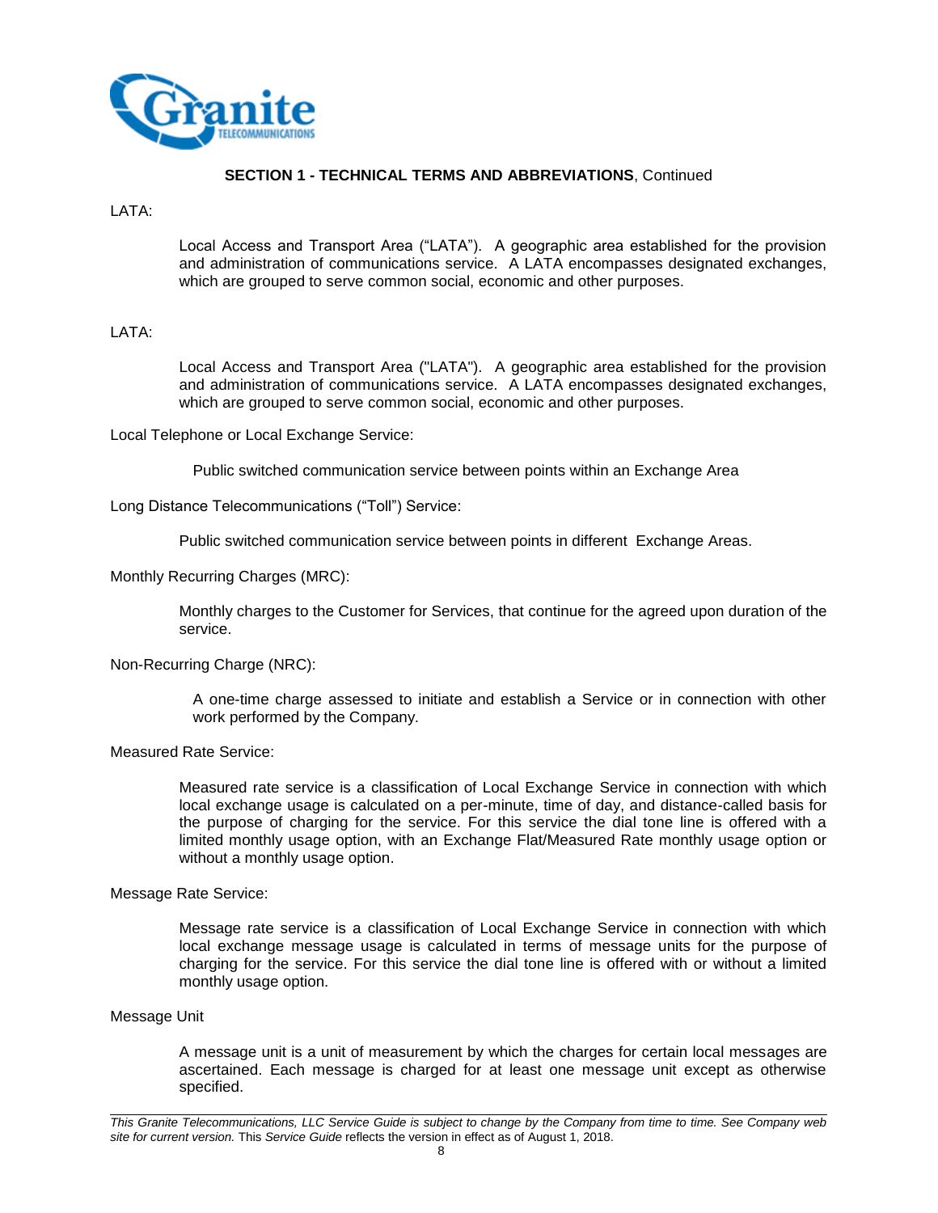**SECTION 1 - TECHNICAL TERMS AND ABBREVIATIONS**, Continued

LATA:

> Local Access and Transport Area (“LATA”). A geographic area established for the provision and administration of communications service. A LATA encompasses designated exchanges, which are grouped to serve common social, economic and other purposes.

LATA:

> Local Access and Transport Area ("LATA"). A geographic area established for the provision and administration of communications service. A LATA encompasses designated exchanges, which are grouped to serve common social, economic and other purposes.

Local Telephone or Local Exchange Service:

> Public switched communication service between points within an Exchange Area

Long Distance Telecommunications (“Toll”) Service:

> Public switched communication service between points in different Exchange Areas.

Monthly Recurring Charges (MRC):

> Monthly charges to the Customer for Services, that continue for the agreed upon duration of the service.

Non-Recurring Charge (NRC):

> A one-time charge assessed to initiate and establish a Service or in connection with other work performed by the Company.

Measured Rate Service:

> Measured rate service is a classification of Local Exchange Service in connection with which local exchange usage is calculated on a per-minute, time of day, and distance-called basis for the purpose of charging for the service. For this service the dial tone line is offered with a limited monthly usage option, with an Exchange Flat/Measured Rate monthly usage option or without a monthly usage option.

Message Rate Service:

> Message rate service is a classification of Local Exchange Service in connection with which local exchange message usage is calculated in terms of message units for the purpose of charging for the service. For this service the dial tone line is offered with or without a limited monthly usage option.

Message Unit

> A message unit is a unit of measurement by which the charges for certain local messages are ascertained. Each message is charged for at least one message unit except as otherwise specified.

*This Granite Telecommunications, LLC Service Guide is subject to change by the Company from time to time. See Company web site for current version.* This *Service Guide* reflects the version in effect as of August 1, 2018.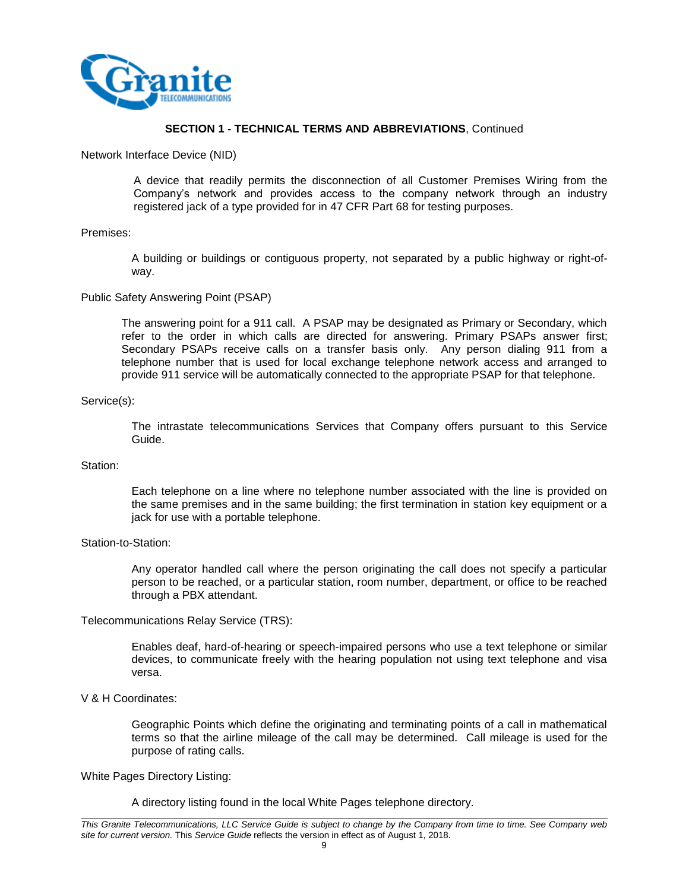## SECTION 1 - TECHNICAL TERMS AND ABBREVIATIONS, Continued

Network Interface Device (NID)

> A device that readily permits the disconnection of all Customer Premises Wiring from the Company's network and provides access to the company network through an industry registered jack of a type provided for in 47 CFR Part 68 for testing purposes.

Premises:

> A building or buildings or contiguous property, not separated by a public highway or right-of-way.

Public Safety Answering Point (PSAP)

> The answering point for a 911 call. A PSAP may be designated as Primary or Secondary, which refer to the order in which calls are directed for answering. Primary PSAPs answer first; Secondary PSAPs receive calls on a transfer basis only. Any person dialing 911 from a telephone number that is used for local exchange telephone network access and arranged to provide 911 service will be automatically connected to the appropriate PSAP for that telephone.

Service(s):

> The intrastate telecommunications Services that Company offers pursuant to this Service Guide.

Station:

> Each telephone on a line where no telephone number associated with the line is provided on the same premises and in the same building; the first termination in station key equipment or a jack for use with a portable telephone.

Station-to-Station:

> Any operator handled call where the person originating the call does not specify a particular person to be reached, or a particular station, room number, department, or office to be reached through a PBX attendant.

Telecommunications Relay Service (TRS):

> Enables deaf, hard-of-hearing or speech-impaired persons who use a text telephone or similar devices, to communicate freely with the hearing population not using text telephone and visa versa.

V & H Coordinates:

> Geographic Points which define the originating and terminating points of a call in mathematical terms so that the airline mileage of the call may be determined. Call mileage is used for the purpose of rating calls.

White Pages Directory Listing:

> A directory listing found in the local White Pages telephone directory.

*This Granite Telecommunications, LLC Service Guide is subject to change by the Company from time to time. See Company web site for current version.* This *Service Guide* reflects the version in effect as of August 1, 2018.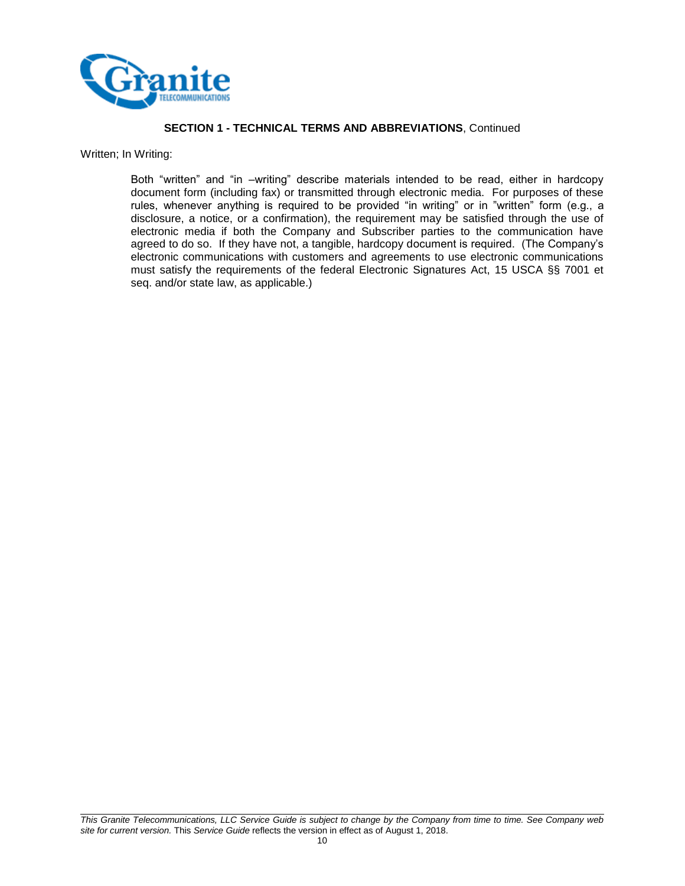**SECTION 1 - TECHNICAL TERMS AND ABBREVIATIONS**, Continued

Written; In Writing:

> Both "written" and "in –writing" describe materials intended to be read, either in hardcopy document form (including fax) or transmitted through electronic media. For purposes of these rules, whenever anything is required to be provided "in writing" or in "written" form (e.g., a disclosure, a notice, or a confirmation), the requirement may be satisfied through the use of electronic media if both the Company and Subscriber parties to the communication have agreed to do so. If they have not, a tangible, hardcopy document is required. (The Company's electronic communications with customers and agreements to use electronic communications must satisfy the requirements of the federal Electronic Signatures Act, 15 USCA §§ 7001 et seq. and/or state law, as applicable.)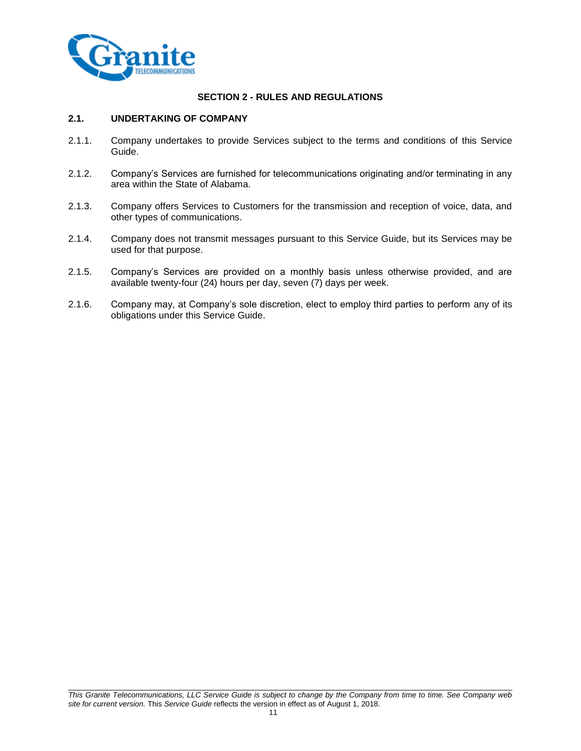## SECTION 2 - RULES AND REGULATIONS

### 2.1. UNDERTAKING OF COMPANY

2.1.1. Company undertakes to provide Services subject to the terms and conditions of this Service Guide.

2.1.2. Company's Services are furnished for telecommunications originating and/or terminating in any area within the State of Alabama.

2.1.3. Company offers Services to Customers for the transmission and reception of voice, data, and other types of communications.

2.1.4. Company does not transmit messages pursuant to this Service Guide, but its Services may be used for that purpose.

2.1.5. Company's Services are provided on a monthly basis unless otherwise provided, and are available twenty-four (24) hours per day, seven (7) days per week.

2.1.6. Company may, at Company's sole discretion, elect to employ third parties to perform any of its obligations under this Service Guide.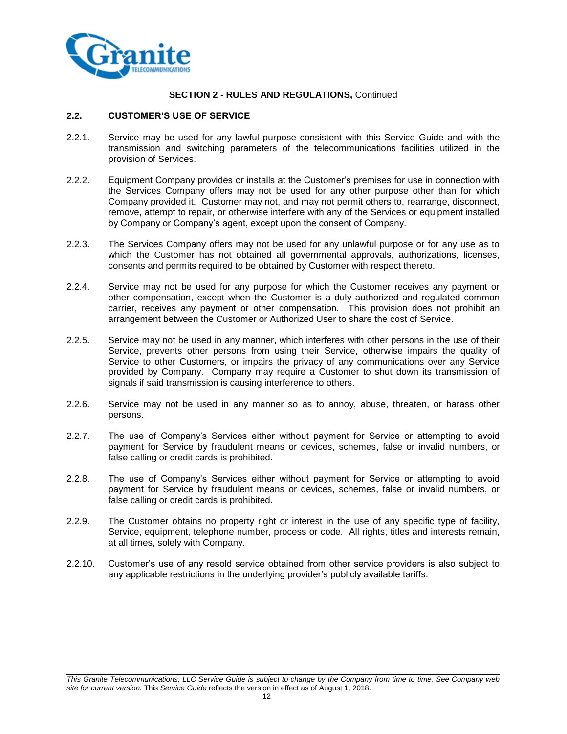**SECTION 2 - RULES AND REGULATIONS,** Continued

## 2.2. CUSTOMER'S USE OF SERVICE

2.2.1. Service may be used for any lawful purpose consistent with this Service Guide and with the transmission and switching parameters of the telecommunications facilities utilized in the provision of Services.

2.2.2. Equipment Company provides or installs at the Customer's premises for use in connection with the Services Company offers may not be used for any other purpose other than for which Company provided it. Customer may not, and may not permit others to, rearrange, disconnect, remove, attempt to repair, or otherwise interfere with any of the Services or equipment installed by Company or Company's agent, except upon the consent of Company.

2.2.3. The Services Company offers may not be used for any unlawful purpose or for any use as to which the Customer has not obtained all governmental approvals, authorizations, licenses, consents and permits required to be obtained by Customer with respect thereto.

2.2.4. Service may not be used for any purpose for which the Customer receives any payment or other compensation, except when the Customer is a duly authorized and regulated common carrier, receives any payment or other compensation. This provision does not prohibit an arrangement between the Customer or Authorized User to share the cost of Service.

2.2.5. Service may not be used in any manner, which interferes with other persons in the use of their Service, prevents other persons from using their Service, otherwise impairs the quality of Service to other Customers, or impairs the privacy of any communications over any Service provided by Company. Company may require a Customer to shut down its transmission of signals if said transmission is causing interference to others.

2.2.6. Service may not be used in any manner so as to annoy, abuse, threaten, or harass other persons.

2.2.7. The use of Company's Services either without payment for Service or attempting to avoid payment for Service by fraudulent means or devices, schemes, false or invalid numbers, or false calling or credit cards is prohibited.

2.2.8. The use of Company's Services either without payment for Service or attempting to avoid payment for Service by fraudulent means or devices, schemes, false or invalid numbers, or false calling or credit cards is prohibited.

2.2.9. The Customer obtains no property right or interest in the use of any specific type of facility, Service, equipment, telephone number, process or code. All rights, titles and interests remain, at all times, solely with Company.

2.2.10. Customer's use of any resold service obtained from other service providers is also subject to any applicable restrictions in the underlying provider's publicly available tariffs.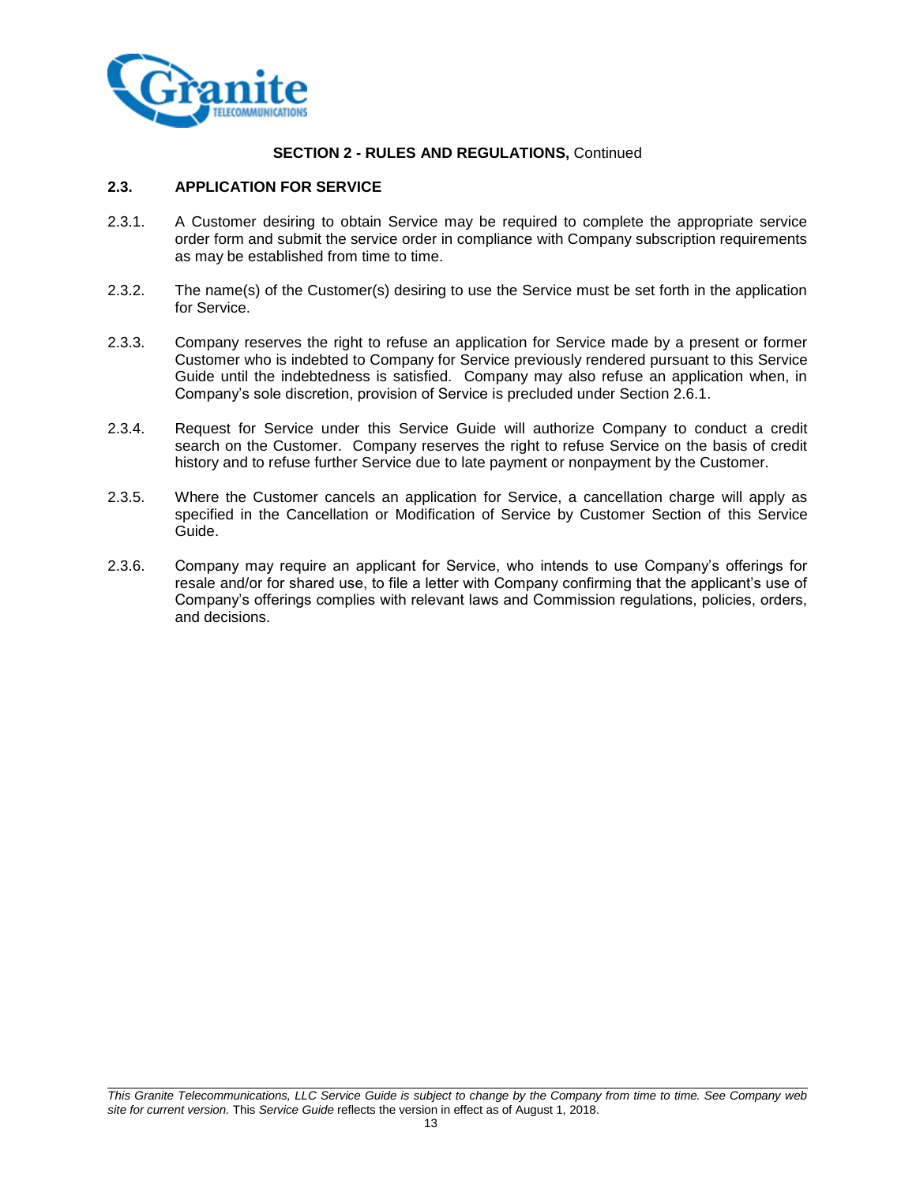**SECTION 2 - RULES AND REGULATIONS,** Continued

## 2.3. APPLICATION FOR SERVICE

2.3.1. A Customer desiring to obtain Service may be required to complete the appropriate service order form and submit the service order in compliance with Company subscription requirements as may be established from time to time.

2.3.2. The name(s) of the Customer(s) desiring to use the Service must be set forth in the application for Service.

2.3.3. Company reserves the right to refuse an application for Service made by a present or former Customer who is indebted to Company for Service previously rendered pursuant to this Service Guide until the indebtedness is satisfied. Company may also refuse an application when, in Company's sole discretion, provision of Service is precluded under Section 2.6.1.

2.3.4. Request for Service under this Service Guide will authorize Company to conduct a credit search on the Customer. Company reserves the right to refuse Service on the basis of credit history and to refuse further Service due to late payment or nonpayment by the Customer.

2.3.5. Where the Customer cancels an application for Service, a cancellation charge will apply as specified in the Cancellation or Modification of Service by Customer Section of this Service Guide.

2.3.6. Company may require an applicant for Service, who intends to use Company's offerings for resale and/or for shared use, to file a letter with Company confirming that the applicant's use of Company's offerings complies with relevant laws and Commission regulations, policies, orders, and decisions.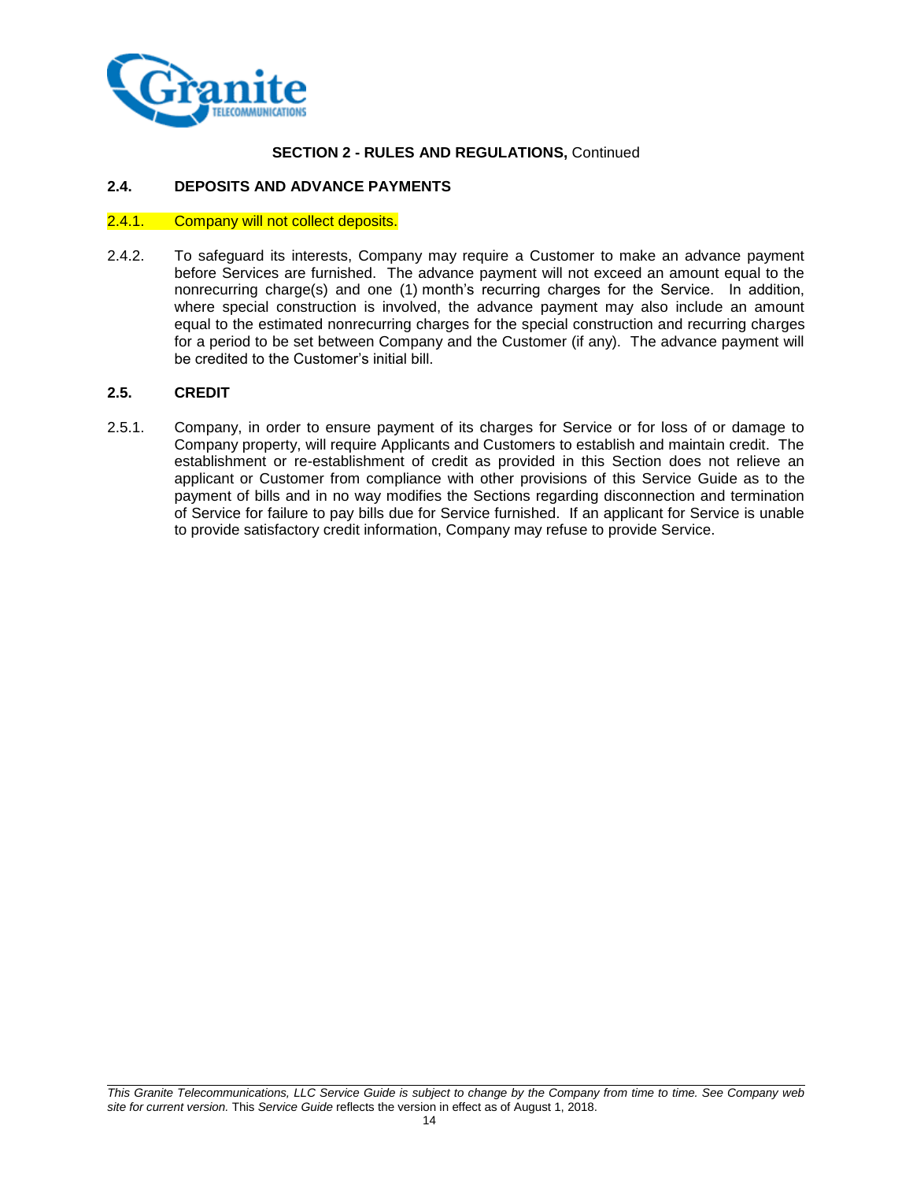**SECTION 2 - RULES AND REGULATIONS,** Continued

## 2.4. DEPOSITS AND ADVANCE PAYMENTS

2.4.1. Company will not collect deposits.

2.4.2. To safeguard its interests, Company may require a Customer to make an advance payment before Services are furnished. The advance payment will not exceed an amount equal to the nonrecurring charge(s) and one (1) month's recurring charges for the Service. In addition, where special construction is involved, the advance payment may also include an amount equal to the estimated nonrecurring charges for the special construction and recurring charges for a period to be set between Company and the Customer (if any). The advance payment will be credited to the Customer's initial bill.

## 2.5. CREDIT

2.5.1. Company, in order to ensure payment of its charges for Service or for loss of or damage to Company property, will require Applicants and Customers to establish and maintain credit. The establishment or re-establishment of credit as provided in this Section does not relieve an applicant or Customer from compliance with other provisions of this Service Guide as to the payment of bills and in no way modifies the Sections regarding disconnection and termination of Service for failure to pay bills due for Service furnished. If an applicant for Service is unable to provide satisfactory credit information, Company may refuse to provide Service.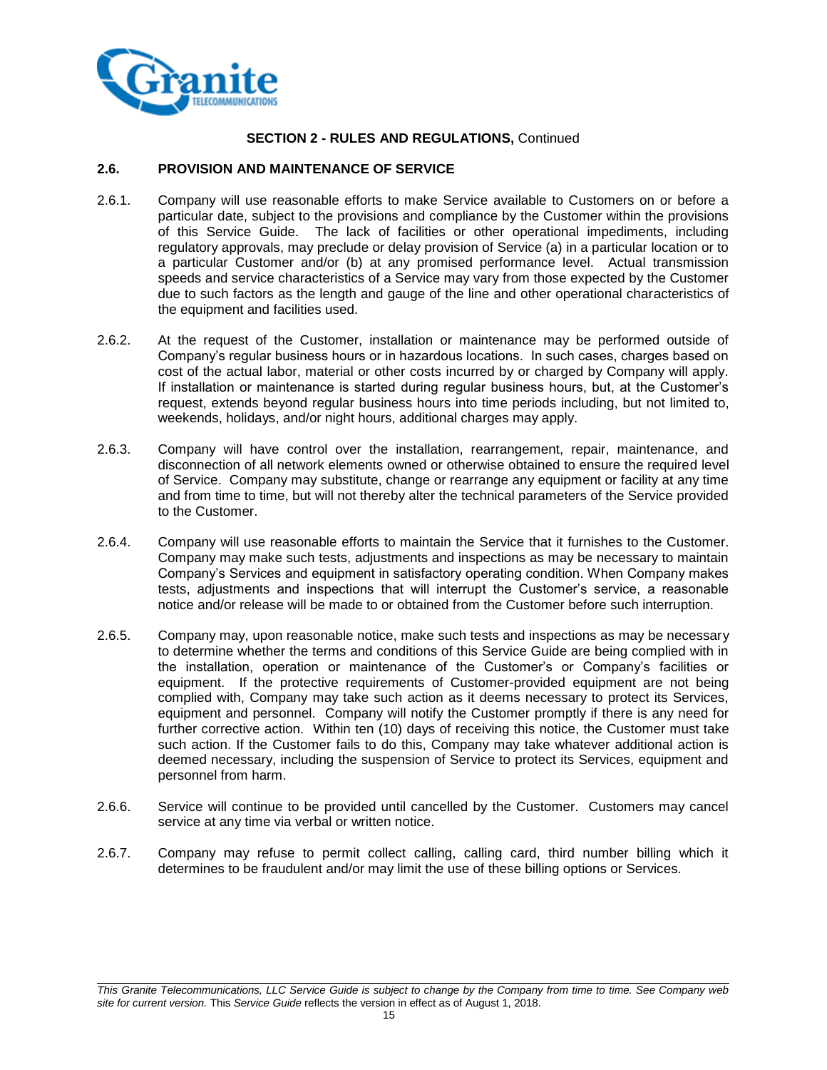**SECTION 2 - RULES AND REGULATIONS,** Continued

**2.6. PROVISION AND MAINTENANCE OF SERVICE**

2.6.1. Company will use reasonable efforts to make Service available to Customers on or before a particular date, subject to the provisions and compliance by the Customer within the provisions of this Service Guide. The lack of facilities or other operational impediments, including regulatory approvals, may preclude or delay provision of Service (a) in a particular location or to a particular Customer and/or (b) at any promised performance level. Actual transmission speeds and service characteristics of a Service may vary from those expected by the Customer due to such factors as the length and gauge of the line and other operational characteristics of the equipment and facilities used.

2.6.2. At the request of the Customer, installation or maintenance may be performed outside of Company's regular business hours or in hazardous locations. In such cases, charges based on cost of the actual labor, material or other costs incurred by or charged by Company will apply. If installation or maintenance is started during regular business hours, but, at the Customer's request, extends beyond regular business hours into time periods including, but not limited to, weekends, holidays, and/or night hours, additional charges may apply.

2.6.3. Company will have control over the installation, rearrangement, repair, maintenance, and disconnection of all network elements owned or otherwise obtained to ensure the required level of Service. Company may substitute, change or rearrange any equipment or facility at any time and from time to time, but will not thereby alter the technical parameters of the Service provided to the Customer.

2.6.4. Company will use reasonable efforts to maintain the Service that it furnishes to the Customer. Company may make such tests, adjustments and inspections as may be necessary to maintain Company's Services and equipment in satisfactory operating condition. When Company makes tests, adjustments and inspections that will interrupt the Customer's service, a reasonable notice and/or release will be made to or obtained from the Customer before such interruption.

2.6.5. Company may, upon reasonable notice, make such tests and inspections as may be necessary to determine whether the terms and conditions of this Service Guide are being complied with in the installation, operation or maintenance of the Customer's or Company's facilities or equipment. If the protective requirements of Customer-provided equipment are not being complied with, Company may take such action as it deems necessary to protect its Services, equipment and personnel. Company will notify the Customer promptly if there is any need for further corrective action. Within ten (10) days of receiving this notice, the Customer must take such action. If the Customer fails to do this, Company may take whatever additional action is deemed necessary, including the suspension of Service to protect its Services, equipment and personnel from harm.

2.6.6. Service will continue to be provided until cancelled by the Customer. Customers may cancel service at any time via verbal or written notice.

2.6.7. Company may refuse to permit collect calling, calling card, third number billing which it determines to be fraudulent and/or may limit the use of these billing options or Services.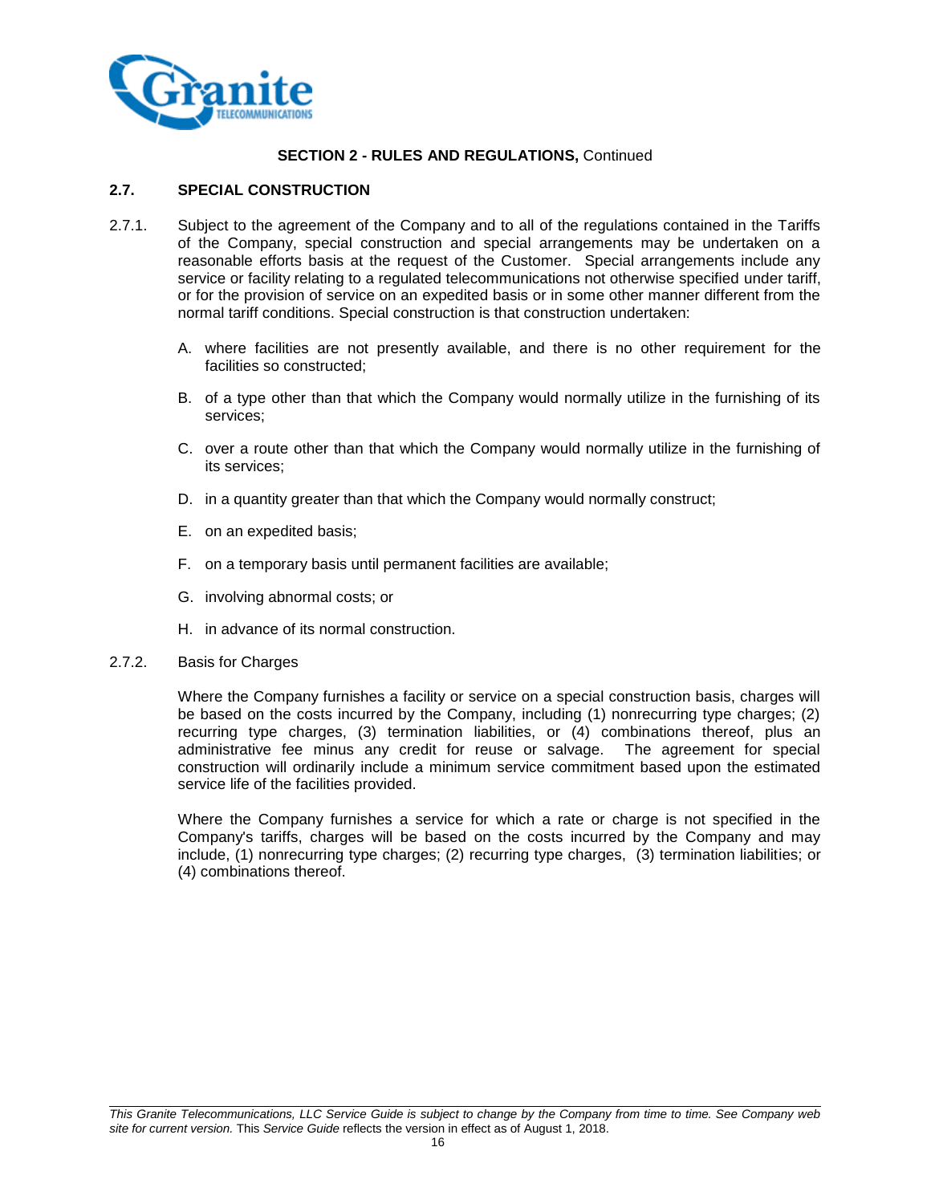**SECTION 2 - RULES AND REGULATIONS,** Continued

## 2.7. SPECIAL CONSTRUCTION

2.7.1. Subject to the agreement of the Company and to all of the regulations contained in the Tariffs of the Company, special construction and special arrangements may be undertaken on a reasonable efforts basis at the request of the Customer. Special arrangements include any service or facility relating to a regulated telecommunications not otherwise specified under tariff, or for the provision of service on an expedited basis or in some other manner different from the normal tariff conditions. Special construction is that construction undertaken:

A. where facilities are not presently available, and there is no other requirement for the facilities so constructed;

B. of a type other than that which the Company would normally utilize in the furnishing of its services;

C. over a route other than that which the Company would normally utilize in the furnishing of its services;

D. in a quantity greater than that which the Company would normally construct;

E. on an expedited basis;

F. on a temporary basis until permanent facilities are available;

G. involving abnormal costs; or

H. in advance of its normal construction.

2.7.2. Basis for Charges

Where the Company furnishes a facility or service on a special construction basis, charges will be based on the costs incurred by the Company, including (1) nonrecurring type charges; (2) recurring type charges, (3) termination liabilities, or (4) combinations thereof, plus an administrative fee minus any credit for reuse or salvage. The agreement for special construction will ordinarily include a minimum service commitment based upon the estimated service life of the facilities provided.

Where the Company furnishes a service for which a rate or charge is not specified in the Company's tariffs, charges will be based on the costs incurred by the Company and may include, (1) nonrecurring type charges; (2) recurring type charges, (3) termination liabilities; or (4) combinations thereof.

*This Granite Telecommunications, LLC Service Guide is subject to change by the Company from time to time. See Company web site for current version.* This *Service Guide* reflects the version in effect as of August 1, 2018.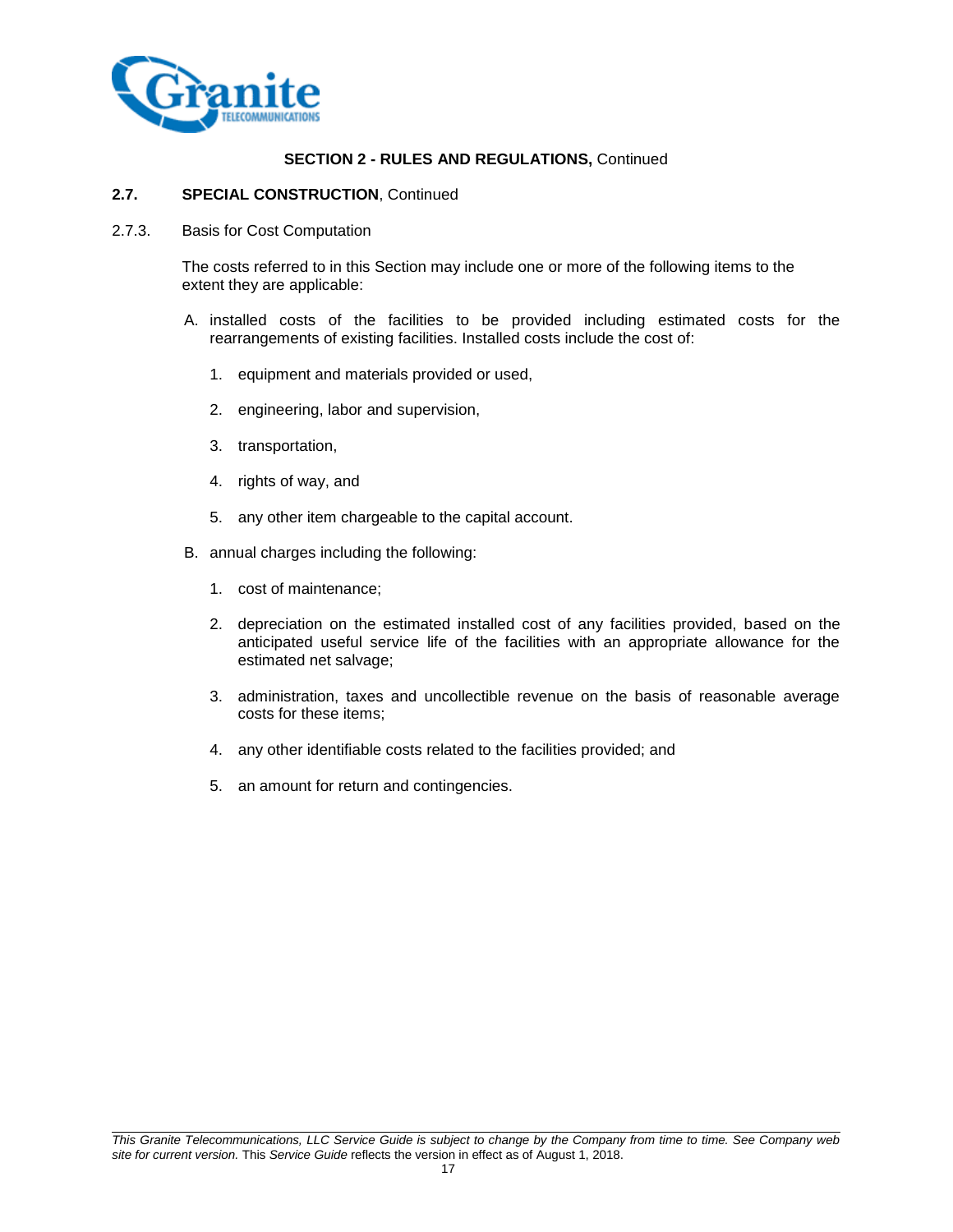## SECTION 2 - RULES AND REGULATIONS, Continued

### 2.7. SPECIAL CONSTRUCTION, Continued

2.7.3. Basis for Cost Computation

The costs referred to in this Section may include one or more of the following items to the extent they are applicable:

A. installed costs of the facilities to be provided including estimated costs for the rearrangements of existing facilities. Installed costs include the cost of:

1. equipment and materials provided or used,
2. engineering, labor and supervision,
3. transportation,
4. rights of way, and
5. any other item chargeable to the capital account.

B. annual charges including the following:

1. cost of maintenance;
2. depreciation on the estimated installed cost of any facilities provided, based on the anticipated useful service life of the facilities with an appropriate allowance for the estimated net salvage;
3. administration, taxes and uncollectible revenue on the basis of reasonable average costs for these items;
4. any other identifiable costs related to the facilities provided; and
5. an amount for return and contingencies.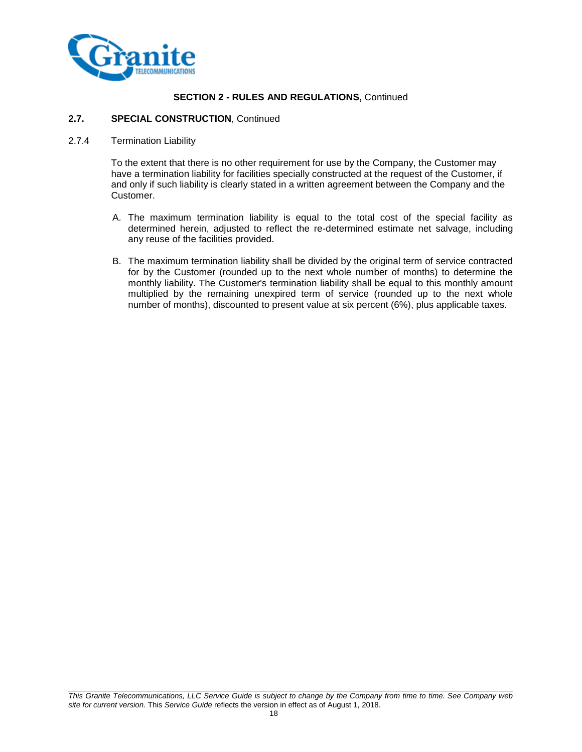**SECTION 2 - RULES AND REGULATIONS,** Continued

**2.7. SPECIAL CONSTRUCTION**, Continued

2.7.4 Termination Liability

To the extent that there is no other requirement for use by the Company, the Customer may have a termination liability for facilities specially constructed at the request of the Customer, if and only if such liability is clearly stated in a written agreement between the Company and the Customer.

A. The maximum termination liability is equal to the total cost of the special facility as determined herein, adjusted to reflect the re-determined estimate net salvage, including any reuse of the facilities provided.

B. The maximum termination liability shall be divided by the original term of service contracted for by the Customer (rounded up to the next whole number of months) to determine the monthly liability. The Customer's termination liability shall be equal to this monthly amount multiplied by the remaining unexpired term of service (rounded up to the next whole number of months), discounted to present value at six percent (6%), plus applicable taxes.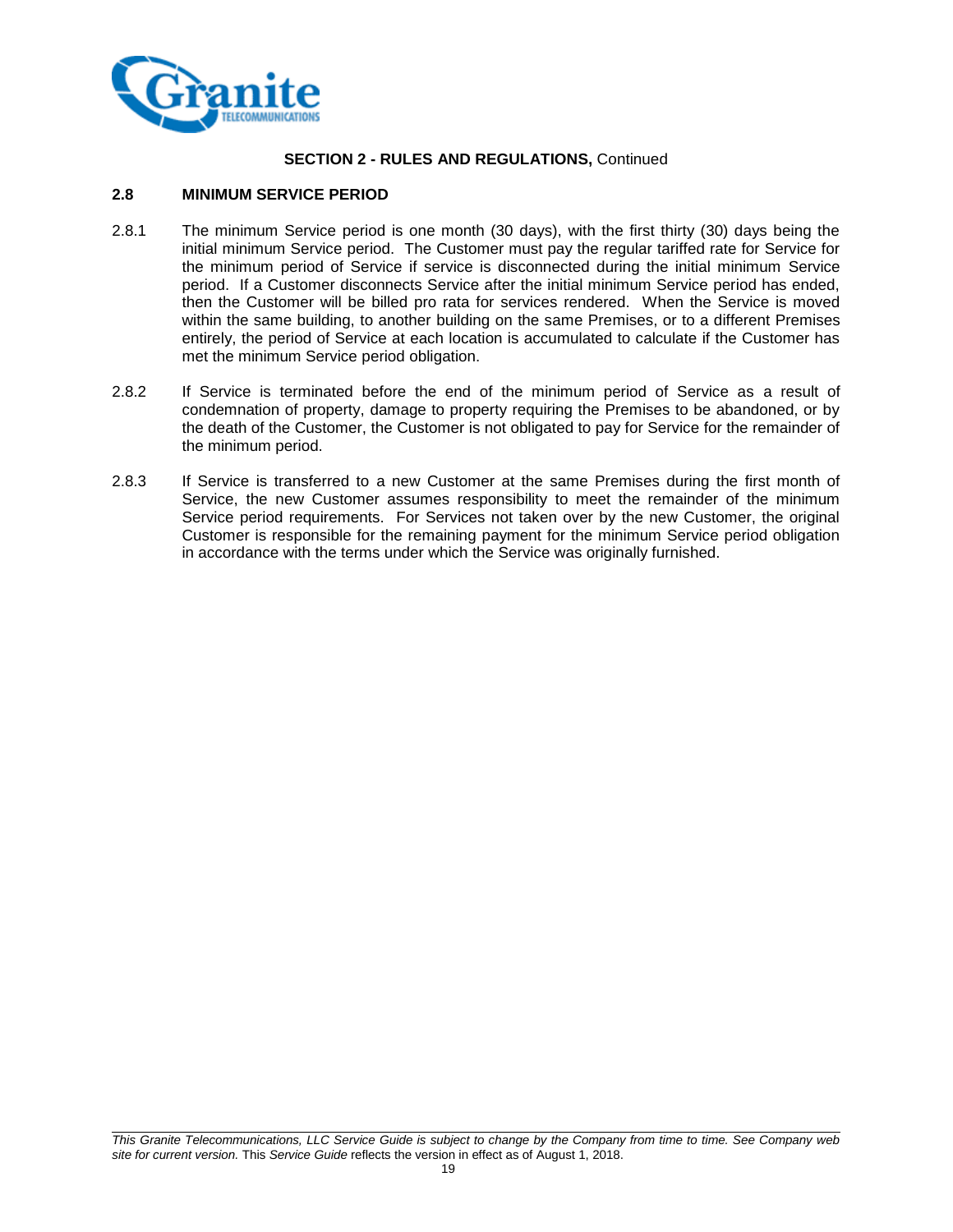**SECTION 2 - RULES AND REGULATIONS,** Continued

## 2.8 MINIMUM SERVICE PERIOD

2.8.1 The minimum Service period is one month (30 days), with the first thirty (30) days being the initial minimum Service period. The Customer must pay the regular tariffed rate for Service for the minimum period of Service if service is disconnected during the initial minimum Service period. If a Customer disconnects Service after the initial minimum Service period has ended, then the Customer will be billed pro rata for services rendered. When the Service is moved within the same building, to another building on the same Premises, or to a different Premises entirely, the period of Service at each location is accumulated to calculate if the Customer has met the minimum Service period obligation.

2.8.2 If Service is terminated before the end of the minimum period of Service as a result of condemnation of property, damage to property requiring the Premises to be abandoned, or by the death of the Customer, the Customer is not obligated to pay for Service for the remainder of the minimum period.

2.8.3 If Service is transferred to a new Customer at the same Premises during the first month of Service, the new Customer assumes responsibility to meet the remainder of the minimum Service period requirements. For Services not taken over by the new Customer, the original Customer is responsible for the remaining payment for the minimum Service period obligation in accordance with the terms under which the Service was originally furnished.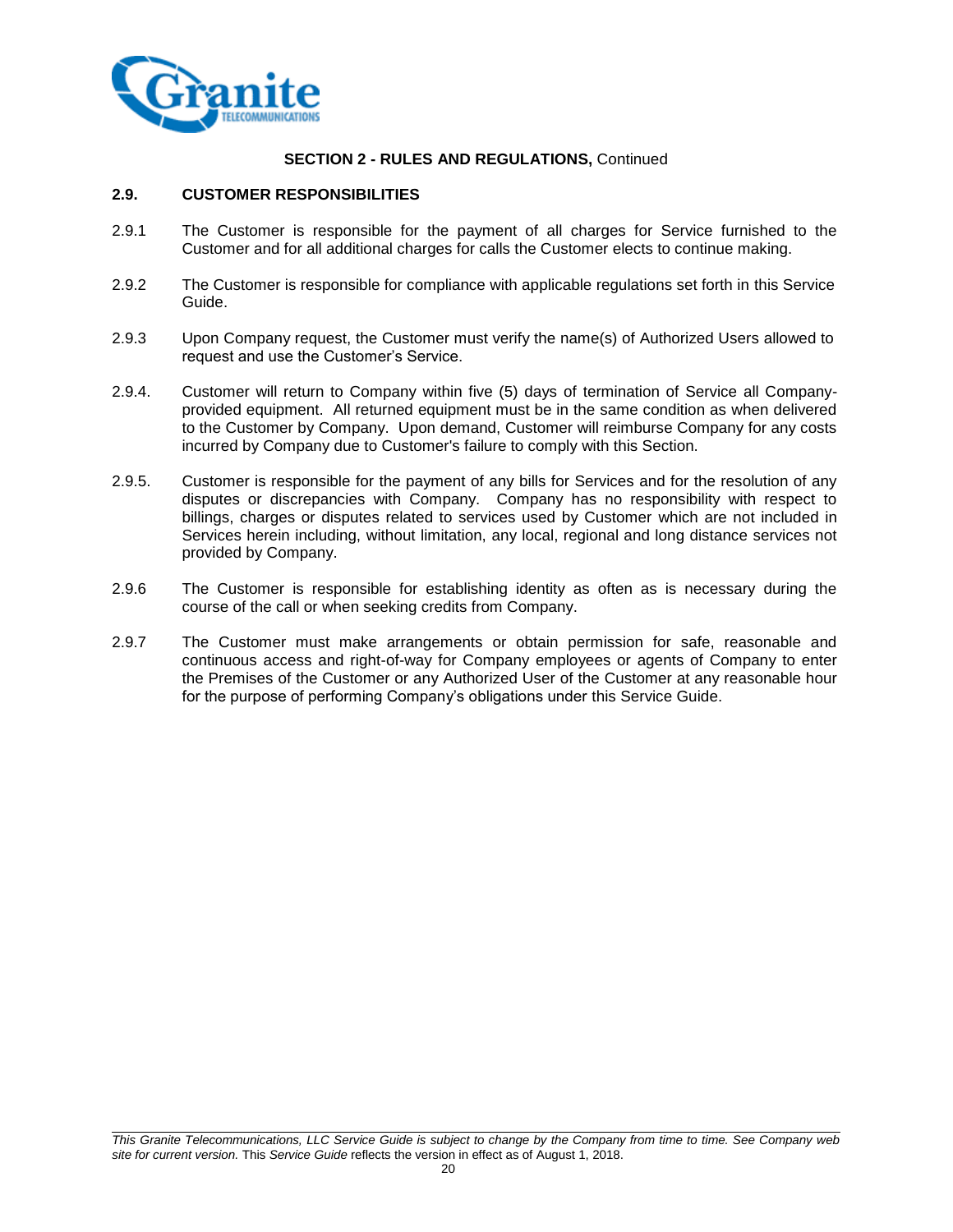**SECTION 2 - RULES AND REGULATIONS,** Continued

## 2.9. CUSTOMER RESPONSIBILITIES

2.9.1 The Customer is responsible for the payment of all charges for Service furnished to the Customer and for all additional charges for calls the Customer elects to continue making.

2.9.2 The Customer is responsible for compliance with applicable regulations set forth in this Service Guide.

2.9.3 Upon Company request, the Customer must verify the name(s) of Authorized Users allowed to request and use the Customer's Service.

2.9.4. Customer will return to Company within five (5) days of termination of Service all Company-provided equipment. All returned equipment must be in the same condition as when delivered to the Customer by Company. Upon demand, Customer will reimburse Company for any costs incurred by Company due to Customer's failure to comply with this Section.

2.9.5. Customer is responsible for the payment of any bills for Services and for the resolution of any disputes or discrepancies with Company. Company has no responsibility with respect to billings, charges or disputes related to services used by Customer which are not included in Services herein including, without limitation, any local, regional and long distance services not provided by Company.

2.9.6 The Customer is responsible for establishing identity as often as is necessary during the course of the call or when seeking credits from Company.

2.9.7 The Customer must make arrangements or obtain permission for safe, reasonable and continuous access and right-of-way for Company employees or agents of Company to enter the Premises of the Customer or any Authorized User of the Customer at any reasonable hour for the purpose of performing Company's obligations under this Service Guide.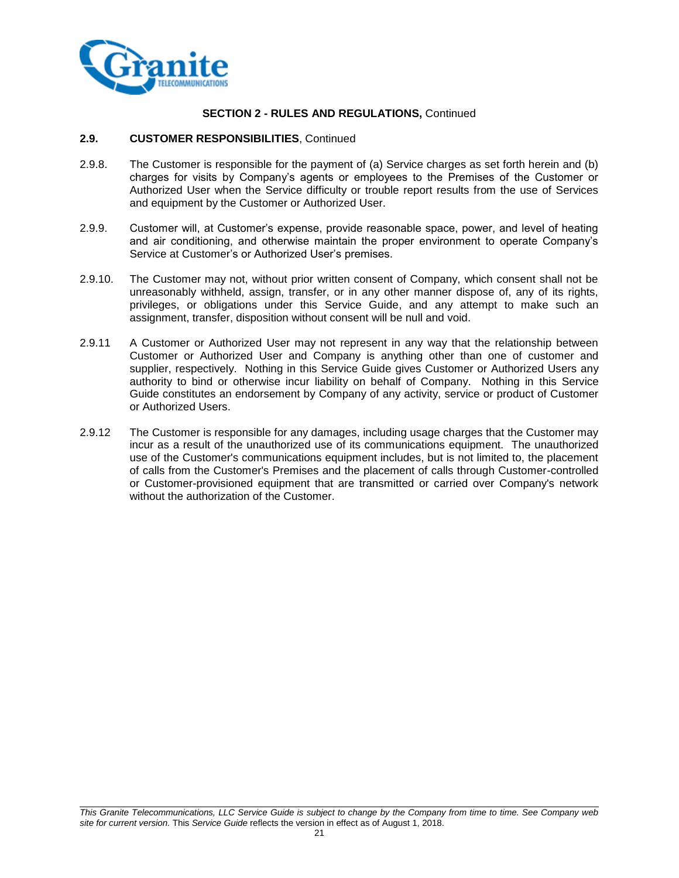**SECTION 2 - RULES AND REGULATIONS,** Continued

**2.9. CUSTOMER RESPONSIBILITIES**, Continued

2.9.8. The Customer is responsible for the payment of (a) Service charges as set forth herein and (b) charges for visits by Company's agents or employees to the Premises of the Customer or Authorized User when the Service difficulty or trouble report results from the use of Services and equipment by the Customer or Authorized User.

2.9.9. Customer will, at Customer's expense, provide reasonable space, power, and level of heating and air conditioning, and otherwise maintain the proper environment to operate Company's Service at Customer's or Authorized User's premises.

2.9.10. The Customer may not, without prior written consent of Company, which consent shall not be unreasonably withheld, assign, transfer, or in any other manner dispose of, any of its rights, privileges, or obligations under this Service Guide, and any attempt to make such an assignment, transfer, disposition without consent will be null and void.

2.9.11 A Customer or Authorized User may not represent in any way that the relationship between Customer or Authorized User and Company is anything other than one of customer and supplier, respectively. Nothing in this Service Guide gives Customer or Authorized Users any authority to bind or otherwise incur liability on behalf of Company. Nothing in this Service Guide constitutes an endorsement by Company of any activity, service or product of Customer or Authorized Users.

2.9.12 The Customer is responsible for any damages, including usage charges that the Customer may incur as a result of the unauthorized use of its communications equipment. The unauthorized use of the Customer's communications equipment includes, but is not limited to, the placement of calls from the Customer's Premises and the placement of calls through Customer-controlled or Customer-provisioned equipment that are transmitted or carried over Company's network without the authorization of the Customer.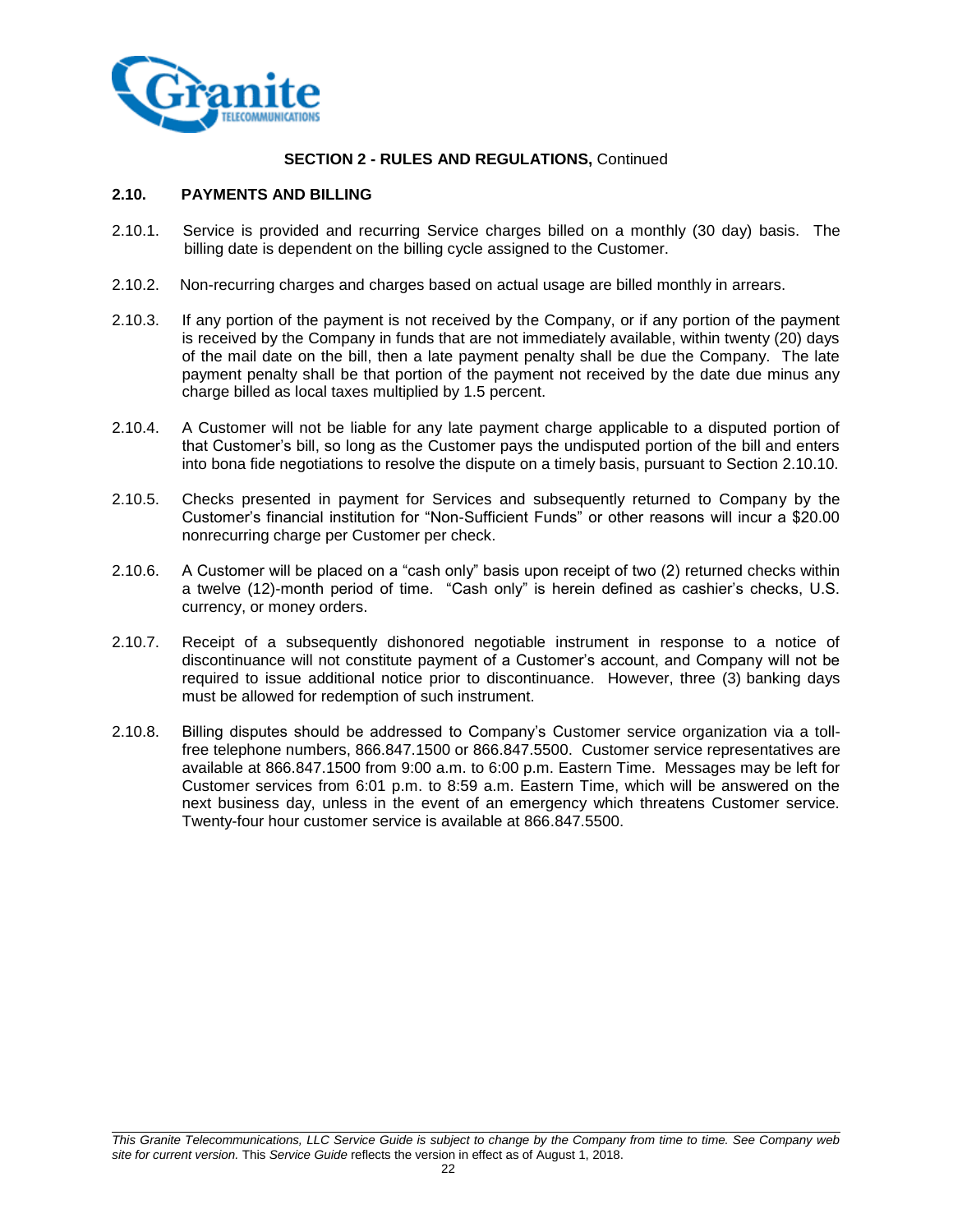**SECTION 2 - RULES AND REGULATIONS,** Continued

## 2.10. PAYMENTS AND BILLING

2.10.1. Service is provided and recurring Service charges billed on a monthly (30 day) basis. The billing date is dependent on the billing cycle assigned to the Customer.

2.10.2. Non-recurring charges and charges based on actual usage are billed monthly in arrears.

2.10.3. If any portion of the payment is not received by the Company, or if any portion of the payment is received by the Company in funds that are not immediately available, within twenty (20) days of the mail date on the bill, then a late payment penalty shall be due the Company. The late payment penalty shall be that portion of the payment not received by the date due minus any charge billed as local taxes multiplied by 1.5 percent.

2.10.4. A Customer will not be liable for any late payment charge applicable to a disputed portion of that Customer's bill, so long as the Customer pays the undisputed portion of the bill and enters into bona fide negotiations to resolve the dispute on a timely basis, pursuant to Section 2.10.10.

2.10.5. Checks presented in payment for Services and subsequently returned to Company by the Customer's financial institution for "Non-Sufficient Funds" or other reasons will incur a $20.00 nonrecurring charge per Customer per check.

2.10.6. A Customer will be placed on a "cash only" basis upon receipt of two (2) returned checks within a twelve (12)-month period of time. "Cash only" is herein defined as cashier's checks, U.S. currency, or money orders.

2.10.7. Receipt of a subsequently dishonored negotiable instrument in response to a notice of discontinuance will not constitute payment of a Customer's account, and Company will not be required to issue additional notice prior to discontinuance. However, three (3) banking days must be allowed for redemption of such instrument.

2.10.8. Billing disputes should be addressed to Company's Customer service organization via a toll-free telephone numbers, 866.847.1500 or 866.847.5500. Customer service representatives are available at 866.847.1500 from 9:00 a.m. to 6:00 p.m. Eastern Time. Messages may be left for Customer services from 6:01 p.m. to 8:59 a.m. Eastern Time, which will be answered on the next business day, unless in the event of an emergency which threatens Customer service. Twenty-four hour customer service is available at 866.847.5500.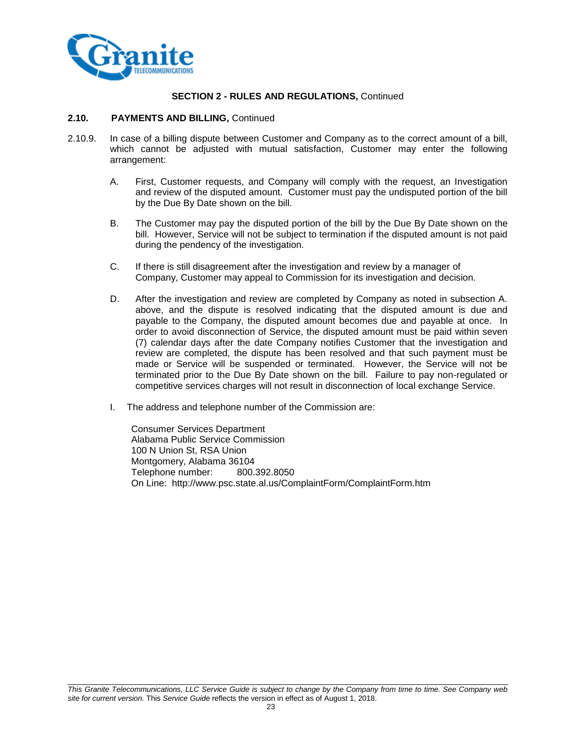**SECTION 2 - RULES AND REGULATIONS,** Continued

**2.10. PAYMENTS AND BILLING,** Continued

2.10.9. In case of a billing dispute between Customer and Company as to the correct amount of a bill, which cannot be adjusted with mutual satisfaction, Customer may enter the following arrangement:

A. First, Customer requests, and Company will comply with the request, an Investigation and review of the disputed amount. Customer must pay the undisputed portion of the bill by the Due By Date shown on the bill.

B. The Customer may pay the disputed portion of the bill by the Due By Date shown on the bill. However, Service will not be subject to termination if the disputed amount is not paid during the pendency of the investigation.

C. If there is still disagreement after the investigation and review by a manager of Company, Customer may appeal to Commission for its investigation and decision.

D. After the investigation and review are completed by Company as noted in subsection A. above, and the dispute is resolved indicating that the disputed amount is due and payable to the Company, the disputed amount becomes due and payable at once. In order to avoid disconnection of Service, the disputed amount must be paid within seven (7) calendar days after the date Company notifies Customer that the investigation and review are completed, the dispute has been resolved and that such payment must be made or Service will be suspended or terminated. However, the Service will not be terminated prior to the Due By Date shown on the bill. Failure to pay non-regulated or competitive services charges will not result in disconnection of local exchange Service.

I. The address and telephone number of the Commission are:

Consumer Services Department
Alabama Public Service Commission
100 N Union St, RSA Union
Montgomery, Alabama 36104
Telephone number: 800.392.8050
On Line: http://www.psc.state.al.us/ComplaintForm/ComplaintForm.htm

*This Granite Telecommunications, LLC Service Guide is subject to change by the Company from time to time. See Company web site for current version.* This *Service Guide* reflects the version in effect as of August 1, 2018.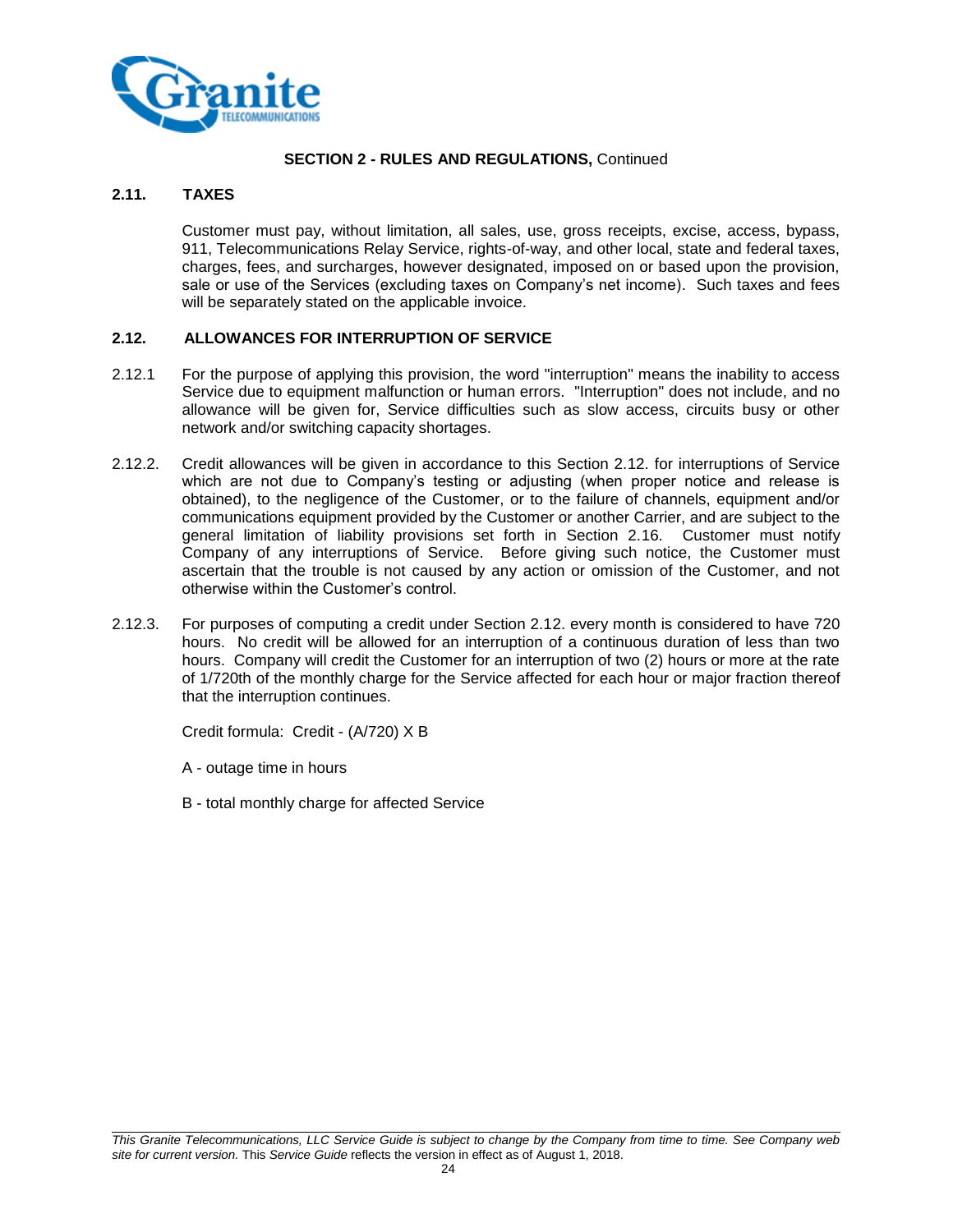**SECTION 2 - RULES AND REGULATIONS,** Continued

## 2.11. TAXES

Customer must pay, without limitation, all sales, use, gross receipts, excise, access, bypass, 911, Telecommunications Relay Service, rights-of-way, and other local, state and federal taxes, charges, fees, and surcharges, however designated, imposed on or based upon the provision, sale or use of the Services (excluding taxes on Company's net income). Such taxes and fees will be separately stated on the applicable invoice.

## 2.12. ALLOWANCES FOR INTERRUPTION OF SERVICE

2.12.1 For the purpose of applying this provision, the word "interruption" means the inability to access Service due to equipment malfunction or human errors. "Interruption" does not include, and no allowance will be given for, Service difficulties such as slow access, circuits busy or other network and/or switching capacity shortages.

2.12.2. Credit allowances will be given in accordance to this Section 2.12. for interruptions of Service which are not due to Company's testing or adjusting (when proper notice and release is obtained), to the negligence of the Customer, or to the failure of channels, equipment and/or communications equipment provided by the Customer or another Carrier, and are subject to the general limitation of liability provisions set forth in Section 2.16. Customer must notify Company of any interruptions of Service. Before giving such notice, the Customer must ascertain that the trouble is not caused by any action or omission of the Customer, and not otherwise within the Customer's control.

2.12.3. For purposes of computing a credit under Section 2.12. every month is considered to have 720 hours. No credit will be allowed for an interruption of a continuous duration of less than two hours. Company will credit the Customer for an interruption of two (2) hours or more at the rate of 1/720th of the monthly charge for the Service affected for each hour or major fraction thereof that the interruption continues.

Credit formula: Credit - (A/720) X B

A - outage time in hours

B - total monthly charge for affected Service

*This Granite Telecommunications, LLC Service Guide is subject to change by the Company from time to time. See Company web site for current version.* This *Service Guide* reflects the version in effect as of August 1, 2018.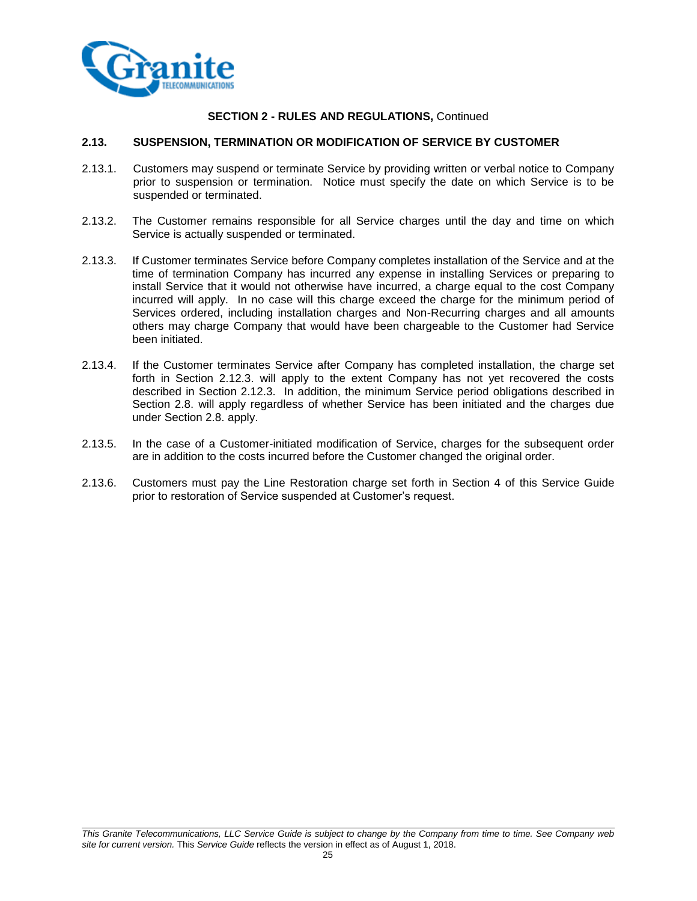**SECTION 2 - RULES AND REGULATIONS,** Continued

## 2.13. SUSPENSION, TERMINATION OR MODIFICATION OF SERVICE BY CUSTOMER

2.13.1. Customers may suspend or terminate Service by providing written or verbal notice to Company prior to suspension or termination. Notice must specify the date on which Service is to be suspended or terminated.

2.13.2. The Customer remains responsible for all Service charges until the day and time on which Service is actually suspended or terminated.

2.13.3. If Customer terminates Service before Company completes installation of the Service and at the time of termination Company has incurred any expense in installing Services or preparing to install Service that it would not otherwise have incurred, a charge equal to the cost Company incurred will apply. In no case will this charge exceed the charge for the minimum period of Services ordered, including installation charges and Non-Recurring charges and all amounts others may charge Company that would have been chargeable to the Customer had Service been initiated.

2.13.4. If the Customer terminates Service after Company has completed installation, the charge set forth in Section 2.12.3. will apply to the extent Company has not yet recovered the costs described in Section 2.12.3. In addition, the minimum Service period obligations described in Section 2.8. will apply regardless of whether Service has been initiated and the charges due under Section 2.8. apply.

2.13.5. In the case of a Customer-initiated modification of Service, charges for the subsequent order are in addition to the costs incurred before the Customer changed the original order.

2.13.6. Customers must pay the Line Restoration charge set forth in Section 4 of this Service Guide prior to restoration of Service suspended at Customer's request.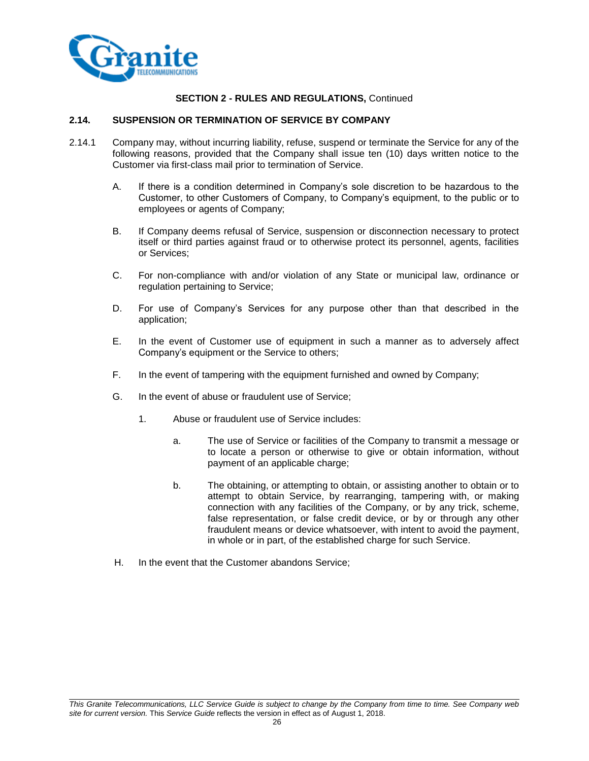**SECTION 2 - RULES AND REGULATIONS,** Continued

## 2.14. SUSPENSION OR TERMINATION OF SERVICE BY COMPANY

2.14.1 Company may, without incurring liability, refuse, suspend or terminate the Service for any of the following reasons, provided that the Company shall issue ten (10) days written notice to the Customer via first-class mail prior to termination of Service.

A. If there is a condition determined in Company's sole discretion to be hazardous to the Customer, to other Customers of Company, to Company's equipment, to the public or to employees or agents of Company;

B. If Company deems refusal of Service, suspension or disconnection necessary to protect itself or third parties against fraud or to otherwise protect its personnel, agents, facilities or Services;

C. For non-compliance with and/or violation of any State or municipal law, ordinance or regulation pertaining to Service;

D. For use of Company's Services for any purpose other than that described in the application;

E. In the event of Customer use of equipment in such a manner as to adversely affect Company's equipment or the Service to others;

F. In the event of tampering with the equipment furnished and owned by Company;

G. In the event of abuse or fraudulent use of Service;

1. Abuse or fraudulent use of Service includes:

a. The use of Service or facilities of the Company to transmit a message or to locate a person or otherwise to give or obtain information, without payment of an applicable charge;

b. The obtaining, or attempting to obtain, or assisting another to obtain or to attempt to obtain Service, by rearranging, tampering with, or making connection with any facilities of the Company, or by any trick, scheme, false representation, or false credit device, or by or through any other fraudulent means or device whatsoever, with intent to avoid the payment, in whole or in part, of the established charge for such Service.

H. In the event that the Customer abandons Service;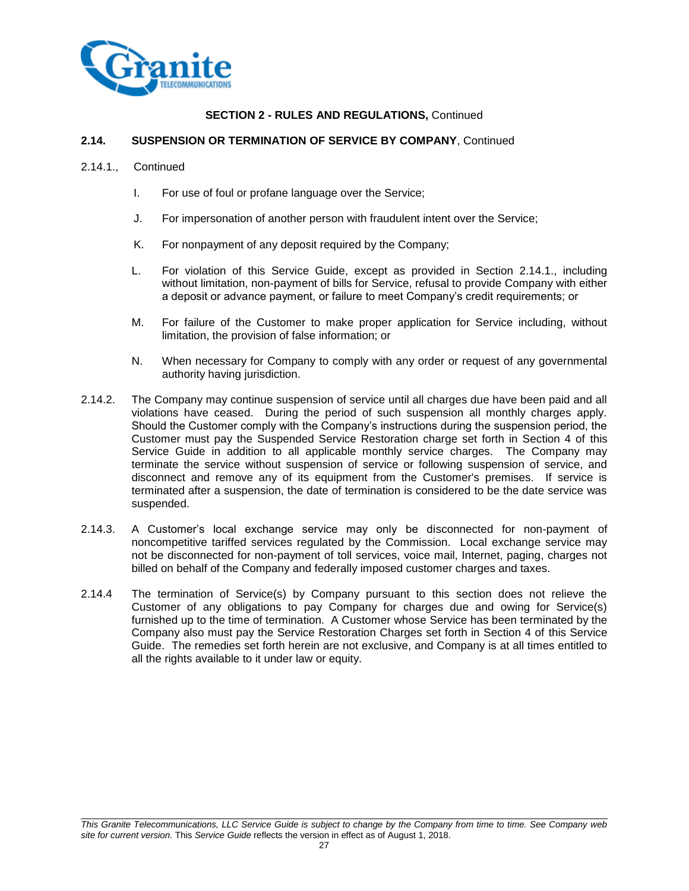**SECTION 2 - RULES AND REGULATIONS,** Continued

**2.14. SUSPENSION OR TERMINATION OF SERVICE BY COMPANY**, Continued

2.14.1., Continued

I. For use of foul or profane language over the Service;

J. For impersonation of another person with fraudulent intent over the Service;

K. For nonpayment of any deposit required by the Company;

L. For violation of this Service Guide, except as provided in Section 2.14.1., including without limitation, non-payment of bills for Service, refusal to provide Company with either a deposit or advance payment, or failure to meet Company's credit requirements; or

M. For failure of the Customer to make proper application for Service including, without limitation, the provision of false information; or

N. When necessary for Company to comply with any order or request of any governmental authority having jurisdiction.

2.14.2. The Company may continue suspension of service until all charges due have been paid and all violations have ceased. During the period of such suspension all monthly charges apply. Should the Customer comply with the Company's instructions during the suspension period, the Customer must pay the Suspended Service Restoration charge set forth in Section 4 of this Service Guide in addition to all applicable monthly service charges. The Company may terminate the service without suspension of service or following suspension of service, and disconnect and remove any of its equipment from the Customer's premises. If service is terminated after a suspension, the date of termination is considered to be the date service was suspended.

2.14.3. A Customer's local exchange service may only be disconnected for non-payment of noncompetitive tariffed services regulated by the Commission. Local exchange service may not be disconnected for non-payment of toll services, voice mail, Internet, paging, charges not billed on behalf of the Company and federally imposed customer charges and taxes.

2.14.4 The termination of Service(s) by Company pursuant to this section does not relieve the Customer of any obligations to pay Company for charges due and owing for Service(s) furnished up to the time of termination. A Customer whose Service has been terminated by the Company also must pay the Service Restoration Charges set forth in Section 4 of this Service Guide. The remedies set forth herein are not exclusive, and Company is at all times entitled to all the rights available to it under law or equity.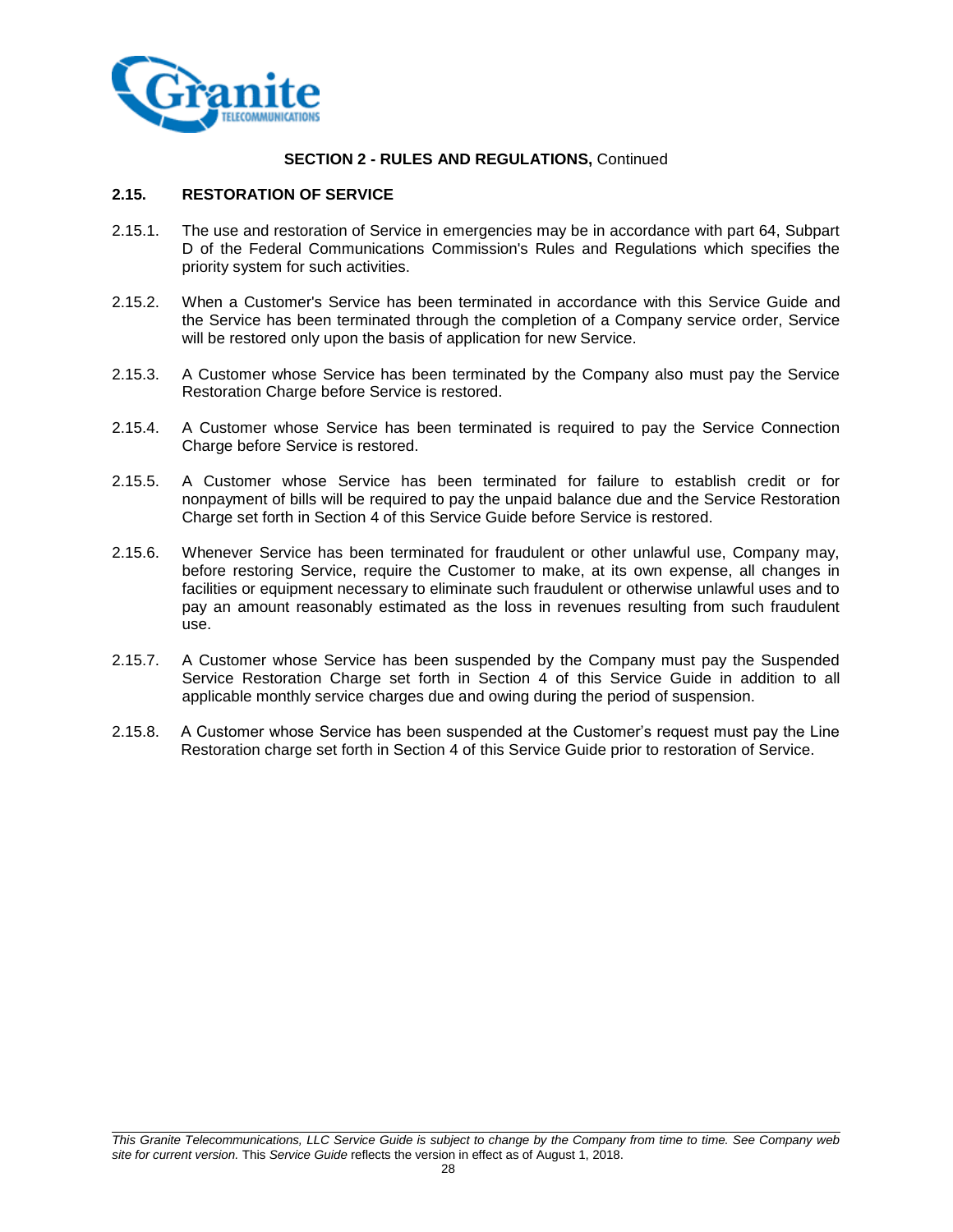**SECTION 2 - RULES AND REGULATIONS,** Continued

## 2.15. RESTORATION OF SERVICE

2.15.1. The use and restoration of Service in emergencies may be in accordance with part 64, Subpart D of the Federal Communications Commission's Rules and Regulations which specifies the priority system for such activities.

2.15.2. When a Customer's Service has been terminated in accordance with this Service Guide and the Service has been terminated through the completion of a Company service order, Service will be restored only upon the basis of application for new Service.

2.15.3. A Customer whose Service has been terminated by the Company also must pay the Service Restoration Charge before Service is restored.

2.15.4. A Customer whose Service has been terminated is required to pay the Service Connection Charge before Service is restored.

2.15.5. A Customer whose Service has been terminated for failure to establish credit or for nonpayment of bills will be required to pay the unpaid balance due and the Service Restoration Charge set forth in Section 4 of this Service Guide before Service is restored.

2.15.6. Whenever Service has been terminated for fraudulent or other unlawful use, Company may, before restoring Service, require the Customer to make, at its own expense, all changes in facilities or equipment necessary to eliminate such fraudulent or otherwise unlawful uses and to pay an amount reasonably estimated as the loss in revenues resulting from such fraudulent use.

2.15.7. A Customer whose Service has been suspended by the Company must pay the Suspended Service Restoration Charge set forth in Section 4 of this Service Guide in addition to all applicable monthly service charges due and owing during the period of suspension.

2.15.8. A Customer whose Service has been suspended at the Customer's request must pay the Line Restoration charge set forth in Section 4 of this Service Guide prior to restoration of Service.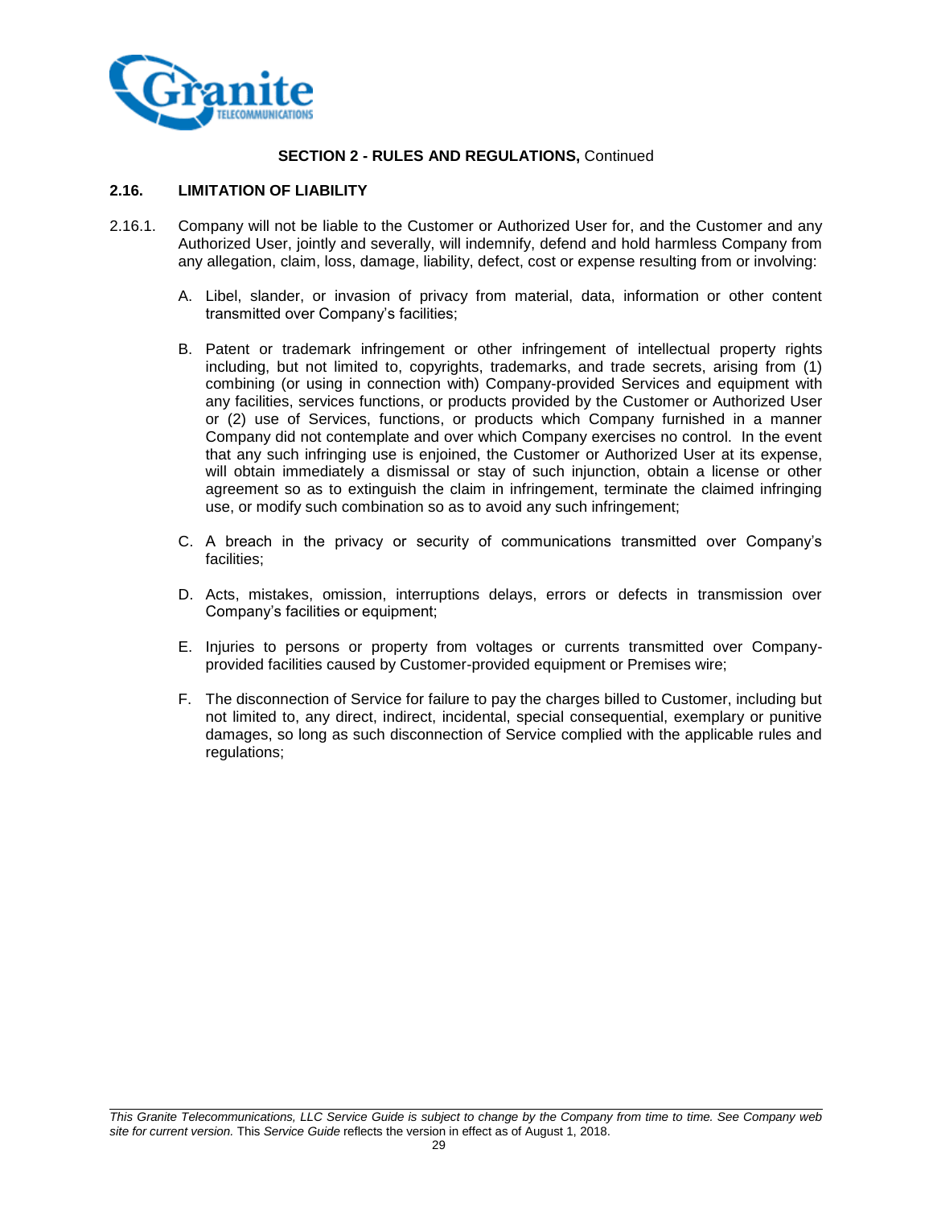**SECTION 2 - RULES AND REGULATIONS,** Continued

## 2.16. LIMITATION OF LIABILITY

2.16.1. Company will not be liable to the Customer or Authorized User for, and the Customer and any Authorized User, jointly and severally, will indemnify, defend and hold harmless Company from any allegation, claim, loss, damage, liability, defect, cost or expense resulting from or involving:

A. Libel, slander, or invasion of privacy from material, data, information or other content transmitted over Company's facilities;

B. Patent or trademark infringement or other infringement of intellectual property rights including, but not limited to, copyrights, trademarks, and trade secrets, arising from (1) combining (or using in connection with) Company-provided Services and equipment with any facilities, services functions, or products provided by the Customer or Authorized User or (2) use of Services, functions, or products which Company furnished in a manner Company did not contemplate and over which Company exercises no control. In the event that any such infringing use is enjoined, the Customer or Authorized User at its expense, will obtain immediately a dismissal or stay of such injunction, obtain a license or other agreement so as to extinguish the claim in infringement, terminate the claimed infringing use, or modify such combination so as to avoid any such infringement;

C. A breach in the privacy or security of communications transmitted over Company's facilities;

D. Acts, mistakes, omission, interruptions delays, errors or defects in transmission over Company's facilities or equipment;

E. Injuries to persons or property from voltages or currents transmitted over Company-provided facilities caused by Customer-provided equipment or Premises wire;

F. The disconnection of Service for failure to pay the charges billed to Customer, including but not limited to, any direct, indirect, incidental, special consequential, exemplary or punitive damages, so long as such disconnection of Service complied with the applicable rules and regulations;

*This Granite Telecommunications, LLC Service Guide is subject to change by the Company from time to time. See Company web site for current version.* This *Service Guide* reflects the version in effect as of August 1, 2018.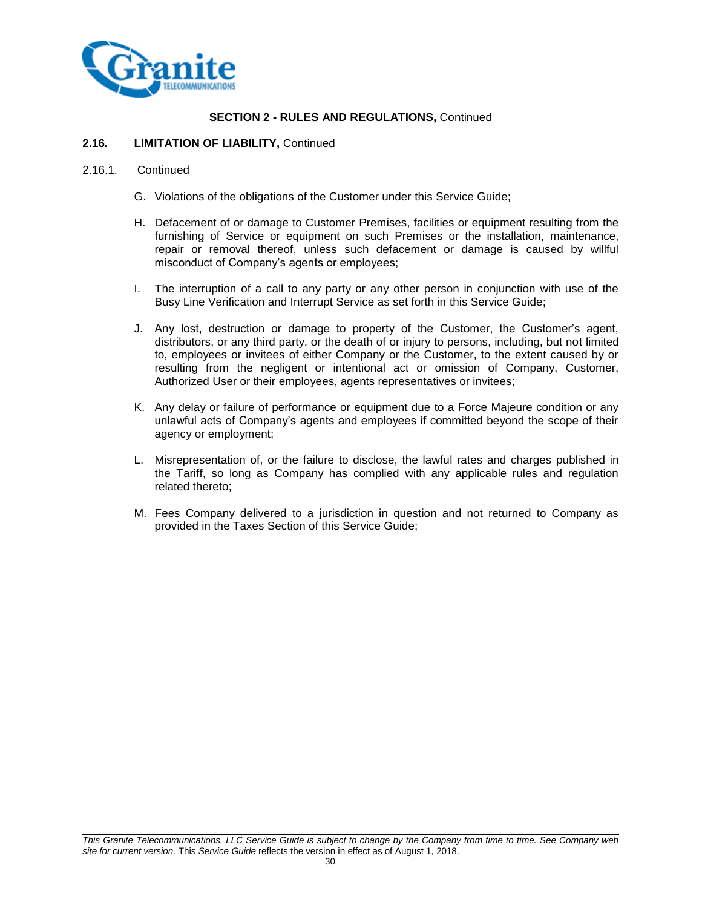**SECTION 2 - RULES AND REGULATIONS,** Continued

**2.16. LIMITATION OF LIABILITY,** Continued

2.16.1. Continued

G. Violations of the obligations of the Customer under this Service Guide;

H. Defacement of or damage to Customer Premises, facilities or equipment resulting from the furnishing of Service or equipment on such Premises or the installation, maintenance, repair or removal thereof, unless such defacement or damage is caused by willful misconduct of Company's agents or employees;

I. The interruption of a call to any party or any other person in conjunction with use of the Busy Line Verification and Interrupt Service as set forth in this Service Guide;

J. Any lost, destruction or damage to property of the Customer, the Customer's agent, distributors, or any third party, or the death of or injury to persons, including, but not limited to, employees or invitees of either Company or the Customer, to the extent caused by or resulting from the negligent or intentional act or omission of Company, Customer, Authorized User or their employees, agents representatives or invitees;

K. Any delay or failure of performance or equipment due to a Force Majeure condition or any unlawful acts of Company's agents and employees if committed beyond the scope of their agency or employment;

L. Misrepresentation of, or the failure to disclose, the lawful rates and charges published in the Tariff, so long as Company has complied with any applicable rules and regulation related thereto;

M. Fees Company delivered to a jurisdiction in question and not returned to Company as provided in the Taxes Section of this Service Guide;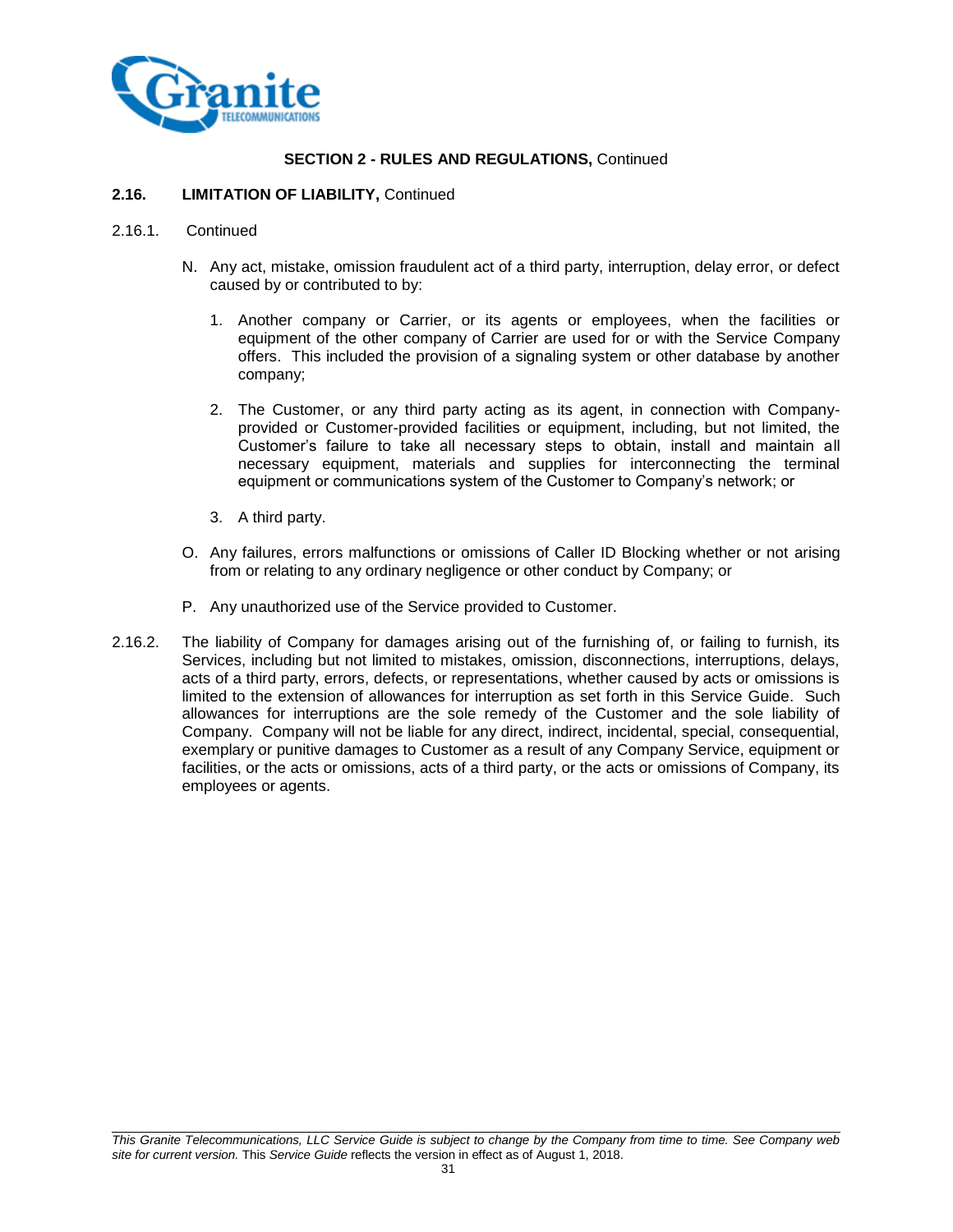**SECTION 2 - RULES AND REGULATIONS,** Continued

**2.16. LIMITATION OF LIABILITY,** Continued

2.16.1. Continued

N. Any act, mistake, omission fraudulent act of a third party, interruption, delay error, or defect caused by or contributed to by:

1. Another company or Carrier, or its agents or employees, when the facilities or equipment of the other company of Carrier are used for or with the Service Company offers. This included the provision of a signaling system or other database by another company;

2. The Customer, or any third party acting as its agent, in connection with Company-provided or Customer-provided facilities or equipment, including, but not limited, the Customer's failure to take all necessary steps to obtain, install and maintain all necessary equipment, materials and supplies for interconnecting the terminal equipment or communications system of the Customer to Company's network; or

3. A third party.

O. Any failures, errors malfunctions or omissions of Caller ID Blocking whether or not arising from or relating to any ordinary negligence or other conduct by Company; or

P. Any unauthorized use of the Service provided to Customer.

2.16.2. The liability of Company for damages arising out of the furnishing of, or failing to furnish, its Services, including but not limited to mistakes, omission, disconnections, interruptions, delays, acts of a third party, errors, defects, or representations, whether caused by acts or omissions is limited to the extension of allowances for interruption as set forth in this Service Guide. Such allowances for interruptions are the sole remedy of the Customer and the sole liability of Company. Company will not be liable for any direct, indirect, incidental, special, consequential, exemplary or punitive damages to Customer as a result of any Company Service, equipment or facilities, or the acts or omissions, acts of a third party, or the acts or omissions of Company, its employees or agents.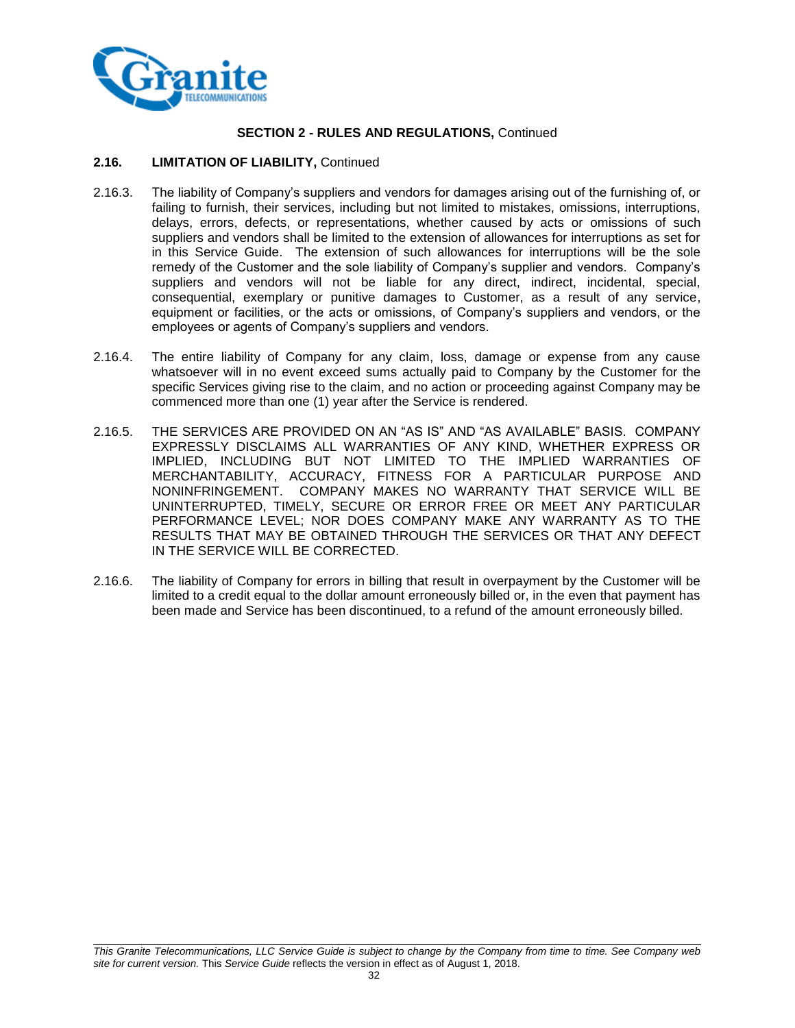**SECTION 2 - RULES AND REGULATIONS,** Continued

**2.16. LIMITATION OF LIABILITY,** Continued

2.16.3. The liability of Company's suppliers and vendors for damages arising out of the furnishing of, or failing to furnish, their services, including but not limited to mistakes, omissions, interruptions, delays, errors, defects, or representations, whether caused by acts or omissions of such suppliers and vendors shall be limited to the extension of allowances for interruptions as set for in this Service Guide. The extension of such allowances for interruptions will be the sole remedy of the Customer and the sole liability of Company's supplier and vendors. Company's suppliers and vendors will not be liable for any direct, indirect, incidental, special, consequential, exemplary or punitive damages to Customer, as a result of any service, equipment or facilities, or the acts or omissions, of Company's suppliers and vendors, or the employees or agents of Company's suppliers and vendors.

2.16.4. The entire liability of Company for any claim, loss, damage or expense from any cause whatsoever will in no event exceed sums actually paid to Company by the Customer for the specific Services giving rise to the claim, and no action or proceeding against Company may be commenced more than one (1) year after the Service is rendered.

2.16.5. THE SERVICES ARE PROVIDED ON AN "AS IS" AND "AS AVAILABLE" BASIS. COMPANY EXPRESSLY DISCLAIMS ALL WARRANTIES OF ANY KIND, WHETHER EXPRESS OR IMPLIED, INCLUDING BUT NOT LIMITED TO THE IMPLIED WARRANTIES OF MERCHANTABILITY, ACCURACY, FITNESS FOR A PARTICULAR PURPOSE AND NONINFRINGEMENT. COMPANY MAKES NO WARRANTY THAT SERVICE WILL BE UNINTERRUPTED, TIMELY, SECURE OR ERROR FREE OR MEET ANY PARTICULAR PERFORMANCE LEVEL; NOR DOES COMPANY MAKE ANY WARRANTY AS TO THE RESULTS THAT MAY BE OBTAINED THROUGH THE SERVICES OR THAT ANY DEFECT IN THE SERVICE WILL BE CORRECTED.

2.16.6. The liability of Company for errors in billing that result in overpayment by the Customer will be limited to a credit equal to the dollar amount erroneously billed or, in the even that payment has been made and Service has been discontinued, to a refund of the amount erroneously billed.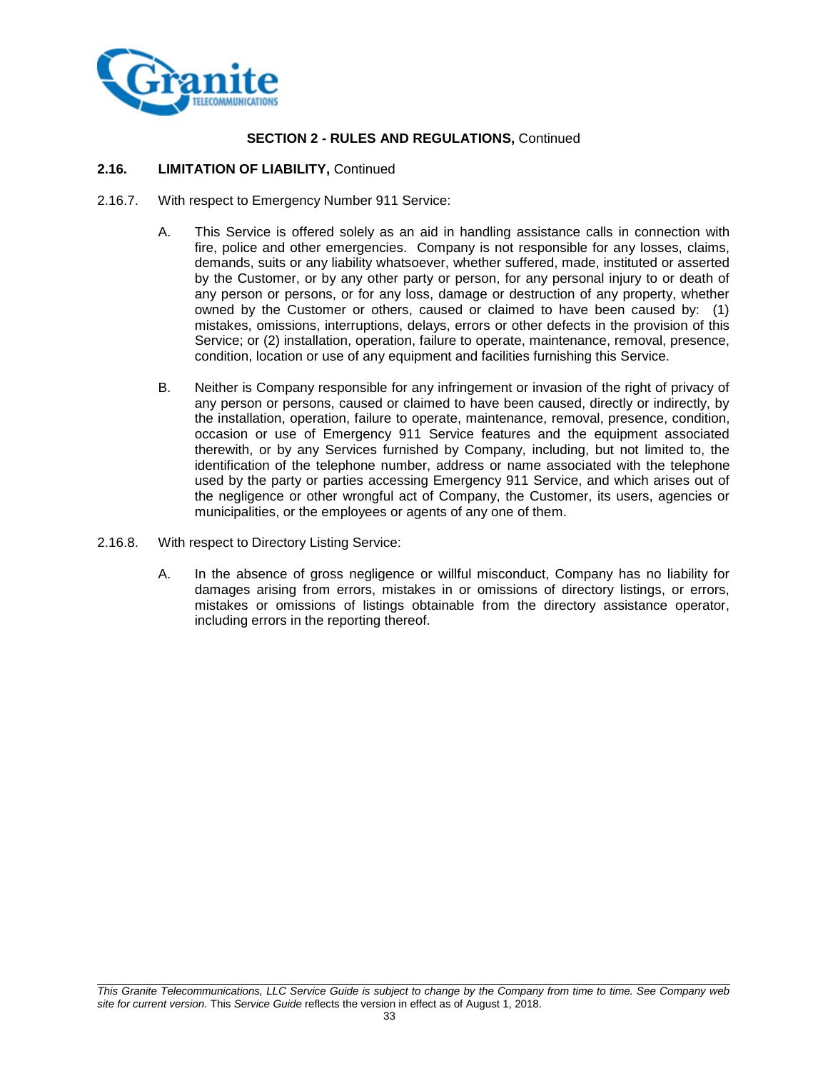**SECTION 2 - RULES AND REGULATIONS,** Continued

**2.16. LIMITATION OF LIABILITY,** Continued

2.16.7. With respect to Emergency Number 911 Service:

A. This Service is offered solely as an aid in handling assistance calls in connection with fire, police and other emergencies. Company is not responsible for any losses, claims, demands, suits or any liability whatsoever, whether suffered, made, instituted or asserted by the Customer, or by any other party or person, for any personal injury to or death of any person or persons, or for any loss, damage or destruction of any property, whether owned by the Customer or others, caused or claimed to have been caused by: (1) mistakes, omissions, interruptions, delays, errors or other defects in the provision of this Service; or (2) installation, operation, failure to operate, maintenance, removal, presence, condition, location or use of any equipment and facilities furnishing this Service.

B. Neither is Company responsible for any infringement or invasion of the right of privacy of any person or persons, caused or claimed to have been caused, directly or indirectly, by the installation, operation, failure to operate, maintenance, removal, presence, condition, occasion or use of Emergency 911 Service features and the equipment associated therewith, or by any Services furnished by Company, including, but not limited to, the identification of the telephone number, address or name associated with the telephone used by the party or parties accessing Emergency 911 Service, and which arises out of the negligence or other wrongful act of Company, the Customer, its users, agencies or municipalities, or the employees or agents of any one of them.

2.16.8. With respect to Directory Listing Service:

A. In the absence of gross negligence or willful misconduct, Company has no liability for damages arising from errors, mistakes in or omissions of directory listings, or errors, mistakes or omissions of listings obtainable from the directory assistance operator, including errors in the reporting thereof.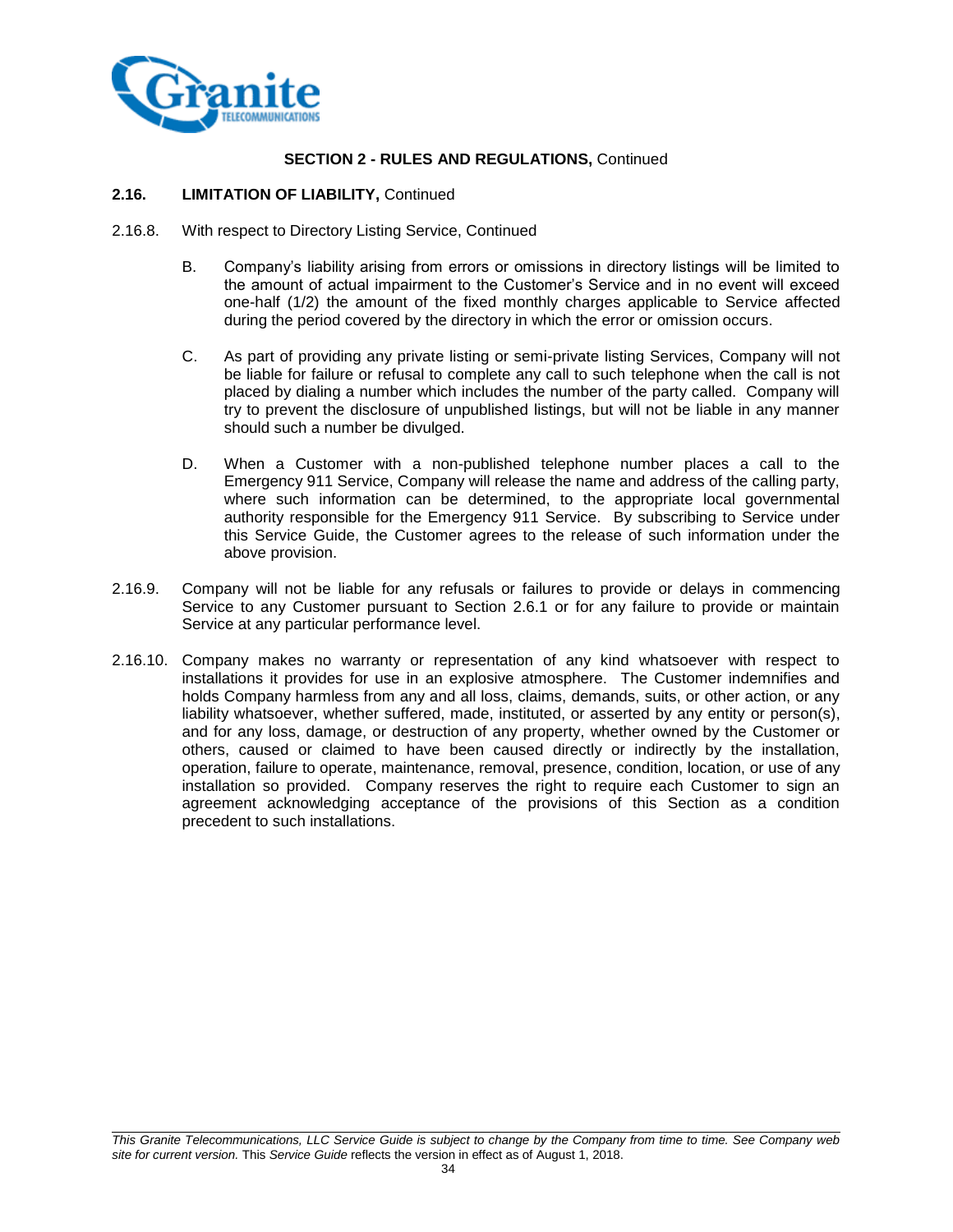**SECTION 2 - RULES AND REGULATIONS,** Continued

**2.16. LIMITATION OF LIABILITY,** Continued

2.16.8. With respect to Directory Listing Service, Continued

B. Company's liability arising from errors or omissions in directory listings will be limited to the amount of actual impairment to the Customer's Service and in no event will exceed one-half (1/2) the amount of the fixed monthly charges applicable to Service affected during the period covered by the directory in which the error or omission occurs.

C. As part of providing any private listing or semi-private listing Services, Company will not be liable for failure or refusal to complete any call to such telephone when the call is not placed by dialing a number which includes the number of the party called. Company will try to prevent the disclosure of unpublished listings, but will not be liable in any manner should such a number be divulged.

D. When a Customer with a non-published telephone number places a call to the Emergency 911 Service, Company will release the name and address of the calling party, where such information can be determined, to the appropriate local governmental authority responsible for the Emergency 911 Service. By subscribing to Service under this Service Guide, the Customer agrees to the release of such information under the above provision.

2.16.9. Company will not be liable for any refusals or failures to provide or delays in commencing Service to any Customer pursuant to Section 2.6.1 or for any failure to provide or maintain Service at any particular performance level.

2.16.10. Company makes no warranty or representation of any kind whatsoever with respect to installations it provides for use in an explosive atmosphere. The Customer indemnifies and holds Company harmless from any and all loss, claims, demands, suits, or other action, or any liability whatsoever, whether suffered, made, instituted, or asserted by any entity or person(s), and for any loss, damage, or destruction of any property, whether owned by the Customer or others, caused or claimed to have been caused directly or indirectly by the installation, operation, failure to operate, maintenance, removal, presence, condition, location, or use of any installation so provided. Company reserves the right to require each Customer to sign an agreement acknowledging acceptance of the provisions of this Section as a condition precedent to such installations.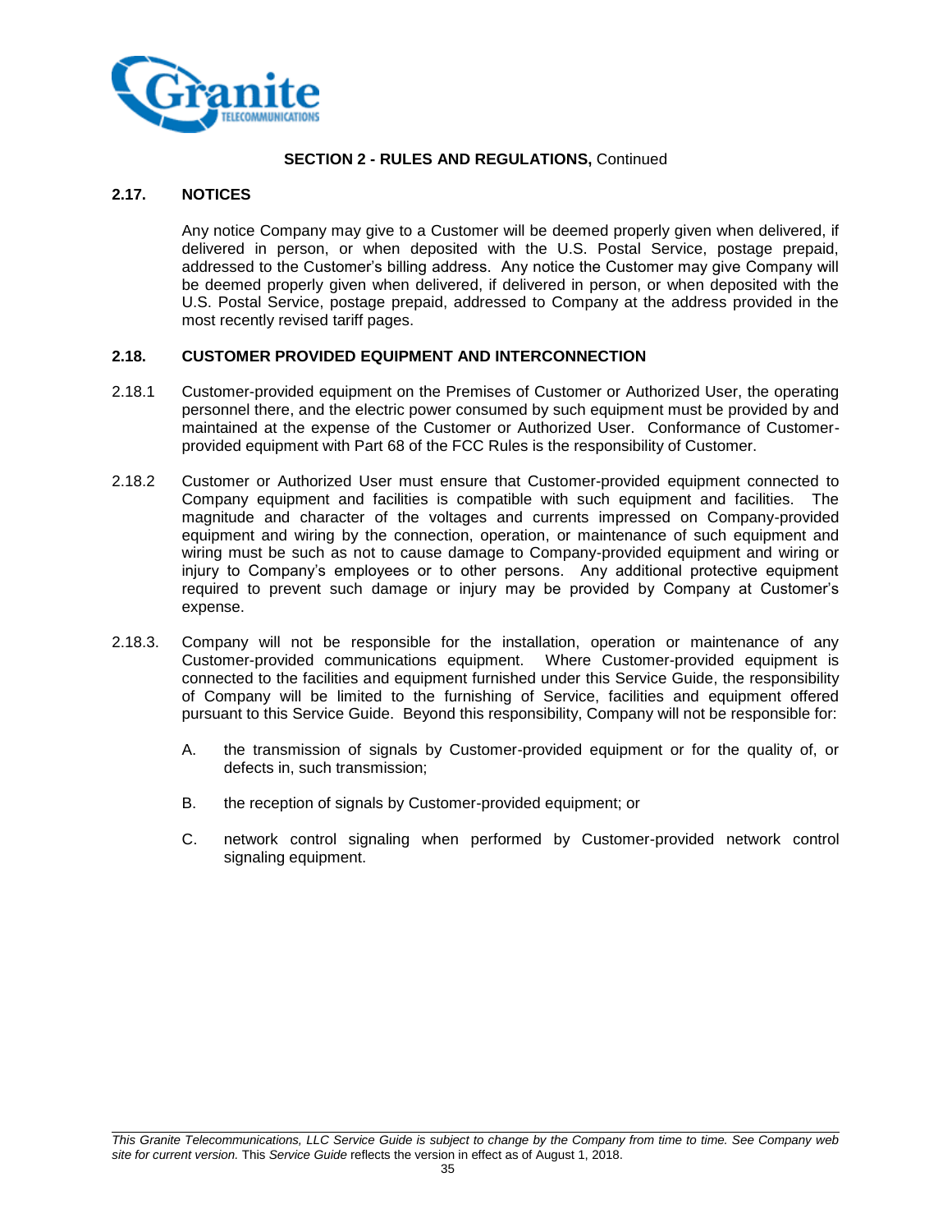**SECTION 2 - RULES AND REGULATIONS,** Continued

## 2.17. NOTICES

Any notice Company may give to a Customer will be deemed properly given when delivered, if delivered in person, or when deposited with the U.S. Postal Service, postage prepaid, addressed to the Customer's billing address. Any notice the Customer may give Company will be deemed properly given when delivered, if delivered in person, or when deposited with the U.S. Postal Service, postage prepaid, addressed to Company at the address provided in the most recently revised tariff pages.

## 2.18. CUSTOMER PROVIDED EQUIPMENT AND INTERCONNECTION

2.18.1 Customer-provided equipment on the Premises of Customer or Authorized User, the operating personnel there, and the electric power consumed by such equipment must be provided by and maintained at the expense of the Customer or Authorized User. Conformance of Customer-provided equipment with Part 68 of the FCC Rules is the responsibility of Customer.

2.18.2 Customer or Authorized User must ensure that Customer-provided equipment connected to Company equipment and facilities is compatible with such equipment and facilities. The magnitude and character of the voltages and currents impressed on Company-provided equipment and wiring by the connection, operation, or maintenance of such equipment and wiring must be such as not to cause damage to Company-provided equipment and wiring or injury to Company's employees or to other persons. Any additional protective equipment required to prevent such damage or injury may be provided by Company at Customer's expense.

2.18.3. Company will not be responsible for the installation, operation or maintenance of any Customer-provided communications equipment. Where Customer-provided equipment is connected to the facilities and equipment furnished under this Service Guide, the responsibility of Company will be limited to the furnishing of Service, facilities and equipment offered pursuant to this Service Guide. Beyond this responsibility, Company will not be responsible for:

A. the transmission of signals by Customer-provided equipment or for the quality of, or defects in, such transmission;

B. the reception of signals by Customer-provided equipment; or

C. network control signaling when performed by Customer-provided network control signaling equipment.

*This Granite Telecommunications, LLC Service Guide is subject to change by the Company from time to time. See Company web site for current version.* This *Service Guide* reflects the version in effect as of August 1, 2018.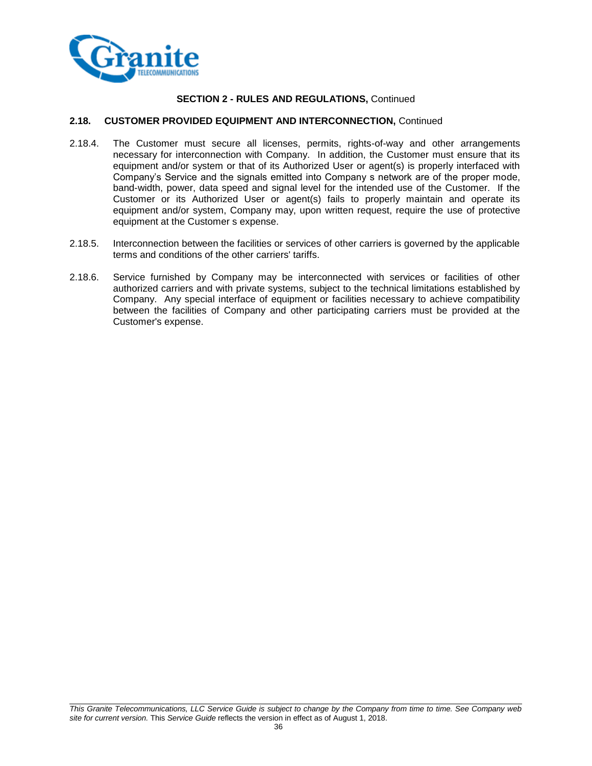**SECTION 2 - RULES AND REGULATIONS,** Continued

**2.18. CUSTOMER PROVIDED EQUIPMENT AND INTERCONNECTION,** Continued

2.18.4. The Customer must secure all licenses, permits, rights-of-way and other arrangements necessary for interconnection with Company. In addition, the Customer must ensure that its equipment and/or system or that of its Authorized User or agent(s) is properly interfaced with Company's Service and the signals emitted into Company s network are of the proper mode, band-width, power, data speed and signal level for the intended use of the Customer. If the Customer or its Authorized User or agent(s) fails to properly maintain and operate its equipment and/or system, Company may, upon written request, require the use of protective equipment at the Customer s expense.

2.18.5. Interconnection between the facilities or services of other carriers is governed by the applicable terms and conditions of the other carriers' tariffs.

2.18.6. Service furnished by Company may be interconnected with services or facilities of other authorized carriers and with private systems, subject to the technical limitations established by Company. Any special interface of equipment or facilities necessary to achieve compatibility between the facilities of Company and other participating carriers must be provided at the Customer's expense.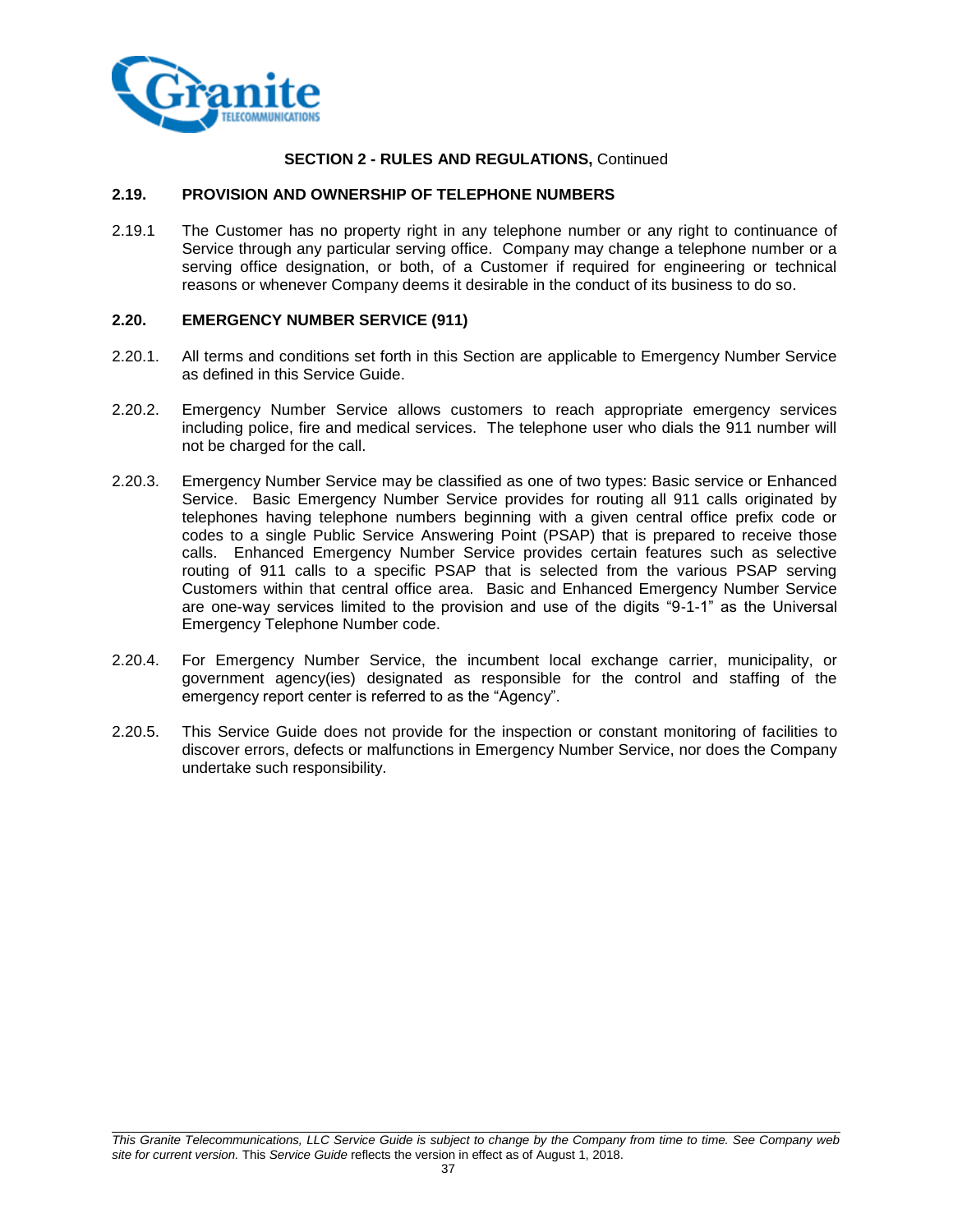**SECTION 2 - RULES AND REGULATIONS,** Continued

## 2.19. PROVISION AND OWNERSHIP OF TELEPHONE NUMBERS

2.19.1 The Customer has no property right in any telephone number or any right to continuance of Service through any particular serving office. Company may change a telephone number or a serving office designation, or both, of a Customer if required for engineering or technical reasons or whenever Company deems it desirable in the conduct of its business to do so.

## 2.20. EMERGENCY NUMBER SERVICE (911)

2.20.1. All terms and conditions set forth in this Section are applicable to Emergency Number Service as defined in this Service Guide.

2.20.2. Emergency Number Service allows customers to reach appropriate emergency services including police, fire and medical services. The telephone user who dials the 911 number will not be charged for the call.

2.20.3. Emergency Number Service may be classified as one of two types: Basic service or Enhanced Service. Basic Emergency Number Service provides for routing all 911 calls originated by telephones having telephone numbers beginning with a given central office prefix code or codes to a single Public Service Answering Point (PSAP) that is prepared to receive those calls. Enhanced Emergency Number Service provides certain features such as selective routing of 911 calls to a specific PSAP that is selected from the various PSAP serving Customers within that central office area. Basic and Enhanced Emergency Number Service are one-way services limited to the provision and use of the digits "9-1-1" as the Universal Emergency Telephone Number code.

2.20.4. For Emergency Number Service, the incumbent local exchange carrier, municipality, or government agency(ies) designated as responsible for the control and staffing of the emergency report center is referred to as the "Agency".

2.20.5. This Service Guide does not provide for the inspection or constant monitoring of facilities to discover errors, defects or malfunctions in Emergency Number Service, nor does the Company undertake such responsibility.

*This Granite Telecommunications, LLC Service Guide is subject to change by the Company from time to time. See Company web site for current version.* This *Service Guide* reflects the version in effect as of August 1, 2018.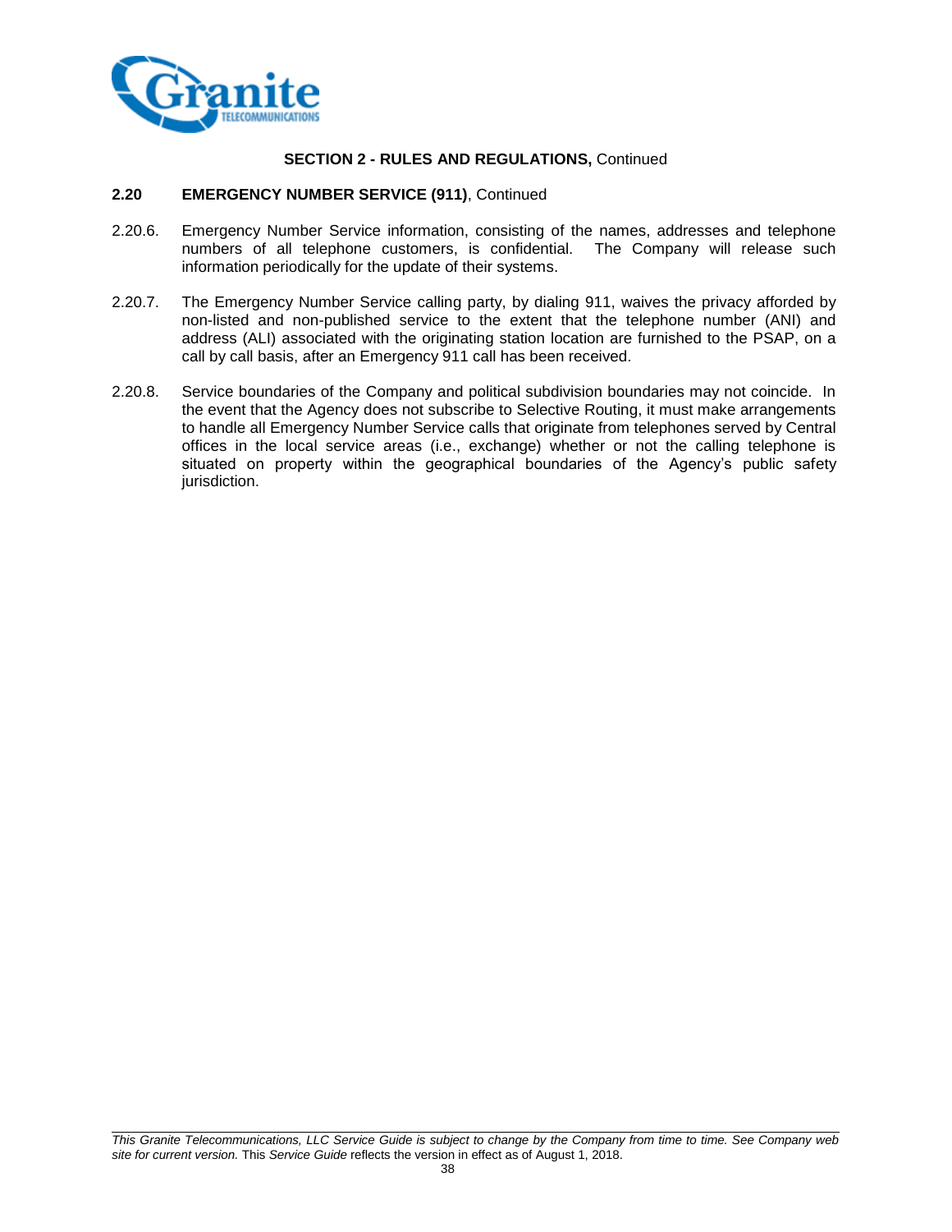**SECTION 2 - RULES AND REGULATIONS,** Continued

**2.20 EMERGENCY NUMBER SERVICE (911)**, Continued

2.20.6. Emergency Number Service information, consisting of the names, addresses and telephone numbers of all telephone customers, is confidential. The Company will release such information periodically for the update of their systems.

2.20.7. The Emergency Number Service calling party, by dialing 911, waives the privacy afforded by non-listed and non-published service to the extent that the telephone number (ANI) and address (ALI) associated with the originating station location are furnished to the PSAP, on a call by call basis, after an Emergency 911 call has been received.

2.20.8. Service boundaries of the Company and political subdivision boundaries may not coincide. In the event that the Agency does not subscribe to Selective Routing, it must make arrangements to handle all Emergency Number Service calls that originate from telephones served by Central offices in the local service areas (i.e., exchange) whether or not the calling telephone is situated on property within the geographical boundaries of the Agency's public safety jurisdiction.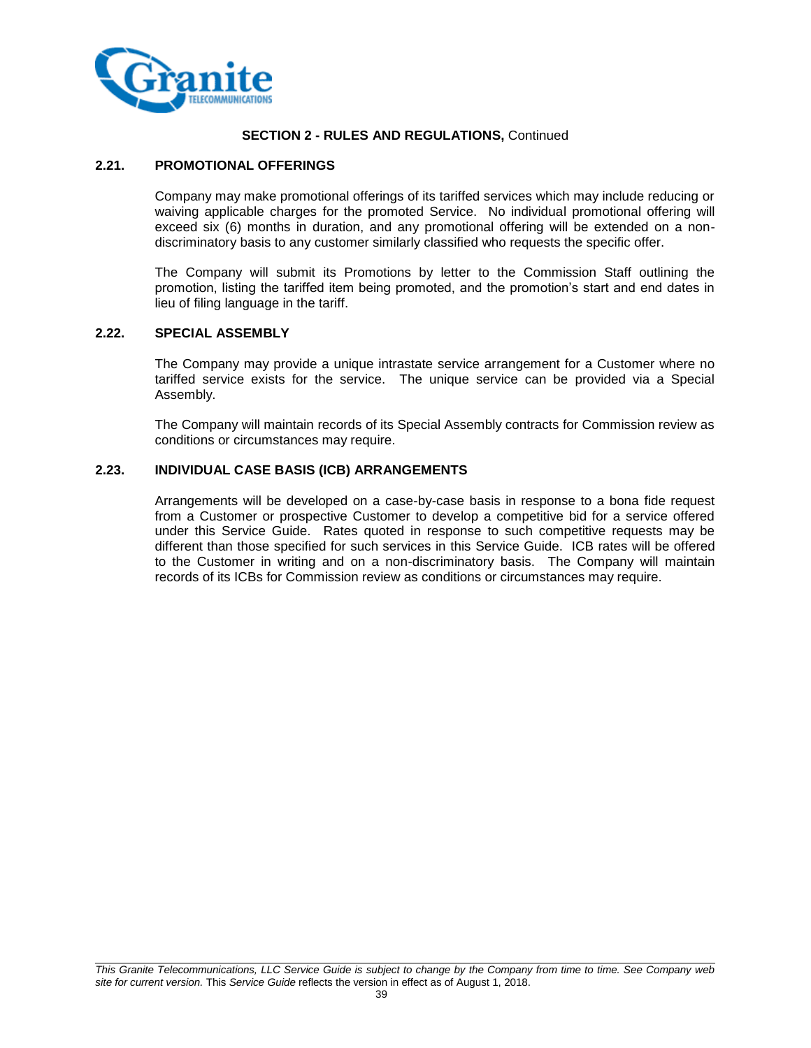**SECTION 2 - RULES AND REGULATIONS,** Continued

## 2.21. PROMOTIONAL OFFERINGS

Company may make promotional offerings of its tariffed services which may include reducing or waiving applicable charges for the promoted Service. No individual promotional offering will exceed six (6) months in duration, and any promotional offering will be extended on a non-discriminatory basis to any customer similarly classified who requests the specific offer.

The Company will submit its Promotions by letter to the Commission Staff outlining the promotion, listing the tariffed item being promoted, and the promotion's start and end dates in lieu of filing language in the tariff.

## 2.22. SPECIAL ASSEMBLY

The Company may provide a unique intrastate service arrangement for a Customer where no tariffed service exists for the service. The unique service can be provided via a Special Assembly.

The Company will maintain records of its Special Assembly contracts for Commission review as conditions or circumstances may require.

## 2.23. INDIVIDUAL CASE BASIS (ICB) ARRANGEMENTS

Arrangements will be developed on a case-by-case basis in response to a bona fide request from a Customer or prospective Customer to develop a competitive bid for a service offered under this Service Guide. Rates quoted in response to such competitive requests may be different than those specified for such services in this Service Guide. ICB rates will be offered to the Customer in writing and on a non-discriminatory basis. The Company will maintain records of its ICBs for Commission review as conditions or circumstances may require.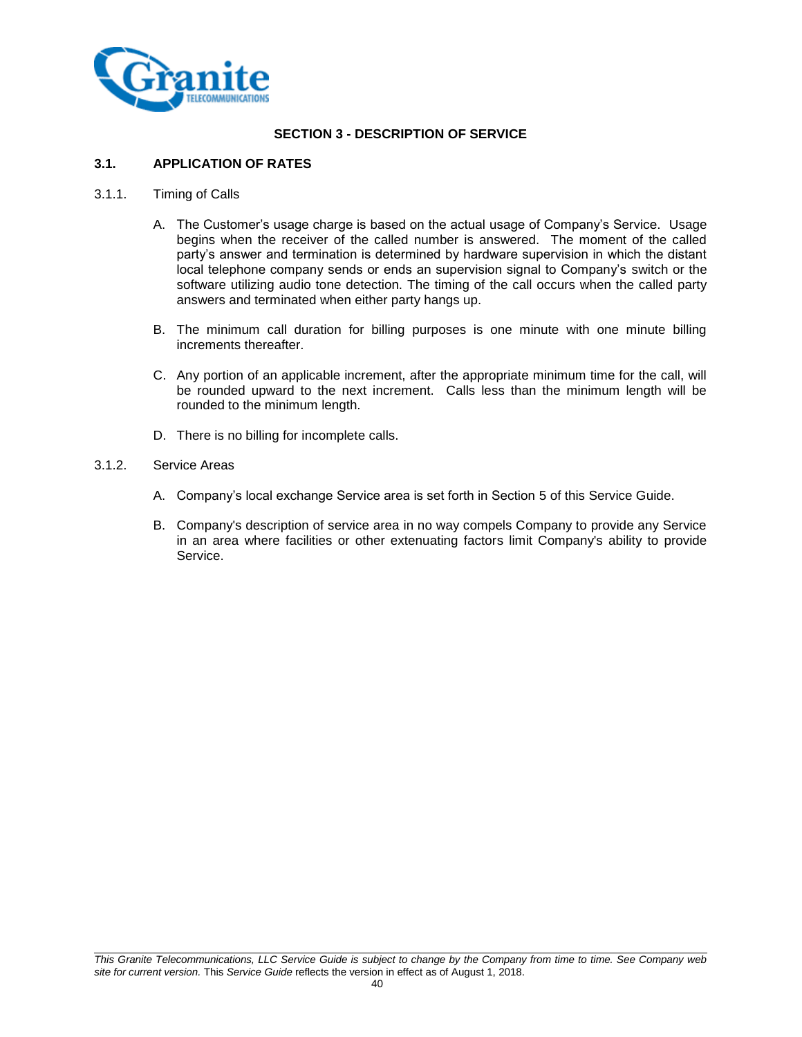## SECTION 3 - DESCRIPTION OF SERVICE

### 3.1. APPLICATION OF RATES

3.1.1. Timing of Calls

A. The Customer's usage charge is based on the actual usage of Company's Service. Usage begins when the receiver of the called number is answered. The moment of the called party's answer and termination is determined by hardware supervision in which the distant local telephone company sends or ends an supervision signal to Company's switch or the software utilizing audio tone detection. The timing of the call occurs when the called party answers and terminated when either party hangs up.

B. The minimum call duration for billing purposes is one minute with one minute billing increments thereafter.

C. Any portion of an applicable increment, after the appropriate minimum time for the call, will be rounded upward to the next increment. Calls less than the minimum length will be rounded to the minimum length.

D. There is no billing for incomplete calls.

3.1.2. Service Areas

A. Company's local exchange Service area is set forth in Section 5 of this Service Guide.

B. Company's description of service area in no way compels Company to provide any Service in an area where facilities or other extenuating factors limit Company's ability to provide Service.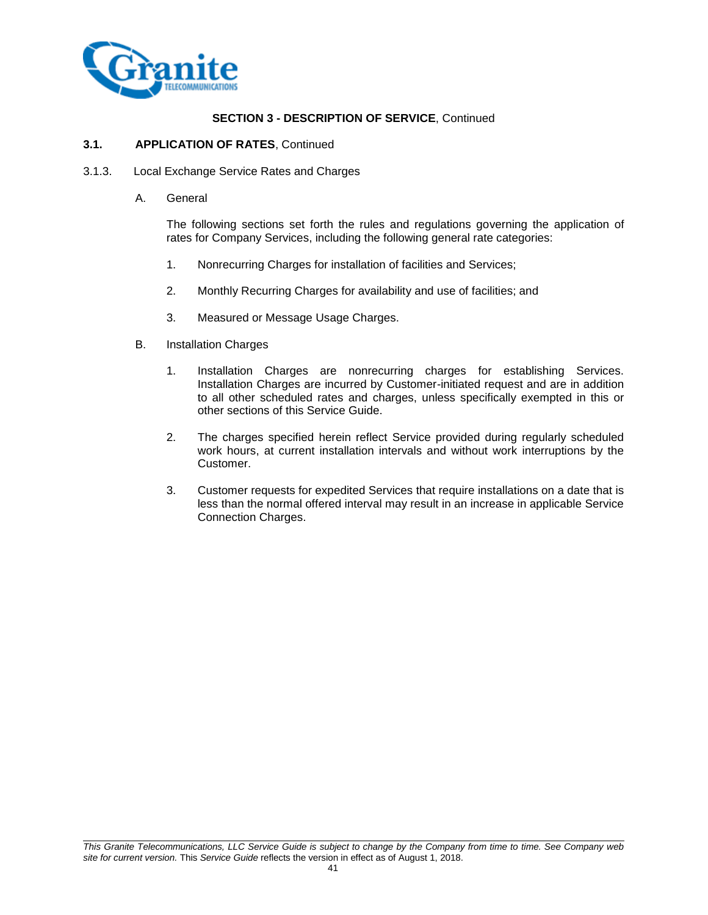**SECTION 3 - DESCRIPTION OF SERVICE**, Continued

**3.1. APPLICATION OF RATES**, Continued

3.1.3. Local Exchange Service Rates and Charges

A. General

The following sections set forth the rules and regulations governing the application of rates for Company Services, including the following general rate categories:

1. Nonrecurring Charges for installation of facilities and Services;

2. Monthly Recurring Charges for availability and use of facilities; and

3. Measured or Message Usage Charges.

B. Installation Charges

1. Installation Charges are nonrecurring charges for establishing Services. Installation Charges are incurred by Customer-initiated request and are in addition to all other scheduled rates and charges, unless specifically exempted in this or other sections of this Service Guide.

2. The charges specified herein reflect Service provided during regularly scheduled work hours, at current installation intervals and without work interruptions by the Customer.

3. Customer requests for expedited Services that require installations on a date that is less than the normal offered interval may result in an increase in applicable Service Connection Charges.

*This Granite Telecommunications, LLC Service Guide is subject to change by the Company from time to time. See Company web site for current version.* This *Service Guide* reflects the version in effect as of August 1, 2018.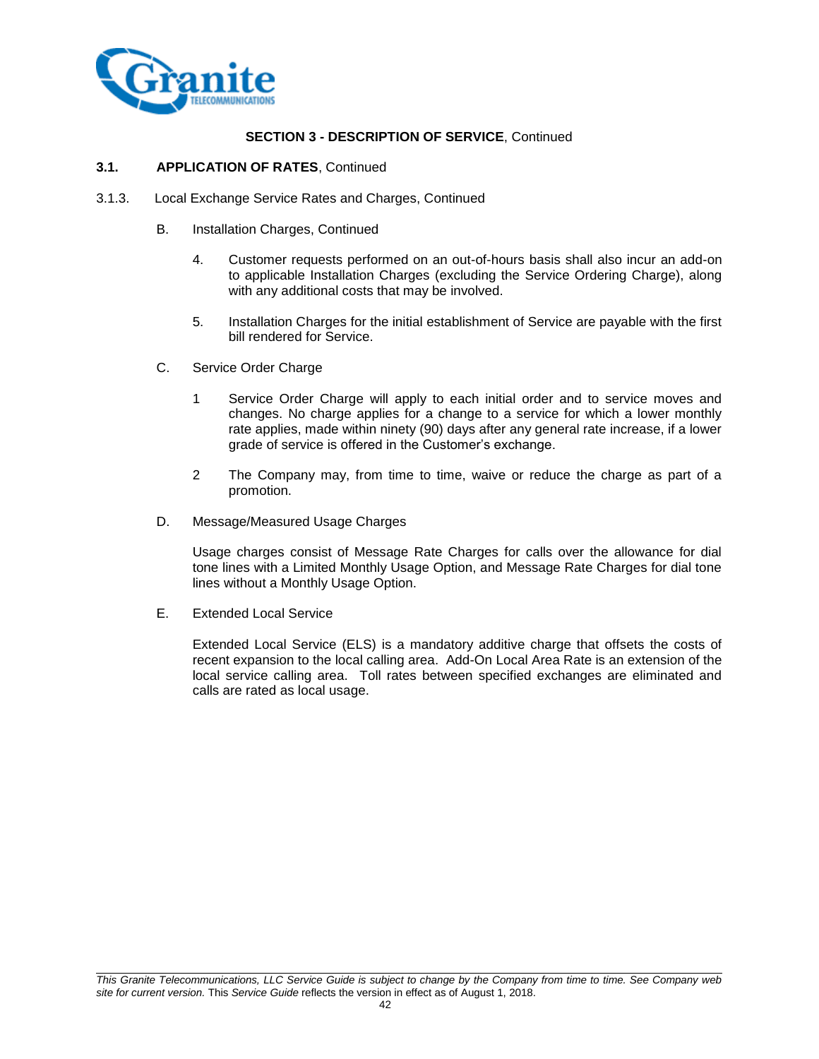**SECTION 3 - DESCRIPTION OF SERVICE**, Continued

**3.1. APPLICATION OF RATES**, Continued

3.1.3. Local Exchange Service Rates and Charges, Continued

B. Installation Charges, Continued

4. Customer requests performed on an out-of-hours basis shall also incur an add-on to applicable Installation Charges (excluding the Service Ordering Charge), along with any additional costs that may be involved.

5. Installation Charges for the initial establishment of Service are payable with the first bill rendered for Service.

C. Service Order Charge

1 Service Order Charge will apply to each initial order and to service moves and changes. No charge applies for a change to a service for which a lower monthly rate applies, made within ninety (90) days after any general rate increase, if a lower grade of service is offered in the Customer's exchange.

2 The Company may, from time to time, waive or reduce the charge as part of a promotion.

D. Message/Measured Usage Charges

Usage charges consist of Message Rate Charges for calls over the allowance for dial tone lines with a Limited Monthly Usage Option, and Message Rate Charges for dial tone lines without a Monthly Usage Option.

E. Extended Local Service

Extended Local Service (ELS) is a mandatory additive charge that offsets the costs of recent expansion to the local calling area. Add-On Local Area Rate is an extension of the local service calling area. Toll rates between specified exchanges are eliminated and calls are rated as local usage.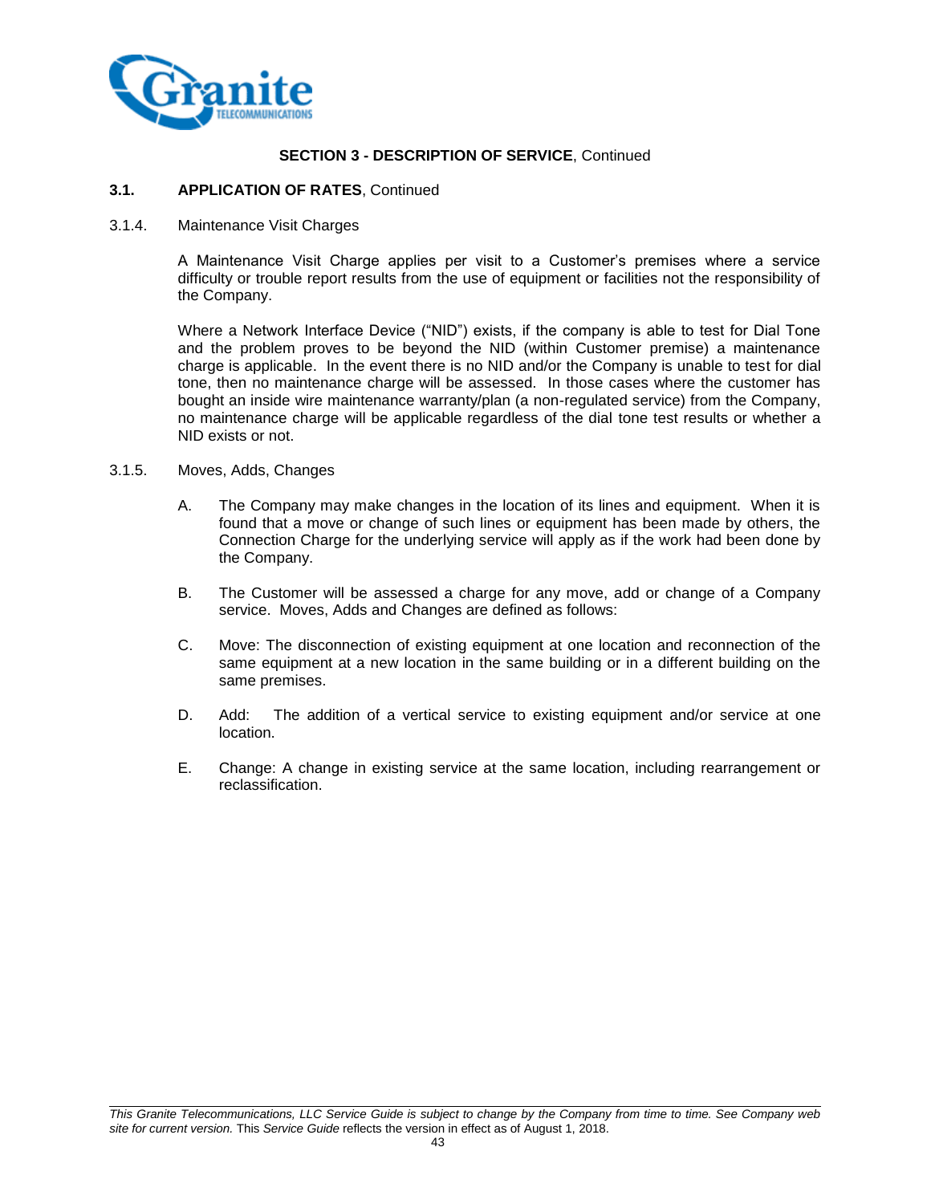**SECTION 3 - DESCRIPTION OF SERVICE**, Continued

**3.1. APPLICATION OF RATES**, Continued

3.1.4. Maintenance Visit Charges

A Maintenance Visit Charge applies per visit to a Customer's premises where a service difficulty or trouble report results from the use of equipment or facilities not the responsibility of the Company.

Where a Network Interface Device ("NID") exists, if the company is able to test for Dial Tone and the problem proves to be beyond the NID (within Customer premise) a maintenance charge is applicable. In the event there is no NID and/or the Company is unable to test for dial tone, then no maintenance charge will be assessed. In those cases where the customer has bought an inside wire maintenance warranty/plan (a non-regulated service) from the Company, no maintenance charge will be applicable regardless of the dial tone test results or whether a NID exists or not.

3.1.5. Moves, Adds, Changes

A. The Company may make changes in the location of its lines and equipment. When it is found that a move or change of such lines or equipment has been made by others, the Connection Charge for the underlying service will apply as if the work had been done by the Company.

B. The Customer will be assessed a charge for any move, add or change of a Company service. Moves, Adds and Changes are defined as follows:

C. Move: The disconnection of existing equipment at one location and reconnection of the same equipment at a new location in the same building or in a different building on the same premises.

D. Add: The addition of a vertical service to existing equipment and/or service at one location.

E. Change: A change in existing service at the same location, including rearrangement or reclassification.

*This Granite Telecommunications, LLC Service Guide is subject to change by the Company from time to time. See Company web site for current version.* This *Service Guide* reflects the version in effect as of August 1, 2018.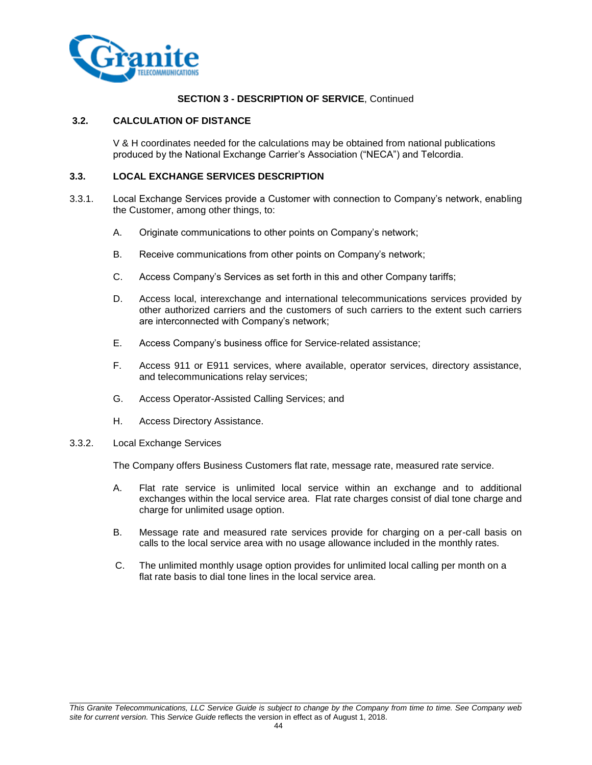**SECTION 3 - DESCRIPTION OF SERVICE**, Continued

## 3.2. CALCULATION OF DISTANCE

V & H coordinates needed for the calculations may be obtained from national publications produced by the National Exchange Carrier's Association ("NECA") and Telcordia.

## 3.3. LOCAL EXCHANGE SERVICES DESCRIPTION

3.3.1. Local Exchange Services provide a Customer with connection to Company's network, enabling the Customer, among other things, to:

A. Originate communications to other points on Company's network;

B. Receive communications from other points on Company's network;

C. Access Company's Services as set forth in this and other Company tariffs;

D. Access local, interexchange and international telecommunications services provided by other authorized carriers and the customers of such carriers to the extent such carriers are interconnected with Company's network;

E. Access Company's business office for Service-related assistance;

F. Access 911 or E911 services, where available, operator services, directory assistance, and telecommunications relay services;

G. Access Operator-Assisted Calling Services; and

H. Access Directory Assistance.

3.3.2. Local Exchange Services

The Company offers Business Customers flat rate, message rate, measured rate service.

A. Flat rate service is unlimited local service within an exchange and to additional exchanges within the local service area. Flat rate charges consist of dial tone charge and charge for unlimited usage option.

B. Message rate and measured rate services provide for charging on a per-call basis on calls to the local service area with no usage allowance included in the monthly rates.

C. The unlimited monthly usage option provides for unlimited local calling per month on a flat rate basis to dial tone lines in the local service area.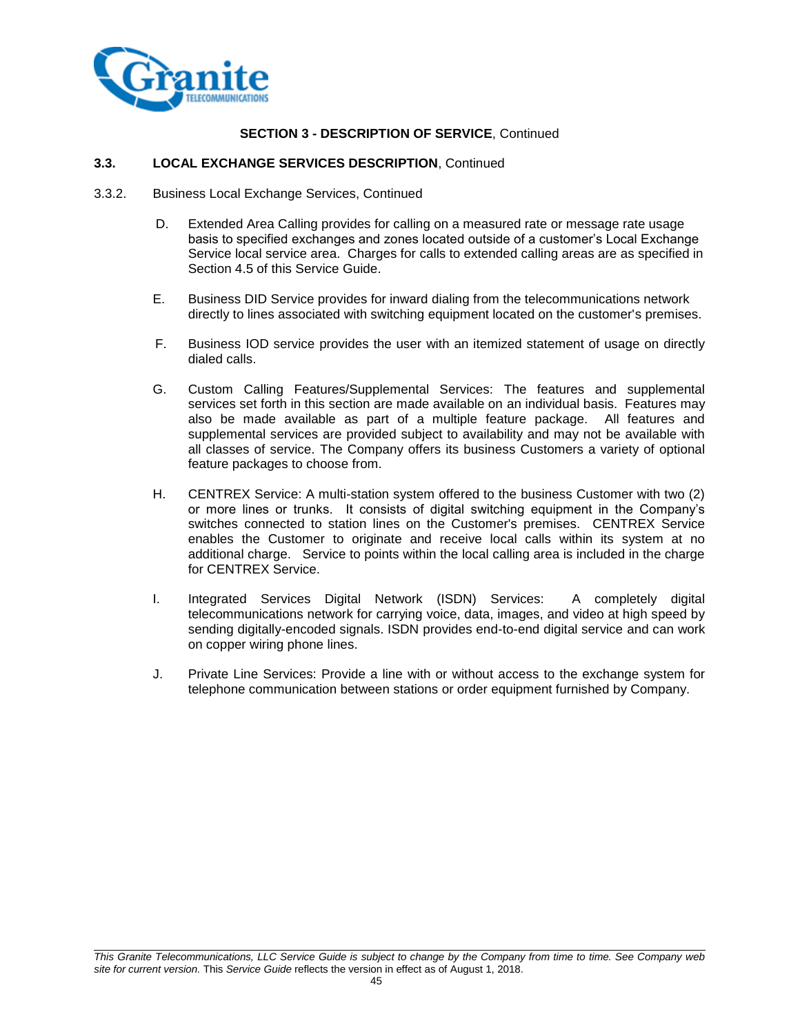**SECTION 3 - DESCRIPTION OF SERVICE**, Continued

**3.3. LOCAL EXCHANGE SERVICES DESCRIPTION**, Continued

3.3.2. Business Local Exchange Services, Continued

D. Extended Area Calling provides for calling on a measured rate or message rate usage basis to specified exchanges and zones located outside of a customer's Local Exchange Service local service area. Charges for calls to extended calling areas are as specified in Section 4.5 of this Service Guide.

E. Business DID Service provides for inward dialing from the telecommunications network directly to lines associated with switching equipment located on the customer's premises.

F. Business IOD service provides the user with an itemized statement of usage on directly dialed calls.

G. Custom Calling Features/Supplemental Services: The features and supplemental services set forth in this section are made available on an individual basis. Features may also be made available as part of a multiple feature package. All features and supplemental services are provided subject to availability and may not be available with all classes of service. The Company offers its business Customers a variety of optional feature packages to choose from.

H. CENTREX Service: A multi-station system offered to the business Customer with two (2) or more lines or trunks. It consists of digital switching equipment in the Company's switches connected to station lines on the Customer's premises. CENTREX Service enables the Customer to originate and receive local calls within its system at no additional charge. Service to points within the local calling area is included in the charge for CENTREX Service.

I. Integrated Services Digital Network (ISDN) Services: A completely digital telecommunications network for carrying voice, data, images, and video at high speed by sending digitally-encoded signals. ISDN provides end-to-end digital service and can work on copper wiring phone lines.

J. Private Line Services: Provide a line with or without access to the exchange system for telephone communication between stations or order equipment furnished by Company.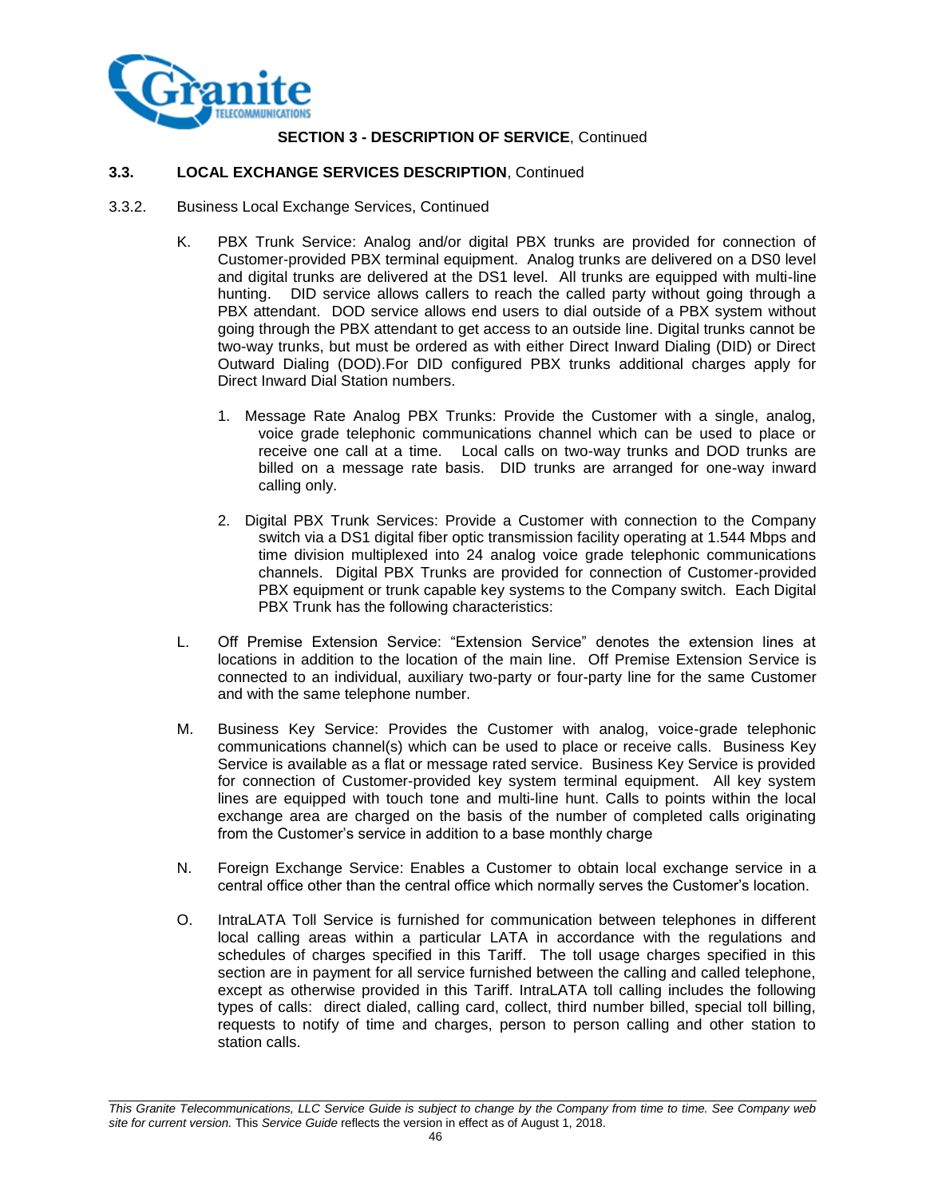**SECTION 3 - DESCRIPTION OF SERVICE**, Continued

**3.3. LOCAL EXCHANGE SERVICES DESCRIPTION**, Continued

3.3.2. Business Local Exchange Services, Continued

K. PBX Trunk Service: Analog and/or digital PBX trunks are provided for connection of Customer-provided PBX terminal equipment. Analog trunks are delivered on a DS0 level and digital trunks are delivered at the DS1 level. All trunks are equipped with multi-line hunting. DID service allows callers to reach the called party without going through a PBX attendant. DOD service allows end users to dial outside of a PBX system without going through the PBX attendant to get access to an outside line. Digital trunks cannot be two-way trunks, but must be ordered as with either Direct Inward Dialing (DID) or Direct Outward Dialing (DOD).For DID configured PBX trunks additional charges apply for Direct Inward Dial Station numbers.

1. Message Rate Analog PBX Trunks: Provide the Customer with a single, analog, voice grade telephonic communications channel which can be used to place or receive one call at a time. Local calls on two-way trunks and DOD trunks are billed on a message rate basis. DID trunks are arranged for one-way inward calling only.

2. Digital PBX Trunk Services: Provide a Customer with connection to the Company switch via a DS1 digital fiber optic transmission facility operating at 1.544 Mbps and time division multiplexed into 24 analog voice grade telephonic communications channels. Digital PBX Trunks are provided for connection of Customer-provided PBX equipment or trunk capable key systems to the Company switch. Each Digital PBX Trunk has the following characteristics:

L. Off Premise Extension Service: "Extension Service" denotes the extension lines at locations in addition to the location of the main line. Off Premise Extension Service is connected to an individual, auxiliary two-party or four-party line for the same Customer and with the same telephone number.

M. Business Key Service: Provides the Customer with analog, voice-grade telephonic communications channel(s) which can be used to place or receive calls. Business Key Service is available as a flat or message rated service. Business Key Service is provided for connection of Customer-provided key system terminal equipment. All key system lines are equipped with touch tone and multi-line hunt. Calls to points within the local exchange area are charged on the basis of the number of completed calls originating from the Customer's service in addition to a base monthly charge

N. Foreign Exchange Service: Enables a Customer to obtain local exchange service in a central office other than the central office which normally serves the Customer's location.

O. IntraLATA Toll Service is furnished for communication between telephones in different local calling areas within a particular LATA in accordance with the regulations and schedules of charges specified in this Tariff. The toll usage charges specified in this section are in payment for all service furnished between the calling and called telephone, except as otherwise provided in this Tariff. IntraLATA toll calling includes the following types of calls: direct dialed, calling card, collect, third number billed, special toll billing, requests to notify of time and charges, person to person calling and other station to station calls.

*This Granite Telecommunications, LLC Service Guide is subject to change by the Company from time to time. See Company web site for current version.* This *Service Guide* reflects the version in effect as of August 1, 2018.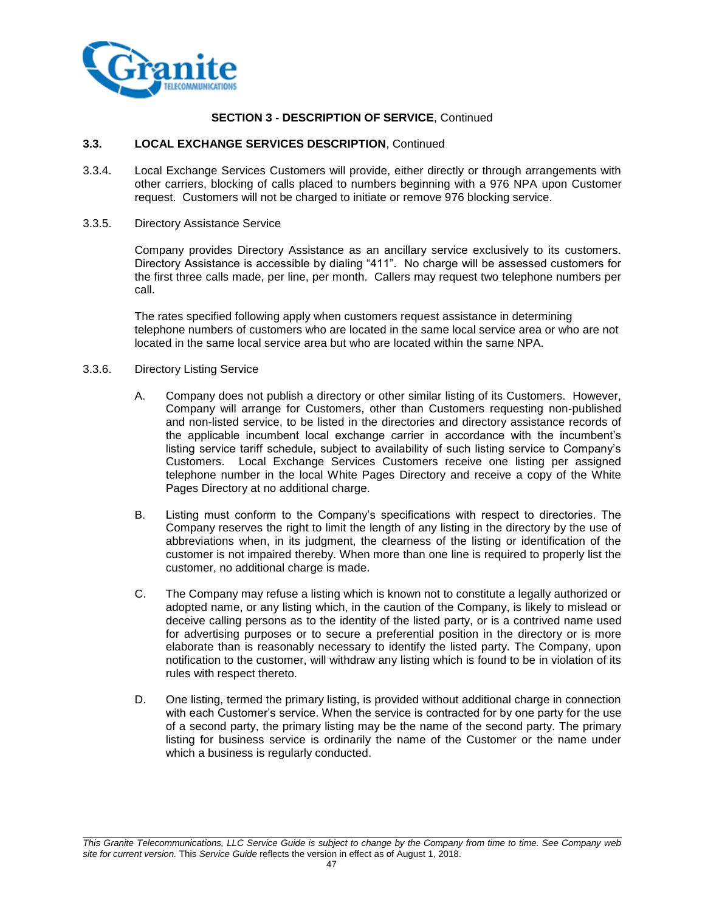**SECTION 3 - DESCRIPTION OF SERVICE**, Continued

**3.3. LOCAL EXCHANGE SERVICES DESCRIPTION**, Continued

3.3.4. Local Exchange Services Customers will provide, either directly or through arrangements with other carriers, blocking of calls placed to numbers beginning with a 976 NPA upon Customer request. Customers will not be charged to initiate or remove 976 blocking service.

3.3.5. Directory Assistance Service

Company provides Directory Assistance as an ancillary service exclusively to its customers. Directory Assistance is accessible by dialing "411". No charge will be assessed customers for the first three calls made, per line, per month. Callers may request two telephone numbers per call.

The rates specified following apply when customers request assistance in determining telephone numbers of customers who are located in the same local service area or who are not located in the same local service area but who are located within the same NPA.

3.3.6. Directory Listing Service

A. Company does not publish a directory or other similar listing of its Customers. However, Company will arrange for Customers, other than Customers requesting non-published and non-listed service, to be listed in the directories and directory assistance records of the applicable incumbent local exchange carrier in accordance with the incumbent's listing service tariff schedule, subject to availability of such listing service to Company's Customers. Local Exchange Services Customers receive one listing per assigned telephone number in the local White Pages Directory and receive a copy of the White Pages Directory at no additional charge.

B. Listing must conform to the Company's specifications with respect to directories. The Company reserves the right to limit the length of any listing in the directory by the use of abbreviations when, in its judgment, the clearness of the listing or identification of the customer is not impaired thereby. When more than one line is required to properly list the customer, no additional charge is made.

C. The Company may refuse a listing which is known not to constitute a legally authorized or adopted name, or any listing which, in the caution of the Company, is likely to mislead or deceive calling persons as to the identity of the listed party, or is a contrived name used for advertising purposes or to secure a preferential position in the directory or is more elaborate than is reasonably necessary to identify the listed party. The Company, upon notification to the customer, will withdraw any listing which is found to be in violation of its rules with respect thereto.

D. One listing, termed the primary listing, is provided without additional charge in connection with each Customer's service. When the service is contracted for by one party for the use of a second party, the primary listing may be the name of the second party. The primary listing for business service is ordinarily the name of the Customer or the name under which a business is regularly conducted.

*This Granite Telecommunications, LLC Service Guide is subject to change by the Company from time to time. See Company web site for current version.* This *Service Guide* reflects the version in effect as of August 1, 2018.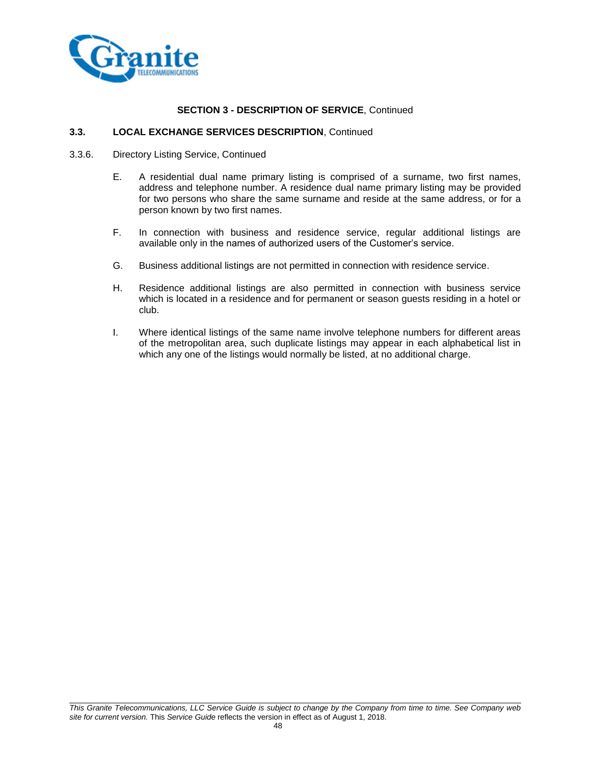**SECTION 3 - DESCRIPTION OF SERVICE**, Continued

**3.3. LOCAL EXCHANGE SERVICES DESCRIPTION**, Continued

3.3.6. Directory Listing Service, Continued

E. A residential dual name primary listing is comprised of a surname, two first names, address and telephone number. A residence dual name primary listing may be provided for two persons who share the same surname and reside at the same address, or for a person known by two first names.

F. In connection with business and residence service, regular additional listings are available only in the names of authorized users of the Customer's service.

G. Business additional listings are not permitted in connection with residence service.

H. Residence additional listings are also permitted in connection with business service which is located in a residence and for permanent or season guests residing in a hotel or club.

I. Where identical listings of the same name involve telephone numbers for different areas of the metropolitan area, such duplicate listings may appear in each alphabetical list in which any one of the listings would normally be listed, at no additional charge.

*This Granite Telecommunications, LLC Service Guide is subject to change by the Company from time to time. See Company web site for current version.* This *Service Guide* reflects the version in effect as of August 1, 2018.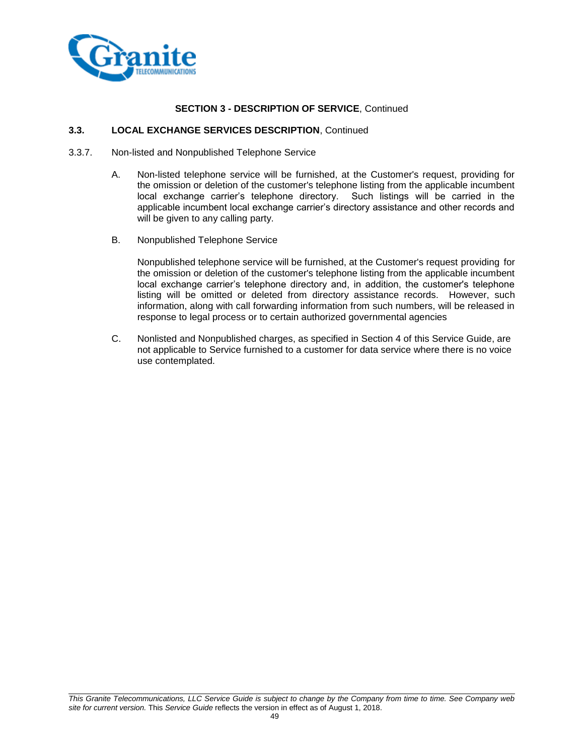**SECTION 3 - DESCRIPTION OF SERVICE**, Continued

**3.3. LOCAL EXCHANGE SERVICES DESCRIPTION**, Continued

3.3.7. Non-listed and Nonpublished Telephone Service

A. Non-listed telephone service will be furnished, at the Customer's request, providing for the omission or deletion of the customer's telephone listing from the applicable incumbent local exchange carrier's telephone directory. Such listings will be carried in the applicable incumbent local exchange carrier's directory assistance and other records and will be given to any calling party.

B. Nonpublished Telephone Service

Nonpublished telephone service will be furnished, at the Customer's request providing for the omission or deletion of the customer's telephone listing from the applicable incumbent local exchange carrier's telephone directory and, in addition, the customer's telephone listing will be omitted or deleted from directory assistance records. However, such information, along with call forwarding information from such numbers, will be released in response to legal process or to certain authorized governmental agencies

C. Nonlisted and Nonpublished charges, as specified in Section 4 of this Service Guide, are not applicable to Service furnished to a customer for data service where there is no voice use contemplated.

*This Granite Telecommunications, LLC Service Guide is subject to change by the Company from time to time. See Company web site for current version.* This *Service Guide* reflects the version in effect as of August 1, 2018.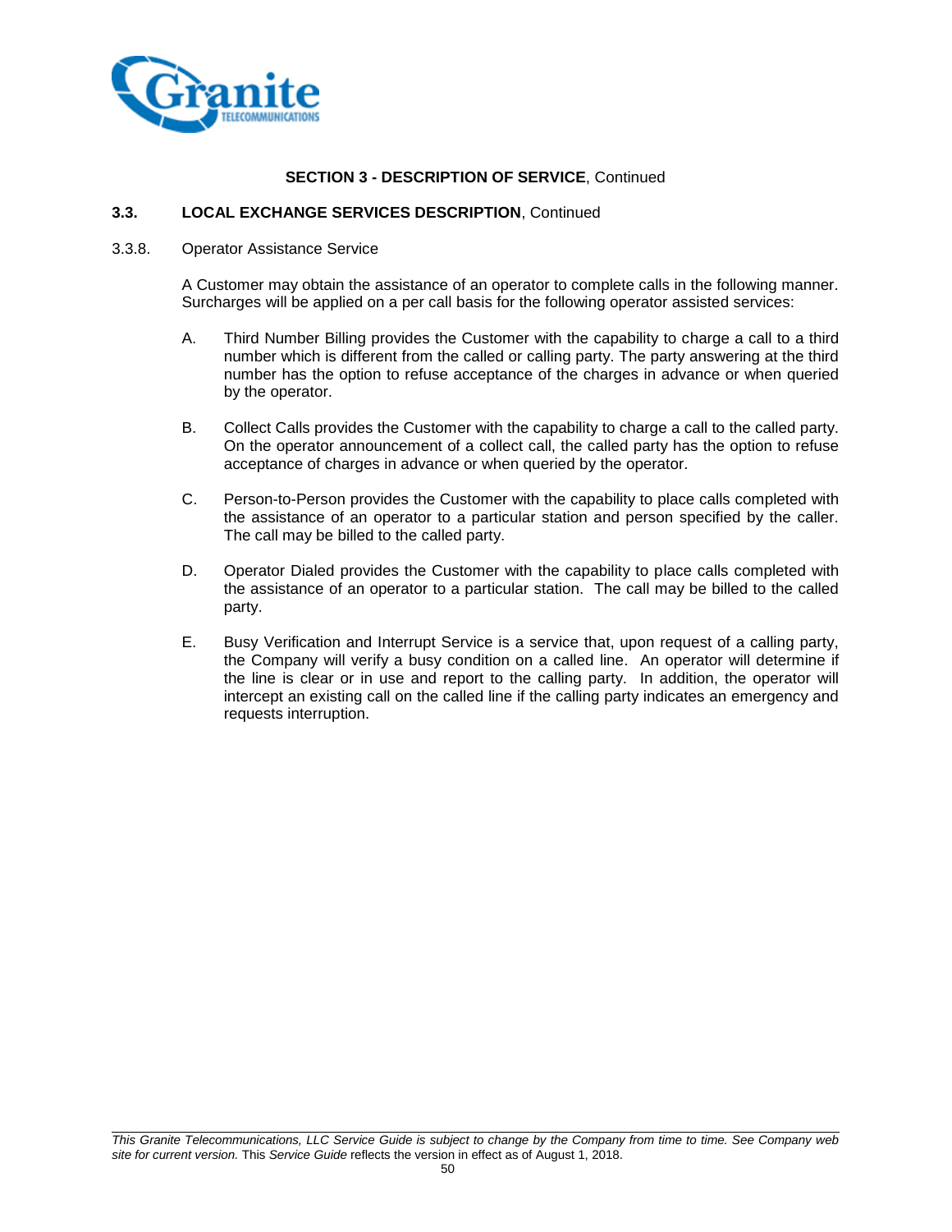## SECTION 3 - DESCRIPTION OF SERVICE, Continued

### 3.3. LOCAL EXCHANGE SERVICES DESCRIPTION, Continued

3.3.8. Operator Assistance Service

A Customer may obtain the assistance of an operator to complete calls in the following manner. Surcharges will be applied on a per call basis for the following operator assisted services:

A. Third Number Billing provides the Customer with the capability to charge a call to a third number which is different from the called or calling party. The party answering at the third number has the option to refuse acceptance of the charges in advance or when queried by the operator.

B. Collect Calls provides the Customer with the capability to charge a call to the called party. On the operator announcement of a collect call, the called party has the option to refuse acceptance of charges in advance or when queried by the operator.

C. Person-to-Person provides the Customer with the capability to place calls completed with the assistance of an operator to a particular station and person specified by the caller. The call may be billed to the called party.

D. Operator Dialed provides the Customer with the capability to place calls completed with the assistance of an operator to a particular station. The call may be billed to the called party.

E. Busy Verification and Interrupt Service is a service that, upon request of a calling party, the Company will verify a busy condition on a called line. An operator will determine if the line is clear or in use and report to the calling party. In addition, the operator will intercept an existing call on the called line if the calling party indicates an emergency and requests interruption.

*This Granite Telecommunications, LLC Service Guide is subject to change by the Company from time to time. See Company web site for current version.* This *Service Guide* reflects the version in effect as of August 1, 2018.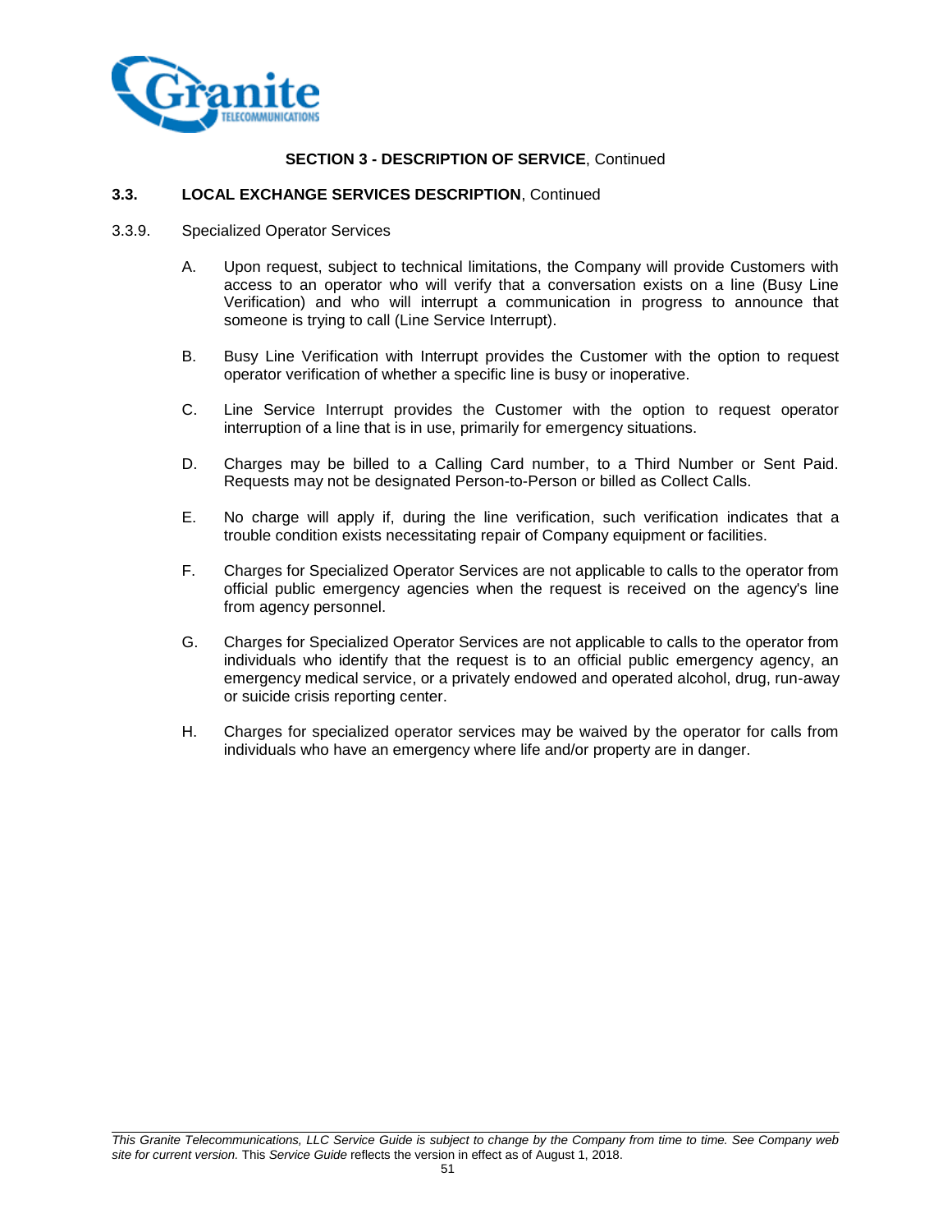**SECTION 3 - DESCRIPTION OF SERVICE**, Continued

### 3.3. LOCAL EXCHANGE SERVICES DESCRIPTION, Continued

3.3.9. Specialized Operator Services

A. Upon request, subject to technical limitations, the Company will provide Customers with access to an operator who will verify that a conversation exists on a line (Busy Line Verification) and who will interrupt a communication in progress to announce that someone is trying to call (Line Service Interrupt).

B. Busy Line Verification with Interrupt provides the Customer with the option to request operator verification of whether a specific line is busy or inoperative.

C. Line Service Interrupt provides the Customer with the option to request operator interruption of a line that is in use, primarily for emergency situations.

D. Charges may be billed to a Calling Card number, to a Third Number or Sent Paid. Requests may not be designated Person-to-Person or billed as Collect Calls.

E. No charge will apply if, during the line verification, such verification indicates that a trouble condition exists necessitating repair of Company equipment or facilities.

F. Charges for Specialized Operator Services are not applicable to calls to the operator from official public emergency agencies when the request is received on the agency's line from agency personnel.

G. Charges for Specialized Operator Services are not applicable to calls to the operator from individuals who identify that the request is to an official public emergency agency, an emergency medical service, or a privately endowed and operated alcohol, drug, run-away or suicide crisis reporting center.

H. Charges for specialized operator services may be waived by the operator for calls from individuals who have an emergency where life and/or property are in danger.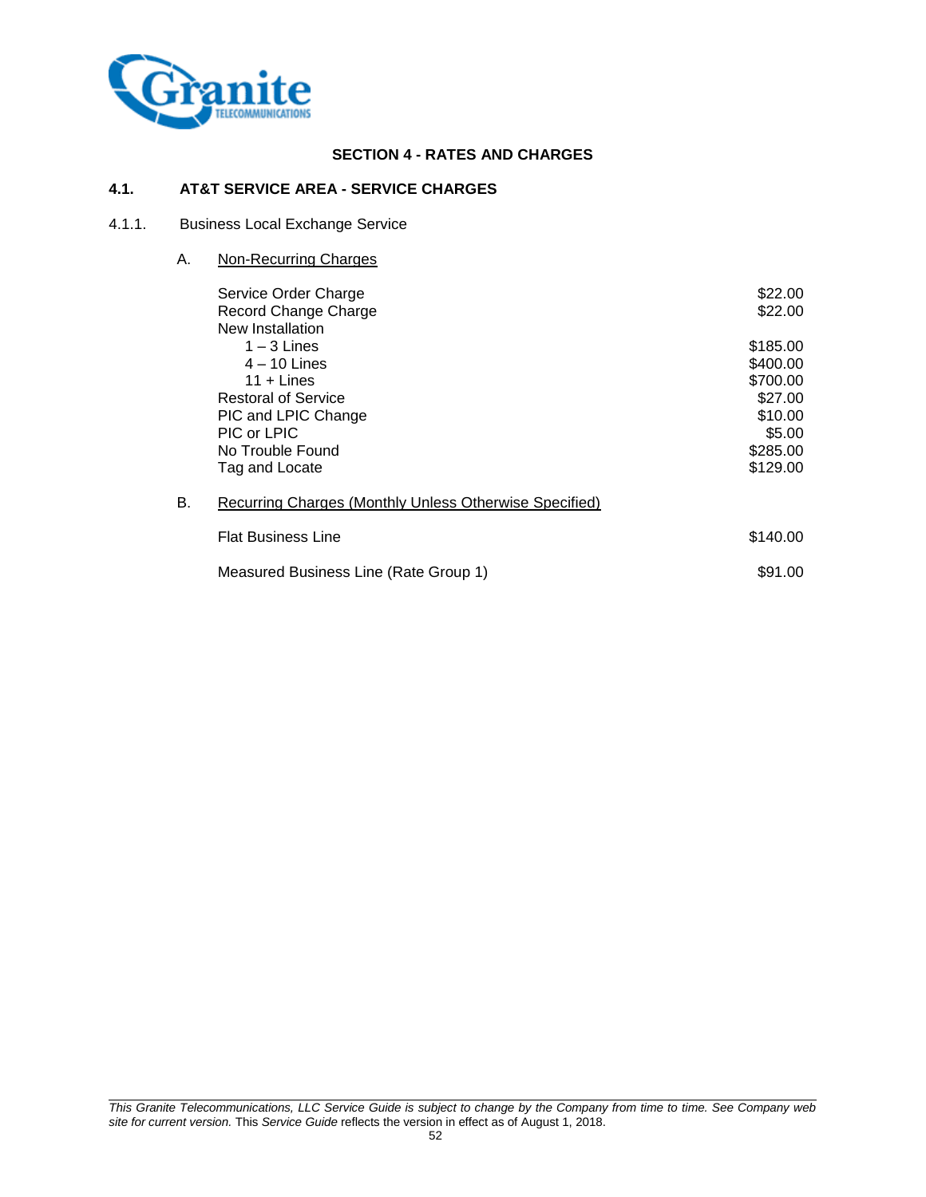## SECTION 4 - RATES AND CHARGES

### 4.1. AT&T SERVICE AREA - SERVICE CHARGES

4.1.1. Business Local Exchange Service

A. Non-Recurring Charges

| | |
|---|---|
| Service Order Charge | $22.00 |
| Record Change Charge | $22.00 |
| New Installation | |
| 1 – 3 Lines | $185.00 |
| 4 – 10 Lines | $400.00 |
| 11 + Lines | $700.00 |
| Restoral of Service | $27.00 |
| PIC and LPIC Change | $10.00 |
| PIC or LPIC | $5.00 |
| No Trouble Found | $285.00 |
| Tag and Locate | $129.00 |

B. Recurring Charges (Monthly Unless Otherwise Specified)

| | |
|---|---|
| Flat Business Line | $140.00 |
| Measured Business Line (Rate Group 1) | $91.00 |

*This Granite Telecommunications, LLC Service Guide is subject to change by the Company from time to time. See Company web site for current version.* This *Service Guide* reflects the version in effect as of August 1, 2018.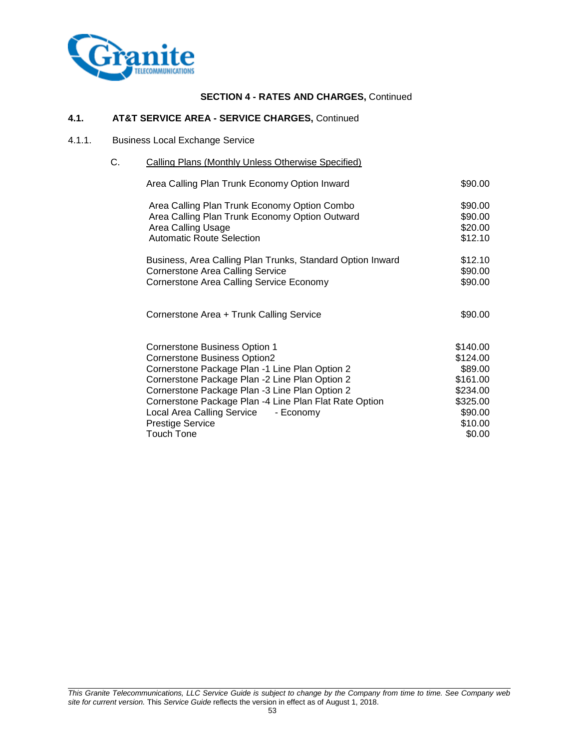**SECTION 4 - RATES AND CHARGES,** Continued

**4.1. AT&T SERVICE AREA - SERVICE CHARGES,** Continued

4.1.1. Business Local Exchange Service

C. Calling Plans (Monthly Unless Otherwise Specified)

| Service | Rate |
|---|---|
| Area Calling Plan Trunk Economy Option Inward | $90.00 |
| Area Calling Plan Trunk Economy Option Combo | $90.00 |
| Area Calling Plan Trunk Economy Option Outward | $90.00 |
| Area Calling Usage | $20.00 |
| Automatic Route Selection | $12.10 |
| Business, Area Calling Plan Trunks, Standard Option Inward | $12.10 |
| Cornerstone Area Calling Service | $90.00 |
| Cornerstone Area Calling Service Economy | $90.00 |
| Cornerstone Area + Trunk Calling Service | $90.00 |
| Cornerstone Business Option 1 | $140.00 |
| Cornerstone Business Option2 | $124.00 |
| Cornerstone Package Plan -1 Line Plan Option 2 | $89.00 |
| Cornerstone Package Plan -2 Line Plan Option 2 | $161.00 |
| Cornerstone Package Plan -3 Line Plan Option 2 | $234.00 |
| Cornerstone Package Plan -4 Line Plan Flat Rate Option | $325.00 |
| Local Area Calling Service - Economy | $90.00 |
| Prestige Service | $10.00 |
| Touch Tone | $0.00 |

*This Granite Telecommunications, LLC Service Guide is subject to change by the Company from time to time. See Company web site for current version.* This *Service Guide* reflects the version in effect as of August 1, 2018.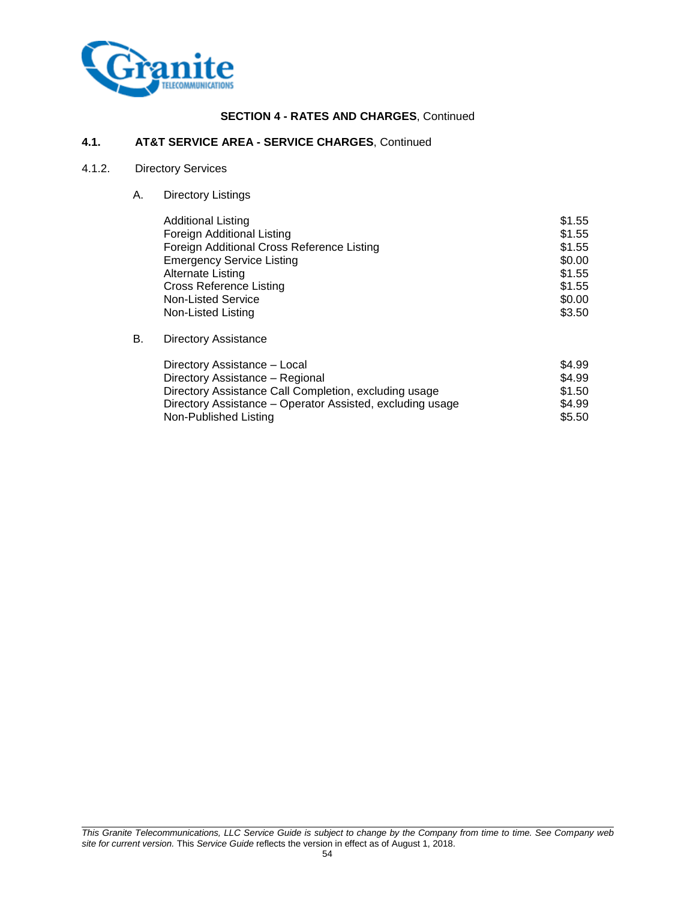**SECTION 4 - RATES AND CHARGES**, Continued

## 4.1. AT&T SERVICE AREA - SERVICE CHARGES, Continued

### 4.1.2. Directory Services

A. Directory Listings

| | |
|---|---|
| Additional Listing | $1.55 |
| Foreign Additional Listing | $1.55 |
| Foreign Additional Cross Reference Listing | $1.55 |
| Emergency Service Listing | $0.00 |
| Alternate Listing | $1.55 |
| Cross Reference Listing | $1.55 |
| Non-Listed Service | $0.00 |
| Non-Listed Listing | $3.50 |

B. Directory Assistance

| | |
|---|---|
| Directory Assistance – Local | $4.99 |
| Directory Assistance – Regional | $4.99 |
| Directory Assistance Call Completion, excluding usage | $1.50 |
| Directory Assistance – Operator Assisted, excluding usage | $4.99 |
| Non-Published Listing | $5.50 |

*This Granite Telecommunications, LLC Service Guide is subject to change by the Company from time to time. See Company web site for current version.* This *Service Guide* reflects the version in effect as of August 1, 2018.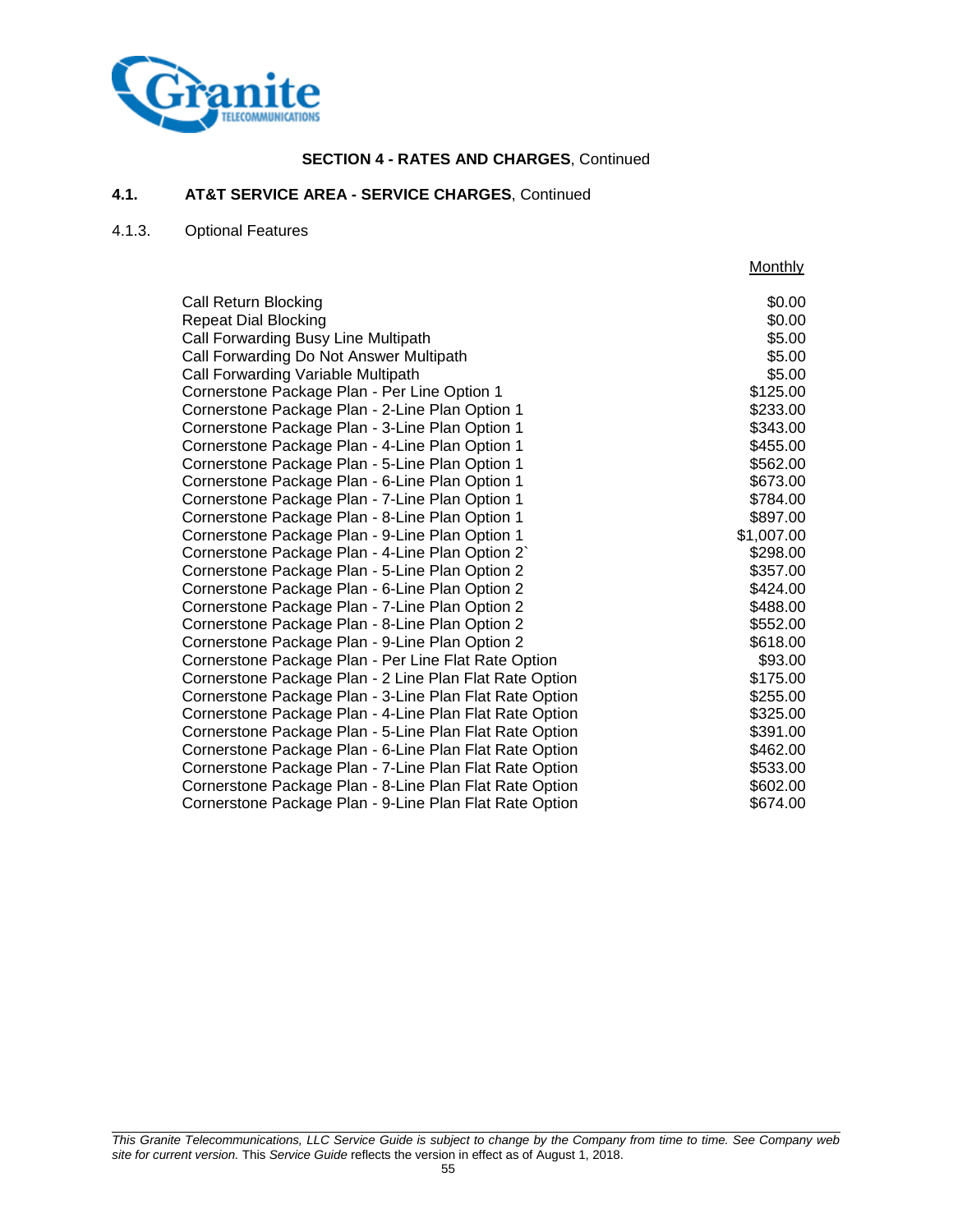**SECTION 4 - RATES AND CHARGES**, Continued

## 4.1. AT&T SERVICE AREA - SERVICE CHARGES, Continued

### 4.1.3. Optional Features

| | Monthly |
|---|---|
| Call Return Blocking | $0.00 |
| Repeat Dial Blocking | $0.00 |
| Call Forwarding Busy Line Multipath | $5.00 |
| Call Forwarding Do Not Answer Multipath | $5.00 |
| Call Forwarding Variable Multipath | $5.00 |
| Cornerstone Package Plan - Per Line Option 1 | $125.00 |
| Cornerstone Package Plan - 2-Line Plan Option 1 | $233.00 |
| Cornerstone Package Plan - 3-Line Plan Option 1 | $343.00 |
| Cornerstone Package Plan - 4-Line Plan Option 1 | $455.00 |
| Cornerstone Package Plan - 5-Line Plan Option 1 | $562.00 |
| Cornerstone Package Plan - 6-Line Plan Option 1 | $673.00 |
| Cornerstone Package Plan - 7-Line Plan Option 1 | $784.00 |
| Cornerstone Package Plan - 8-Line Plan Option 1 | $897.00 |
| Cornerstone Package Plan - 9-Line Plan Option 1 | $1,007.00 |
| Cornerstone Package Plan - 4-Line Plan Option 2` | $298.00 |
| Cornerstone Package Plan - 5-Line Plan Option 2 | $357.00 |
| Cornerstone Package Plan - 6-Line Plan Option 2 | $424.00 |
| Cornerstone Package Plan - 7-Line Plan Option 2 | $488.00 |
| Cornerstone Package Plan - 8-Line Plan Option 2 | $552.00 |
| Cornerstone Package Plan - 9-Line Plan Option 2 | $618.00 |
| Cornerstone Package Plan - Per Line Flat Rate Option | $93.00 |
| Cornerstone Package Plan - 2 Line Plan Flat Rate Option | $175.00 |
| Cornerstone Package Plan - 3-Line Plan Flat Rate Option | $255.00 |
| Cornerstone Package Plan - 4-Line Plan Flat Rate Option | $325.00 |
| Cornerstone Package Plan - 5-Line Plan Flat Rate Option | $391.00 |
| Cornerstone Package Plan - 6-Line Plan Flat Rate Option | $462.00 |
| Cornerstone Package Plan - 7-Line Plan Flat Rate Option | $533.00 |
| Cornerstone Package Plan - 8-Line Plan Flat Rate Option | $602.00 |
| Cornerstone Package Plan - 9-Line Plan Flat Rate Option | $674.00 |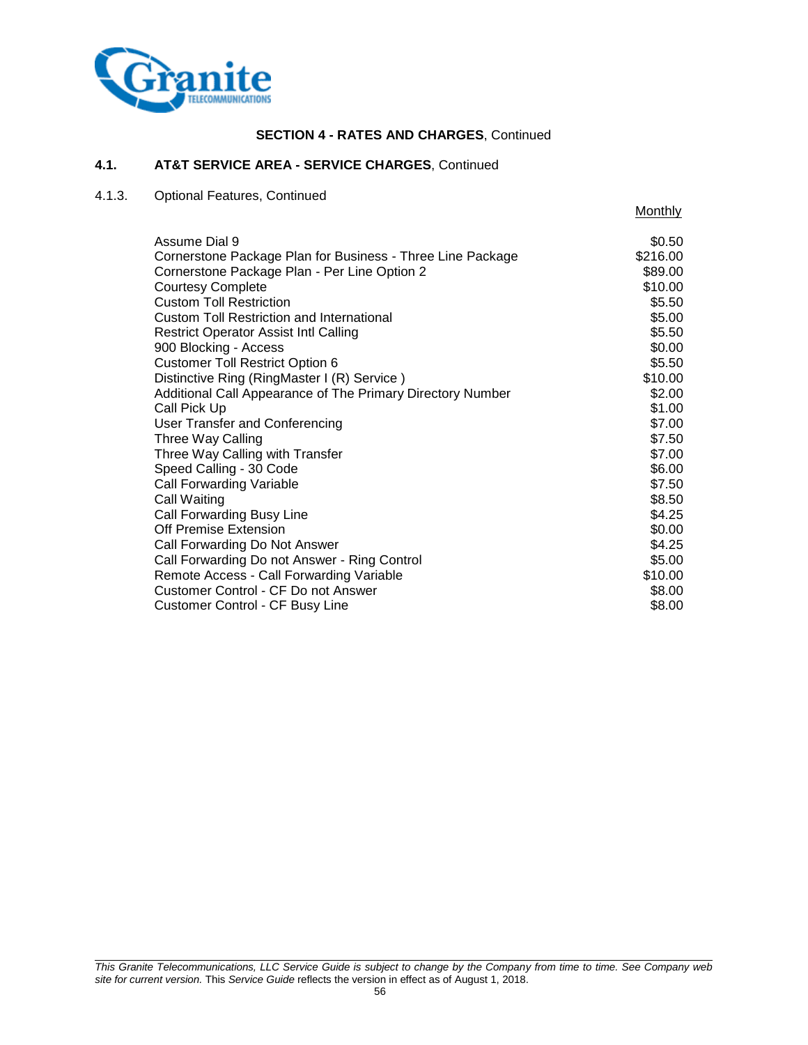**SECTION 4 - RATES AND CHARGES**, Continued

**4.1. AT&T SERVICE AREA - SERVICE CHARGES**, Continued

4.1.3. Optional Features, Continued

| | Monthly |
|---|---|
| Assume Dial 9 | $0.50 |
| Cornerstone Package Plan for Business - Three Line Package | $216.00 |
| Cornerstone Package Plan - Per Line Option 2 | $89.00 |
| Courtesy Complete | $10.00 |
| Custom Toll Restriction | $5.50 |
| Custom Toll Restriction and International | $5.00 |
| Restrict Operator Assist Intl Calling | $5.50 |
| 900 Blocking - Access | $0.00 |
| Customer Toll Restrict Option 6 | $5.50 |
| Distinctive Ring (RingMaster I (R) Service ) | $10.00 |
| Additional Call Appearance of The Primary Directory Number | $2.00 |
| Call Pick Up | $1.00 |
| User Transfer and Conferencing | $7.00 |
| Three Way Calling | $7.50 |
| Three Way Calling with Transfer | $7.00 |
| Speed Calling - 30 Code | $6.00 |
| Call Forwarding Variable | $7.50 |
| Call Waiting | $8.50 |
| Call Forwarding Busy Line | $4.25 |
| Off Premise Extension | $0.00 |
| Call Forwarding Do Not Answer | $4.25 |
| Call Forwarding Do not Answer - Ring Control | $5.00 |
| Remote Access - Call Forwarding Variable | $10.00 |
| Customer Control - CF Do not Answer | $8.00 |
| Customer Control - CF Busy Line | $8.00 |

*This Granite Telecommunications, LLC Service Guide is subject to change by the Company from time to time. See Company web site for current version.* This *Service Guide* reflects the version in effect as of August 1, 2018.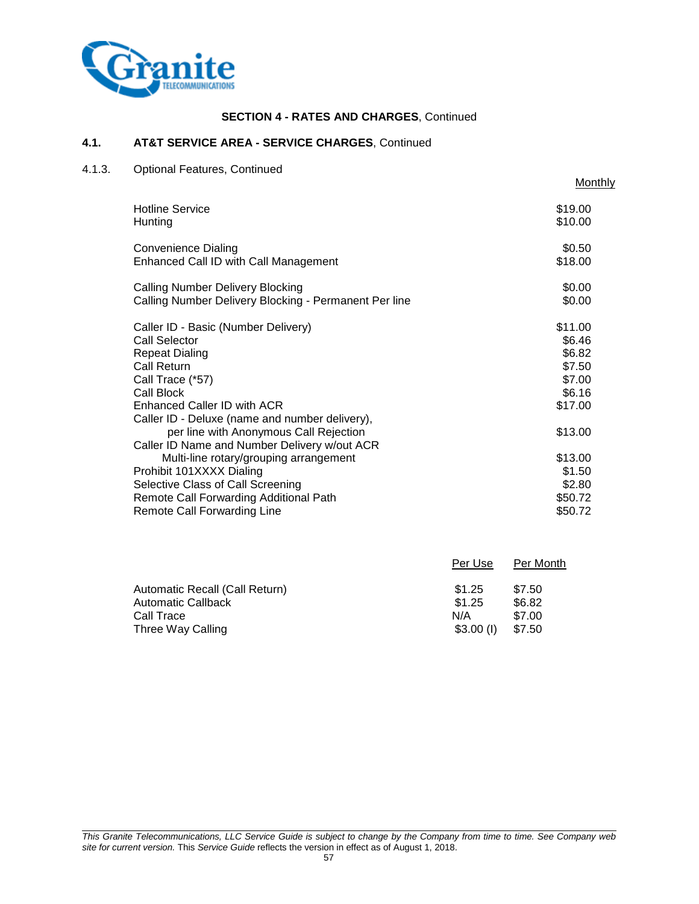**SECTION 4 - RATES AND CHARGES**, Continued

**4.1. AT&T SERVICE AREA - SERVICE CHARGES**, Continued

4.1.3. Optional Features, Continued

| | Monthly |
|---|---|
| Hotline Service | $19.00 |
| Hunting | $10.00 |
| Convenience Dialing | $0.50 |
| Enhanced Call ID with Call Management | $18.00 |
| Calling Number Delivery Blocking | $0.00 |
| Calling Number Delivery Blocking - Permanent Per line | $0.00 |
| Caller ID - Basic (Number Delivery) | $11.00 |
| Call Selector | $6.46 |
| Repeat Dialing | $6.82 |
| Call Return | $7.50 |
| Call Trace (*57) | $7.00 |
| Call Block | $6.16 |
| Enhanced Caller ID with ACR | $17.00 |
| Caller ID - Deluxe (name and number delivery), per line with Anonymous Call Rejection | $13.00 |
| Caller ID Name and Number Delivery w/out ACR Multi-line rotary/grouping arrangement | $13.00 |
| Prohibit 101XXXX Dialing | $1.50 |
| Selective Class of Call Screening | $2.80 |
| Remote Call Forwarding Additional Path | $50.72 |
| Remote Call Forwarding Line | $50.72 |

| | Per Use | Per Month |
|---|---|---|
| Automatic Recall (Call Return) | $1.25 | $7.50 |
| Automatic Callback | $1.25 | $6.82 |
| Call Trace | N/A | $7.00 |
| Three Way Calling | $3.00 (I) | $7.50 |

*This Granite Telecommunications, LLC Service Guide is subject to change by the Company from time to time. See Company web site for current version.* This *Service Guide* reflects the version in effect as of August 1, 2018.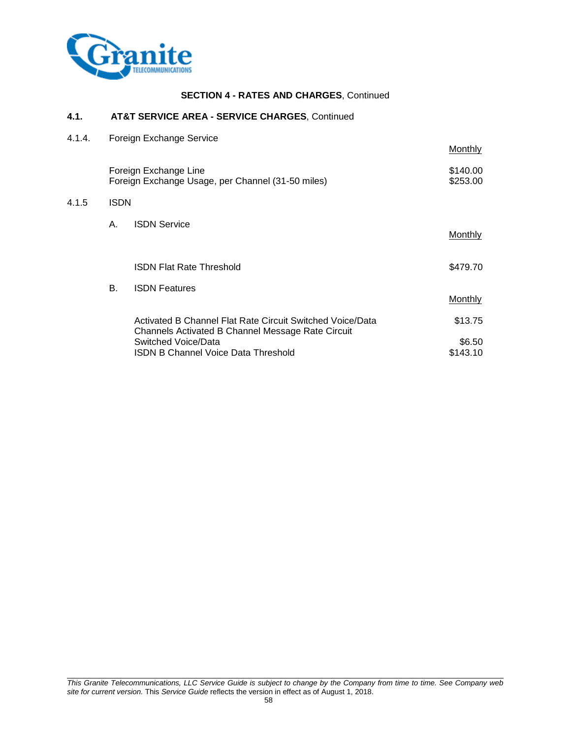**SECTION 4 - RATES AND CHARGES**, Continued

**4.1. AT&T SERVICE AREA - SERVICE CHARGES**, Continued

4.1.4. Foreign Exchange Service

| | Monthly |
|---|---|
| Foreign Exchange Line | $140.00 |
| Foreign Exchange Usage, per Channel (31-50 miles) | $253.00 |

4.1.5 ISDN

A. ISDN Service

| | Monthly |
|---|---|
| ISDN Flat Rate Threshold | $479.70 |

B. ISDN Features

| | Monthly |
|---|---|
| Activated B Channel Flat Rate Circuit Switched Voice/Data Channels | $13.75 |
| Activated B Channel Message Rate Circuit Switched Voice/Data | $6.50 |
| ISDN B Channel Voice Data Threshold | $143.10 |

*This Granite Telecommunications, LLC Service Guide is subject to change by the Company from time to time. See Company web site for current version.* This *Service Guide* reflects the version in effect as of August 1, 2018.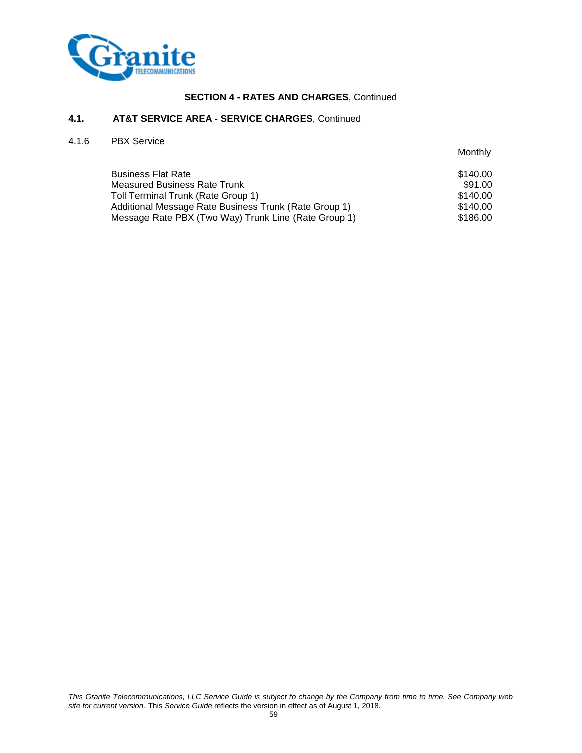**SECTION 4 - RATES AND CHARGES**, Continued

## 4.1. AT&T SERVICE AREA - SERVICE CHARGES, Continued

### 4.1.6 PBX Service

| | Monthly |
|---|---|
| Business Flat Rate | $140.00 |
| Measured Business Rate Trunk | $91.00 |
| Toll Terminal Trunk (Rate Group 1) | $140.00 |
| Additional Message Rate Business Trunk (Rate Group 1) | $140.00 |
| Message Rate PBX (Two Way) Trunk Line (Rate Group 1) | $186.00 |

*This Granite Telecommunications, LLC Service Guide is subject to change by the Company from time to time. See Company web site for current version.* This *Service Guide* reflects the version in effect as of August 1, 2018.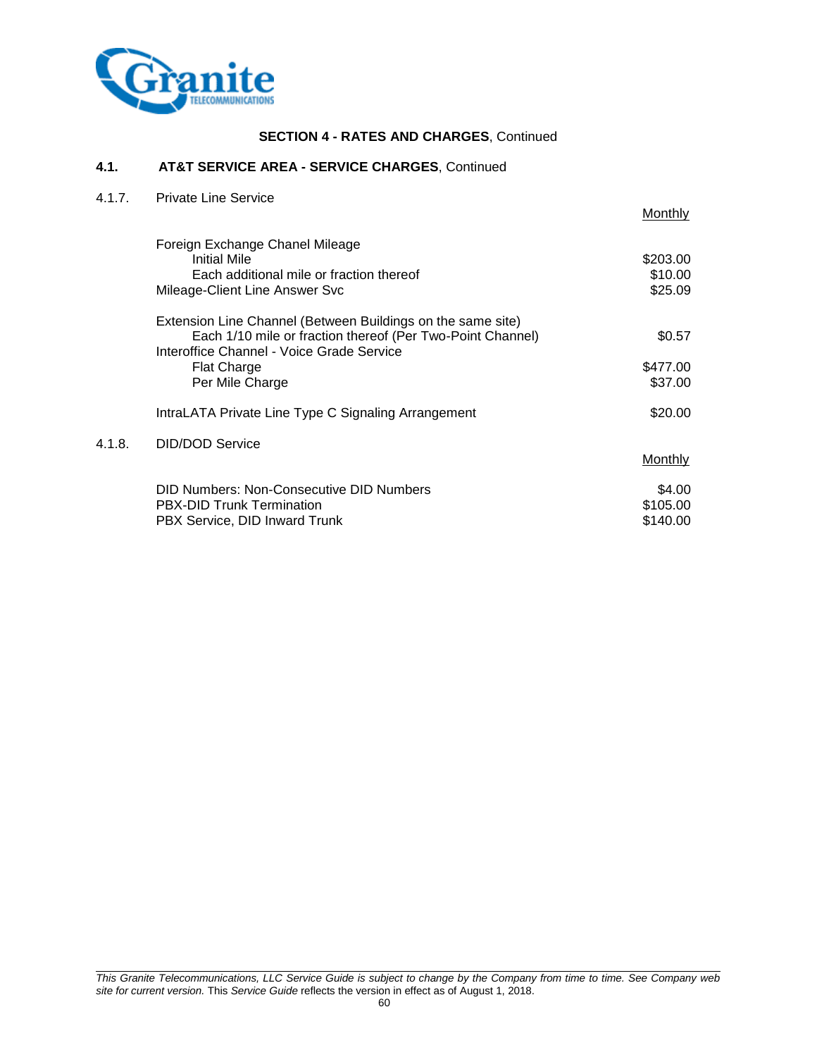**SECTION 4 - RATES AND CHARGES**, Continued

**4.1. AT&T SERVICE AREA - SERVICE CHARGES**, Continued

4.1.7. Private Line Service

| | Monthly |
|---|---|
| Foreign Exchange Chanel Mileage | |
| Initial Mile | $203.00 |
| Each additional mile or fraction thereof | $10.00 |
| Mileage-Client Line Answer Svc | $25.09 |
| Extension Line Channel (Between Buildings on the same site) | |
| Each 1/10 mile or fraction thereof (Per Two-Point Channel) | $0.57 |
| Interoffice Channel - Voice Grade Service | |
| Flat Charge | $477.00 |
| Per Mile Charge | $37.00 |
| IntraLATA Private Line Type C Signaling Arrangement | $20.00 |

4.1.8. DID/DOD Service

| | Monthly |
|---|---|
| DID Numbers: Non-Consecutive DID Numbers | $4.00 |
| PBX-DID Trunk Termination | $105.00 |
| PBX Service, DID Inward Trunk | $140.00 |

*This Granite Telecommunications, LLC Service Guide is subject to change by the Company from time to time. See Company web site for current version.* This *Service Guide* reflects the version in effect as of August 1, 2018.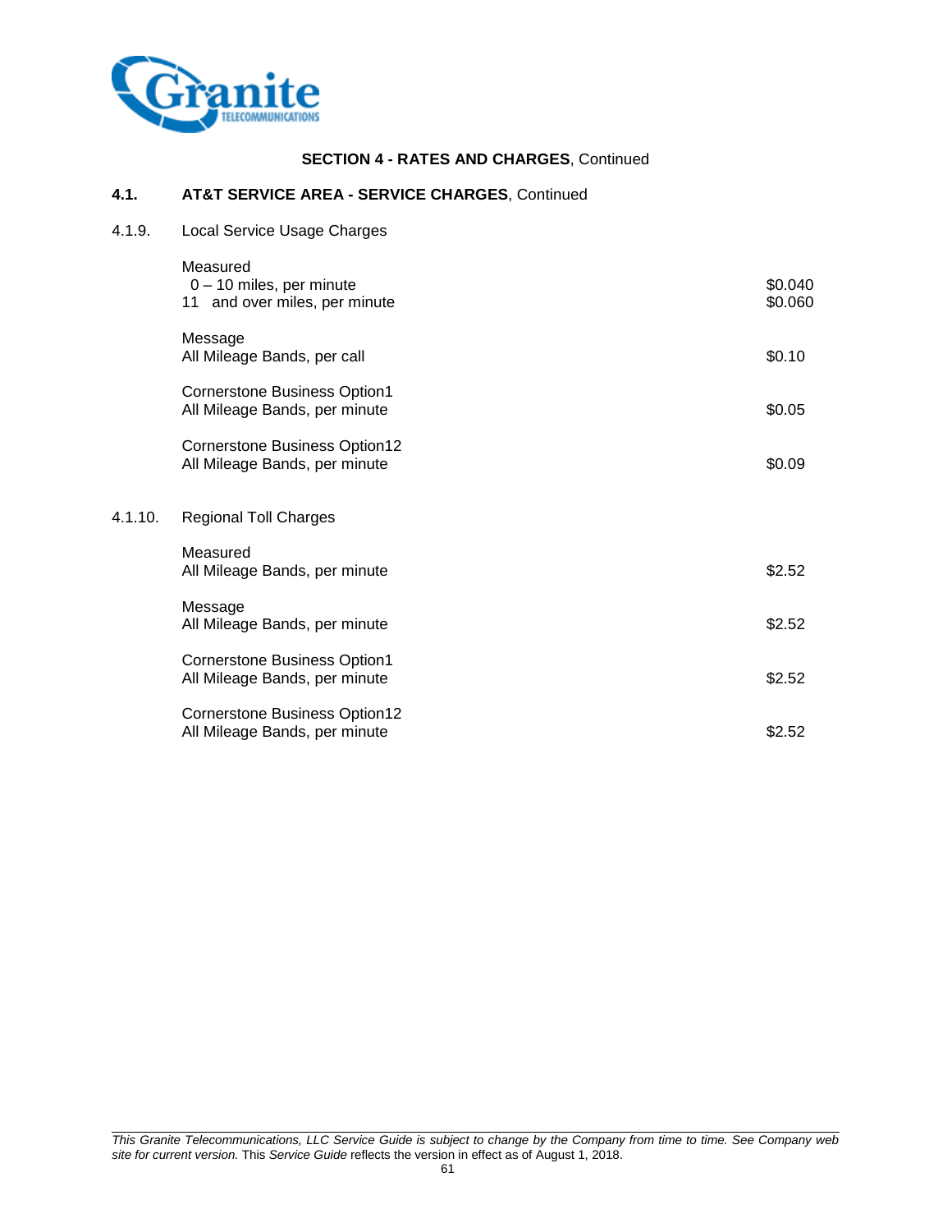**SECTION 4 - RATES AND CHARGES**, Continued

## 4.1. AT&T SERVICE AREA - SERVICE CHARGES, Continued

### 4.1.9. Local Service Usage Charges

| | |
|---|---|
| **Measured** | |
| 0 – 10 miles, per minute | $0.040 |
| 11 and over miles, per minute | $0.060 |
| **Message** | |
| All Mileage Bands, per call | $0.10 |
| **Cornerstone Business Option1** | |
| All Mileage Bands, per minute | $0.05 |
| **Cornerstone Business Option12** | |
| All Mileage Bands, per minute | $0.09 |

### 4.1.10. Regional Toll Charges

| | |
|---|---|
| **Measured** | |
| All Mileage Bands, per minute | $2.52 |
| **Message** | |
| All Mileage Bands, per minute | $2.52 |
| **Cornerstone Business Option1** | |
| All Mileage Bands, per minute | $2.52 |
| **Cornerstone Business Option12** | |
| All Mileage Bands, per minute | $2.52 |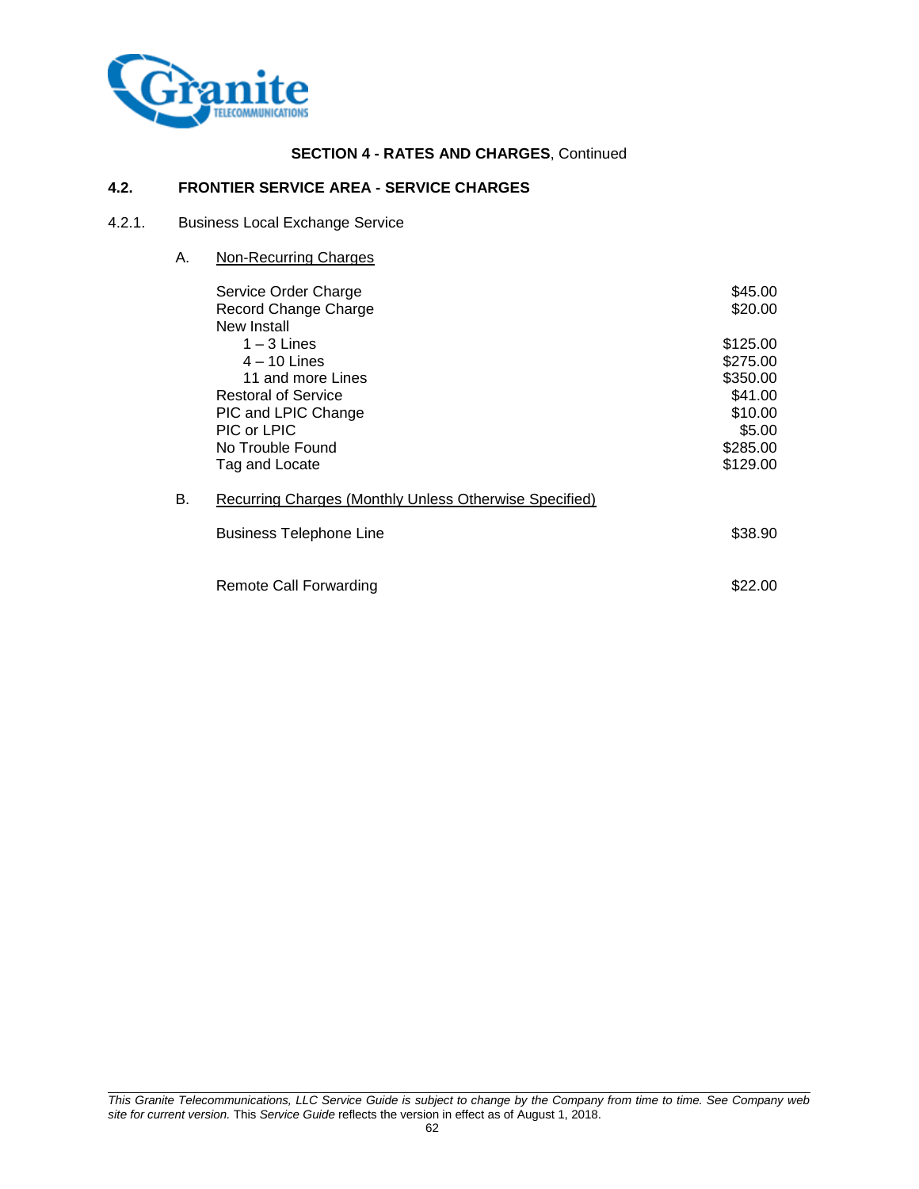**SECTION 4 - RATES AND CHARGES**, Continued

## 4.2. FRONTIER SERVICE AREA - SERVICE CHARGES

### 4.2.1. Business Local Exchange Service

A. Non-Recurring Charges

| | |
|---|---|
| Service Order Charge | $45.00 |
| Record Change Charge | $20.00 |
| New Install | |
| 1 – 3 Lines | $125.00 |
| 4 – 10 Lines | $275.00 |
| 11 and more Lines | $350.00 |
| Restoral of Service | $41.00 |
| PIC and LPIC Change | $10.00 |
| PIC or LPIC | $5.00 |
| No Trouble Found | $285.00 |
| Tag and Locate | $129.00 |

B. Recurring Charges (Monthly Unless Otherwise Specified)

| | |
|---|---|
| Business Telephone Line | $38.90 |
| Remote Call Forwarding | $22.00 |

*This Granite Telecommunications, LLC Service Guide is subject to change by the Company from time to time. See Company web site for current version.* This *Service Guide* reflects the version in effect as of August 1, 2018.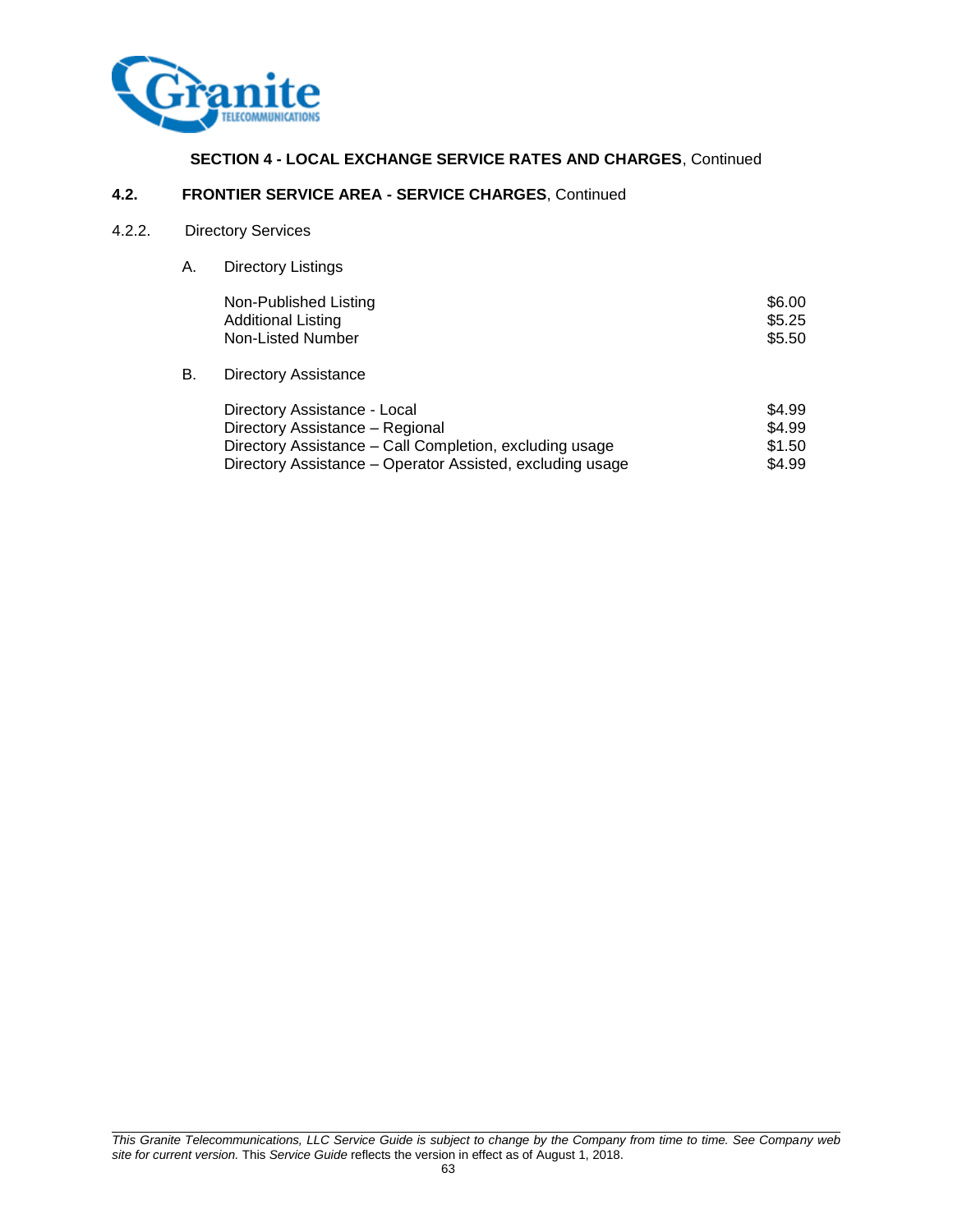**SECTION 4 - LOCAL EXCHANGE SERVICE RATES AND CHARGES**, Continued

**4.2. FRONTIER SERVICE AREA - SERVICE CHARGES**, Continued

4.2.2. Directory Services

A. Directory Listings

| | |
|---|---|
| Non-Published Listing | $6.00 |
| Additional Listing | $5.25 |
| Non-Listed Number | $5.50 |

B. Directory Assistance

| | |
|---|---|
| Directory Assistance - Local | $4.99 |
| Directory Assistance – Regional | $4.99 |
| Directory Assistance – Call Completion, excluding usage | $1.50 |
| Directory Assistance – Operator Assisted, excluding usage | $4.99 |

*This Granite Telecommunications, LLC Service Guide is subject to change by the Company from time to time. See Company web site for current version.* This *Service Guide* reflects the version in effect as of August 1, 2018.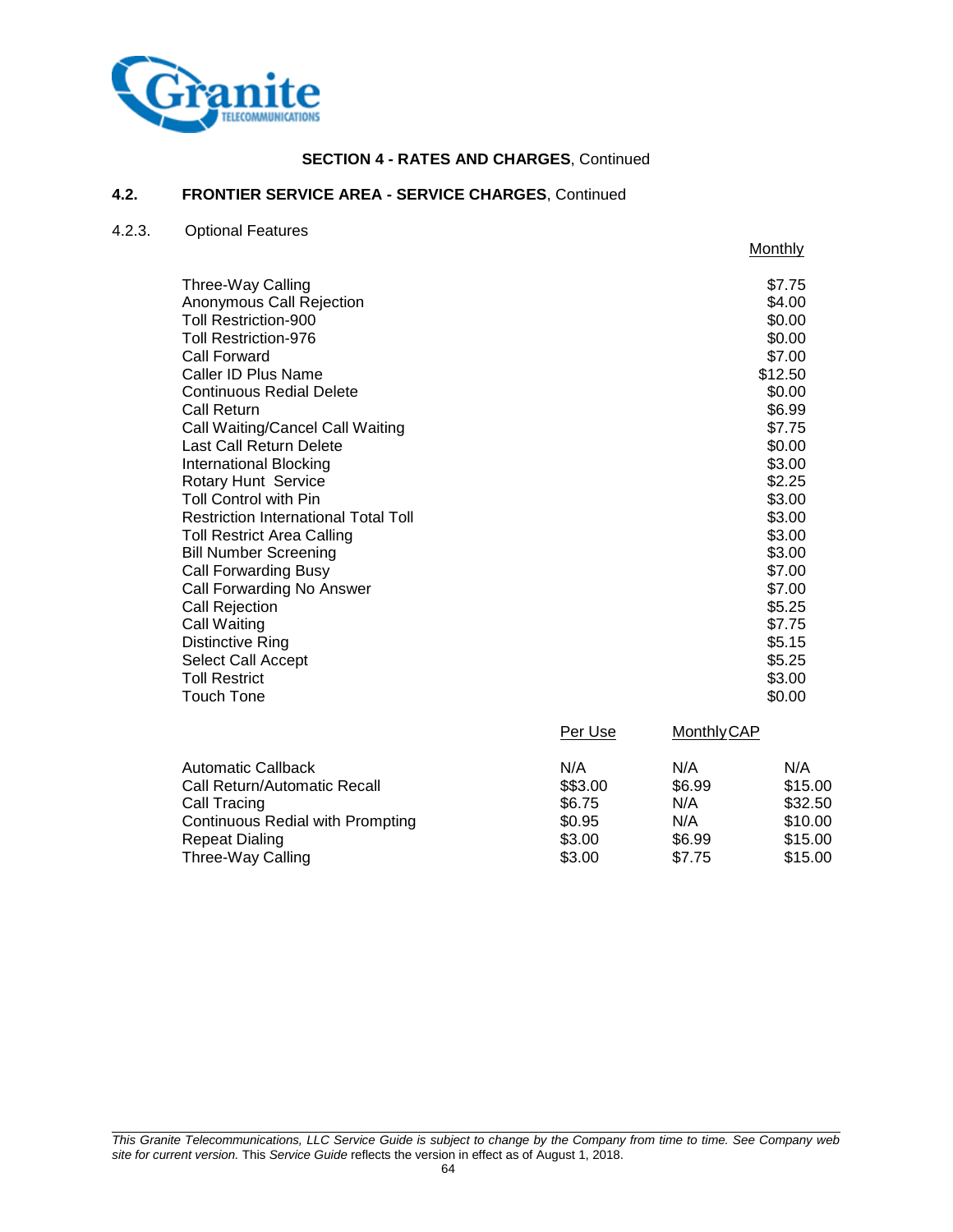## SECTION 4 - RATES AND CHARGES, Continued

### 4.2. FRONTIER SERVICE AREA - SERVICE CHARGES, Continued

4.2.3. Optional Features

| | Monthly |
|---|---|
| Three-Way Calling | $7.75 |
| Anonymous Call Rejection | $4.00 |
| Toll Restriction-900 | $0.00 |
| Toll Restriction-976 | $0.00 |
| Call Forward | $7.00 |
| Caller ID Plus Name | $12.50 |
| Continuous Redial Delete | $0.00 |
| Call Return | $6.99 |
| Call Waiting/Cancel Call Waiting | $7.75 |
| Last Call Return Delete | $0.00 |
| International Blocking | $3.00 |
| Rotary Hunt Service | $2.25 |
| Toll Control with Pin | $3.00 |
| Restriction International Total Toll | $3.00 |
| Toll Restrict Area Calling | $3.00 |
| Bill Number Screening | $3.00 |
| Call Forwarding Busy | $7.00 |
| Call Forwarding No Answer | $7.00 |
| Call Rejection | $5.25 |
| Call Waiting | $7.75 |
| Distinctive Ring | $5.15 |
| Select Call Accept | $5.25 |
| Toll Restrict | $3.00 |
| Touch Tone | $0.00 |

| | Per Use | Monthly | CAP |
|---|---|---|---|
| Automatic Callback | N/A | N/A | N/A |
| Call Return/Automatic Recall | $$3.00 | $6.99 | $15.00 |
| Call Tracing | $6.75 | N/A | $32.50 |
| Continuous Redial with Prompting | $0.95 | N/A | $10.00 |
| Repeat Dialing | $3.00 | $6.99 | $15.00 |
| Three-Way Calling | $3.00 | $7.75 | $15.00 |

*This Granite Telecommunications, LLC Service Guide is subject to change by the Company from time to time. See Company web site for current version.* This *Service Guide* reflects the version in effect as of August 1, 2018.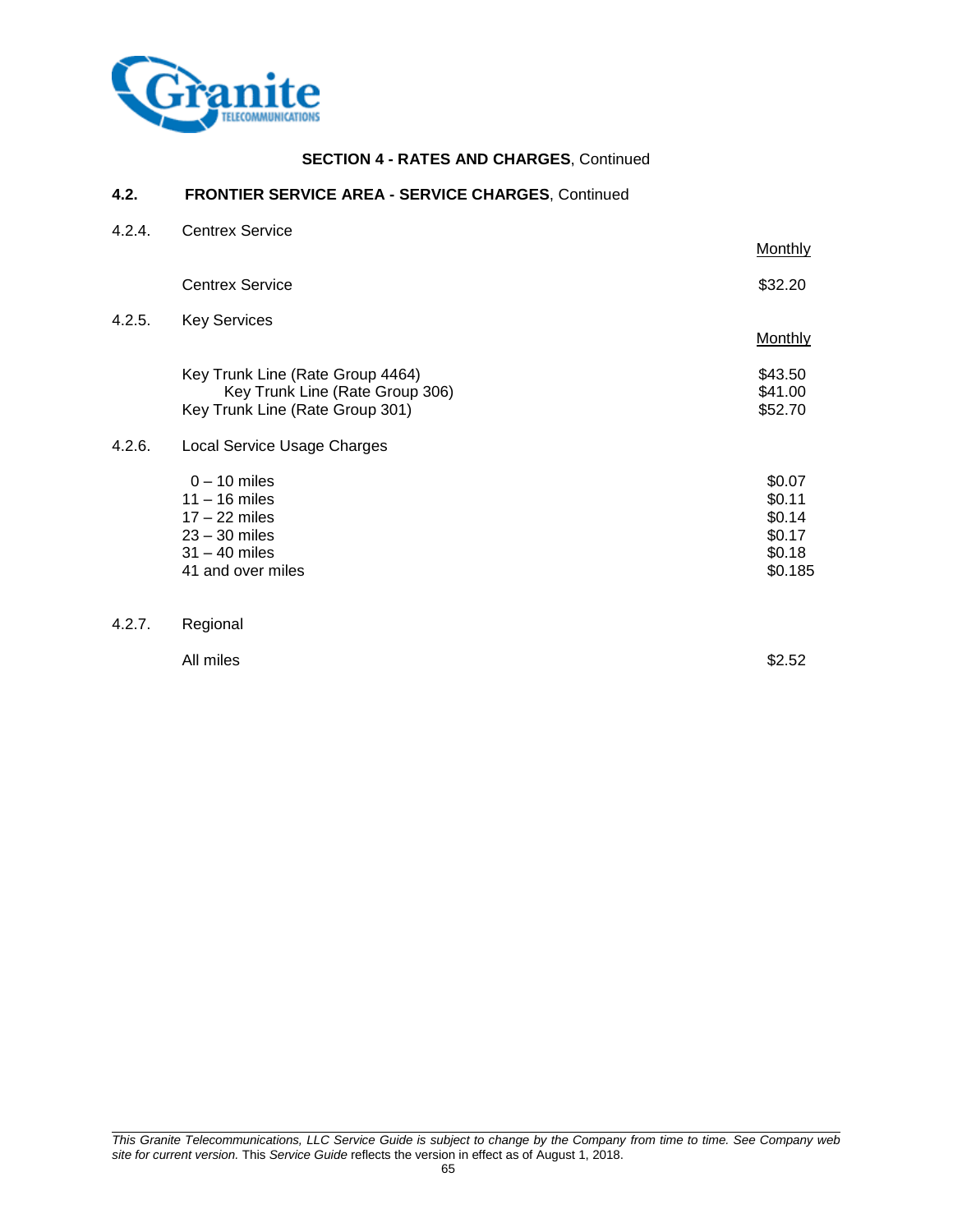**SECTION 4 - RATES AND CHARGES**, Continued

### 4.2. FRONTIER SERVICE AREA - SERVICE CHARGES, Continued

4.2.4. Centrex Service

| | Monthly |
|---|---|
| Centrex Service | $32.20 |

4.2.5. Key Services

| | Monthly |
|---|---|
| Key Trunk Line (Rate Group 4464) | $43.50 |
| Key Trunk Line (Rate Group 306) | $41.00 |
| Key Trunk Line (Rate Group 301) | $52.70 |

4.2.6. Local Service Usage Charges

| | |
|---|---|
| 0 – 10 miles | $0.07 |
| 11 – 16 miles | $0.11 |
| 17 – 22 miles | $0.14 |
| 23 – 30 miles | $0.17 |
| 31 – 40 miles | $0.18 |
| 41 and over miles | $0.185 |

4.2.7. Regional

| | |
|---|---|
| All miles | $2.52 |

*This Granite Telecommunications, LLC Service Guide is subject to change by the Company from time to time. See Company web site for current version.* This *Service Guide* reflects the version in effect as of August 1, 2018.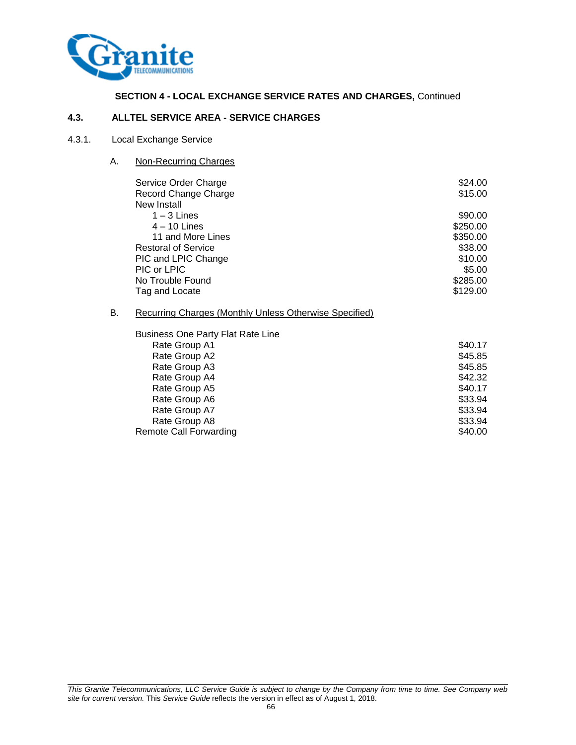**SECTION 4 - LOCAL EXCHANGE SERVICE RATES AND CHARGES,** Continued

## 4.3. ALLTEL SERVICE AREA - SERVICE CHARGES

### 4.3.1. Local Exchange Service

A. Non-Recurring Charges

| | |
|---|---|
| Service Order Charge | $24.00 |
| Record Change Charge | $15.00 |
| New Install | |
| 1 – 3 Lines | $90.00 |
| 4 – 10 Lines | $250.00 |
| 11 and More Lines | $350.00 |
| Restoral of Service | $38.00 |
| PIC and LPIC Change | $10.00 |
| PIC or LPIC | $5.00 |
| No Trouble Found | $285.00 |
| Tag and Locate | $129.00 |

B. Recurring Charges (Monthly Unless Otherwise Specified)

| | |
|---|---|
| Business One Party Flat Rate Line | |
| Rate Group A1 | $40.17 |
| Rate Group A2 | $45.85 |
| Rate Group A3 | $45.85 |
| Rate Group A4 | $42.32 |
| Rate Group A5 | $40.17 |
| Rate Group A6 | $33.94 |
| Rate Group A7 | $33.94 |
| Rate Group A8 | $33.94 |
| Remote Call Forwarding | $40.00 |

*This Granite Telecommunications, LLC Service Guide is subject to change by the Company from time to time. See Company web site for current version.* This *Service Guide* reflects the version in effect as of August 1, 2018.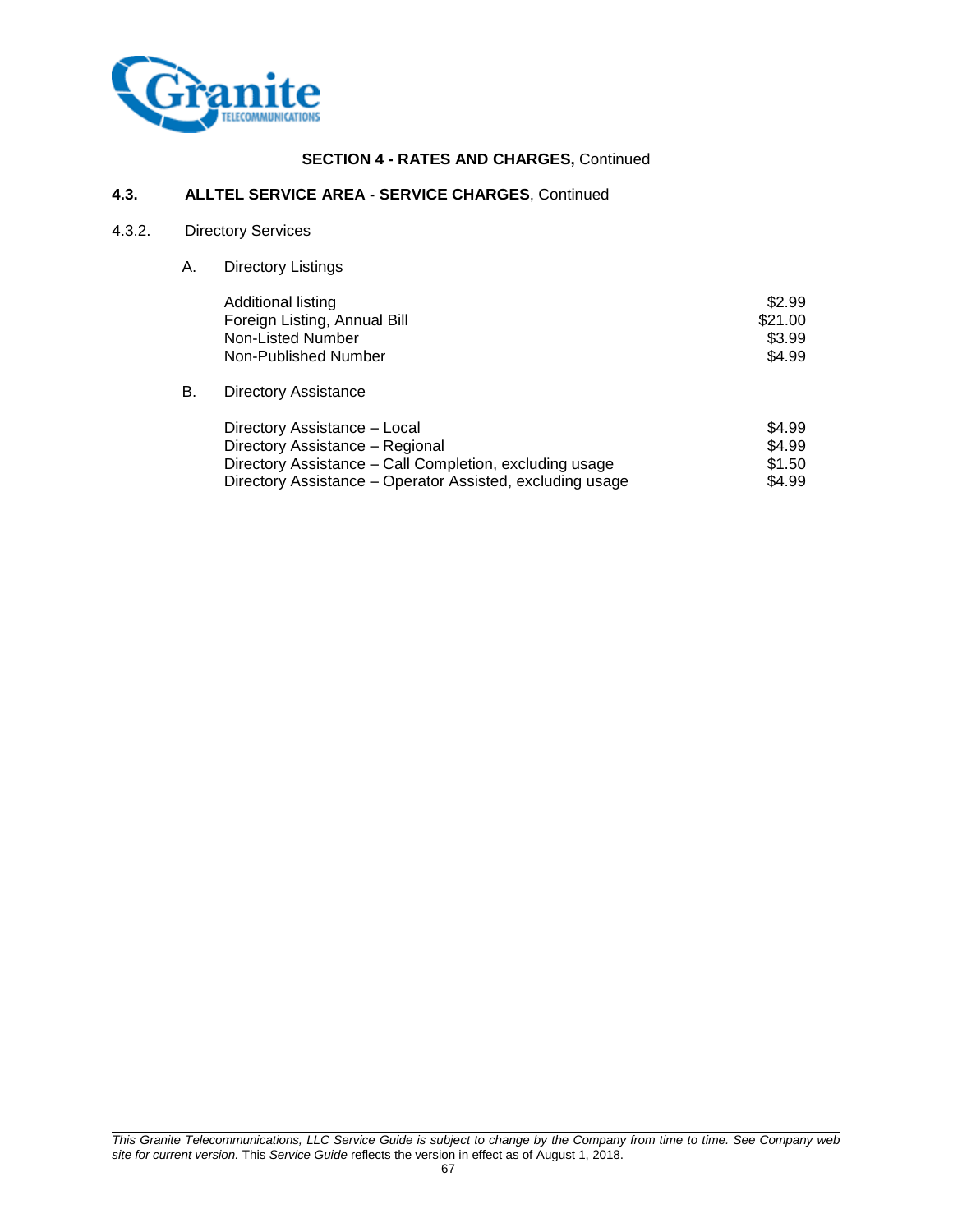**SECTION 4 - RATES AND CHARGES,** Continued

**4.3. ALLTEL SERVICE AREA - SERVICE CHARGES**, Continued

4.3.2. Directory Services

A. Directory Listings

| | |
|---|---|
| Additional listing | $2.99 |
| Foreign Listing, Annual Bill | $21.00 |
| Non-Listed Number | $3.99 |
| Non-Published Number | $4.99 |

B. Directory Assistance

| | |
|---|---|
| Directory Assistance – Local | $4.99 |
| Directory Assistance – Regional | $4.99 |
| Directory Assistance – Call Completion, excluding usage | $1.50 |
| Directory Assistance – Operator Assisted, excluding usage | $4.99 |

*This Granite Telecommunications, LLC Service Guide is subject to change by the Company from time to time. See Company web site for current version.* This *Service Guide* reflects the version in effect as of August 1, 2018.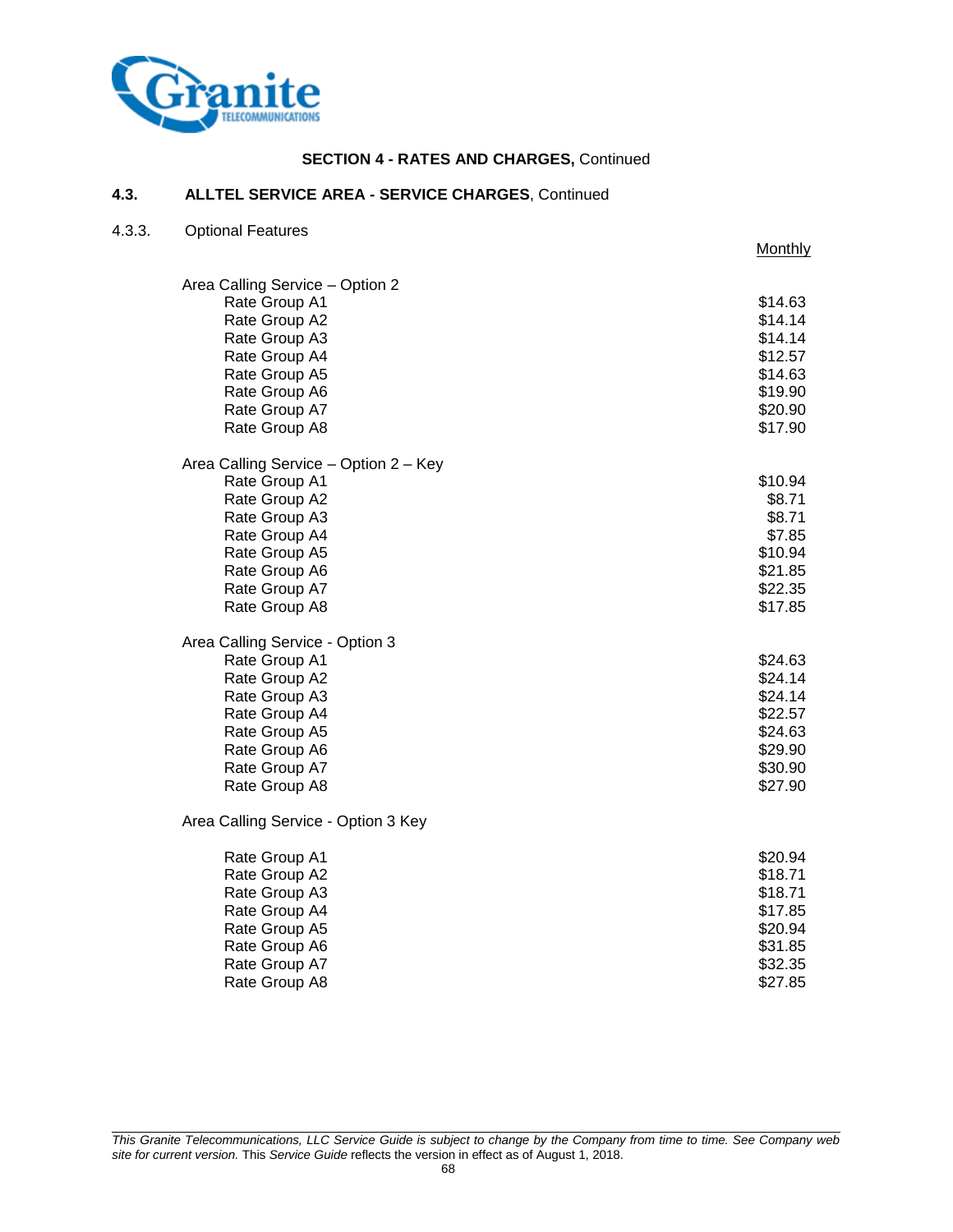**SECTION 4 - RATES AND CHARGES,** Continued

**4.3. ALLTEL SERVICE AREA - SERVICE CHARGES**, Continued

4.3.3. Optional Features

| | Monthly |
|---|---|
| **Area Calling Service – Option 2** | |
| Rate Group A1 | $14.63 |
| Rate Group A2 | $14.14 |
| Rate Group A3 | $14.14 |
| Rate Group A4 | $12.57 |
| Rate Group A5 | $14.63 |
| Rate Group A6 | $19.90 |
| Rate Group A7 | $20.90 |
| Rate Group A8 | $17.90 |
| **Area Calling Service – Option 2 – Key** | |
| Rate Group A1 | $10.94 |
| Rate Group A2 | $8.71 |
| Rate Group A3 | $8.71 |
| Rate Group A4 | $7.85 |
| Rate Group A5 | $10.94 |
| Rate Group A6 | $21.85 |
| Rate Group A7 | $22.35 |
| Rate Group A8 | $17.85 |
| **Area Calling Service - Option 3** | |
| Rate Group A1 | $24.63 |
| Rate Group A2 | $24.14 |
| Rate Group A3 | $24.14 |
| Rate Group A4 | $22.57 |
| Rate Group A5 | $24.63 |
| Rate Group A6 | $29.90 |
| Rate Group A7 | $30.90 |
| Rate Group A8 | $27.90 |
| **Area Calling Service - Option 3 Key** | |
| Rate Group A1 | $20.94 |
| Rate Group A2 | $18.71 |
| Rate Group A3 | $18.71 |
| Rate Group A4 | $17.85 |
| Rate Group A5 | $20.94 |
| Rate Group A6 | $31.85 |
| Rate Group A7 | $32.35 |
| Rate Group A8 | $27.85 |

*This Granite Telecommunications, LLC Service Guide is subject to change by the Company from time to time. See Company web site for current version.* This *Service Guide* reflects the version in effect as of August 1, 2018.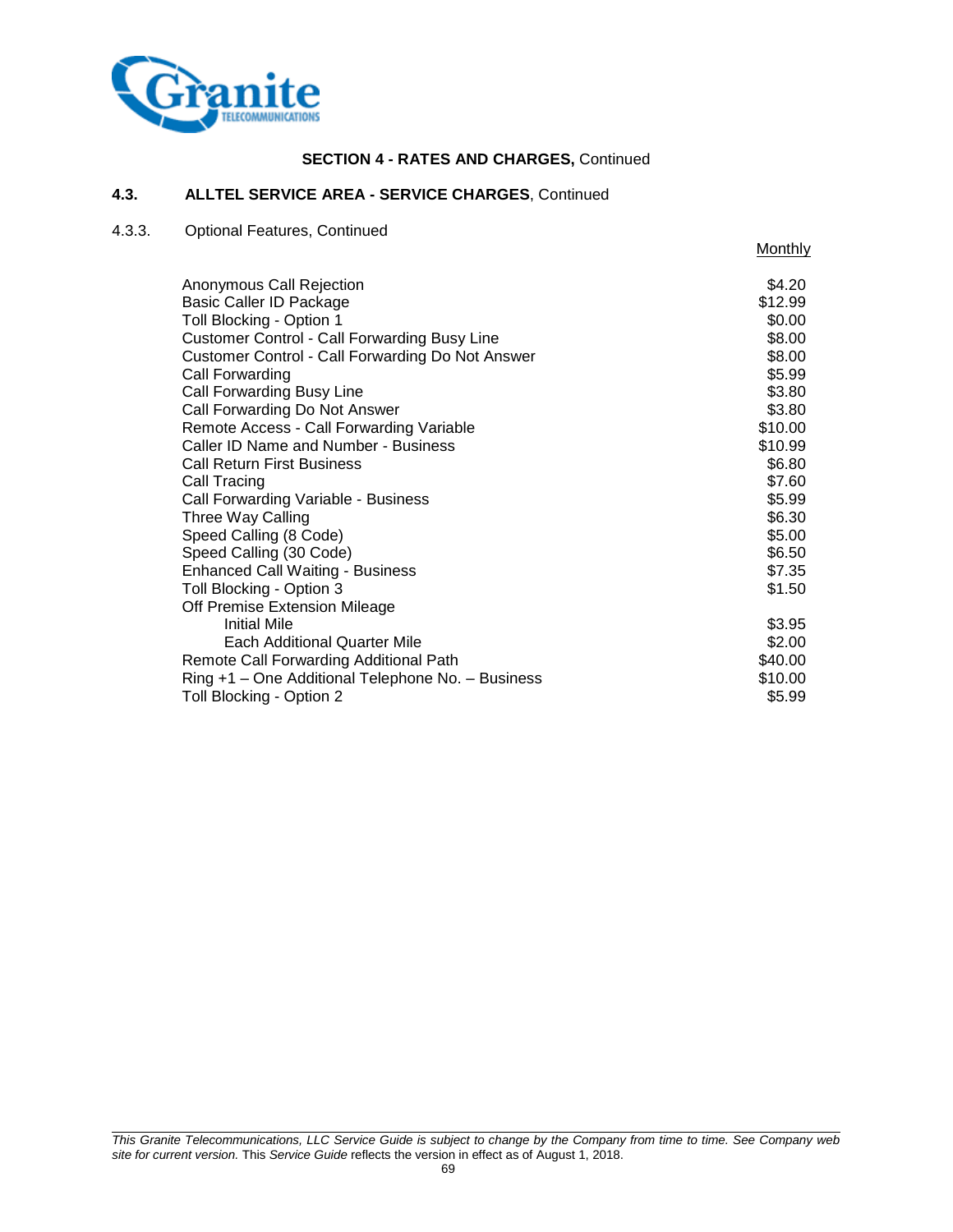**SECTION 4 - RATES AND CHARGES,** Continued

## 4.3. ALLTEL SERVICE AREA - SERVICE CHARGES, Continued

### 4.3.3. Optional Features, Continued

| | Monthly |
|---|---|
| Anonymous Call Rejection | $4.20 |
| Basic Caller ID Package | $12.99 |
| Toll Blocking - Option 1 | $0.00 |
| Customer Control - Call Forwarding Busy Line | $8.00 |
| Customer Control - Call Forwarding Do Not Answer | $8.00 |
| Call Forwarding | $5.99 |
| Call Forwarding Busy Line | $3.80 |
| Call Forwarding Do Not Answer | $3.80 |
| Remote Access - Call Forwarding Variable | $10.00 |
| Caller ID Name and Number - Business | $10.99 |
| Call Return First Business | $6.80 |
| Call Tracing | $7.60 |
| Call Forwarding Variable - Business | $5.99 |
| Three Way Calling | $6.30 |
| Speed Calling (8 Code) | $5.00 |
| Speed Calling (30 Code) | $6.50 |
| Enhanced Call Waiting - Business | $7.35 |
| Toll Blocking - Option 3 | $1.50 |
| Off Premise Extension Mileage | |
| Initial Mile | $3.95 |
| Each Additional Quarter Mile | $2.00 |
| Remote Call Forwarding Additional Path | $40.00 |
| Ring +1 – One Additional Telephone No. – Business | $10.00 |
| Toll Blocking - Option 2 | $5.99 |

*This Granite Telecommunications, LLC Service Guide is subject to change by the Company from time to time. See Company web site for current version.* This *Service Guide* reflects the version in effect as of August 1, 2018.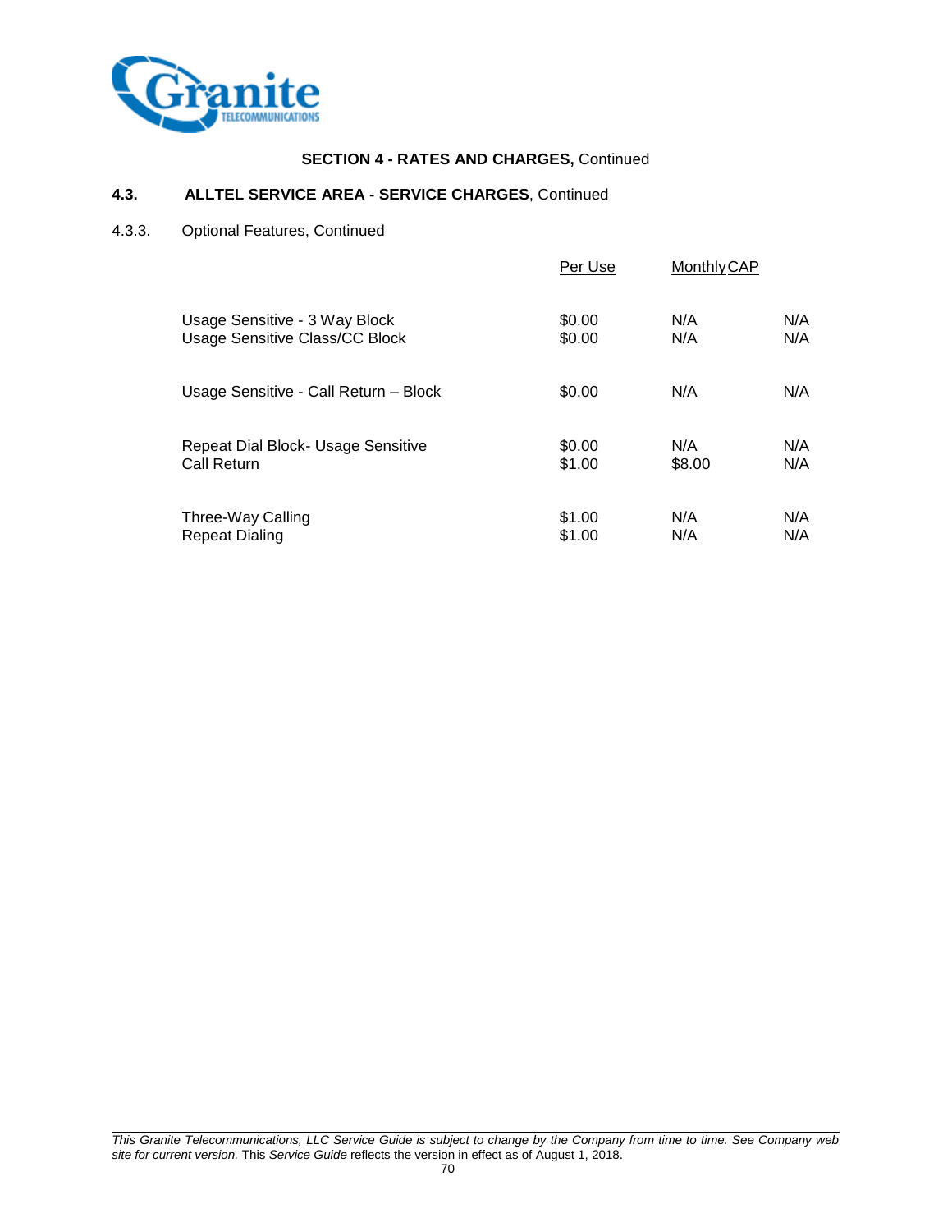**SECTION 4 - RATES AND CHARGES,** Continued

### 4.3. ALLTEL SERVICE AREA - SERVICE CHARGES, Continued

4.3.3. Optional Features, Continued

| | Per Use | Monthly CAP | |
|---|---|---|---|
| Usage Sensitive - 3 Way Block | $0.00 | N/A | N/A |
| Usage Sensitive Class/CC Block | $0.00 | N/A | N/A |
| Usage Sensitive - Call Return – Block | $0.00 | N/A | N/A |
| Repeat Dial Block- Usage Sensitive | $0.00 | N/A | N/A |
| Call Return | $1.00 | $8.00 | N/A |
| Three-Way Calling | $1.00 | N/A | N/A |
| Repeat Dialing | $1.00 | N/A | N/A |

*This Granite Telecommunications, LLC Service Guide is subject to change by the Company from time to time. See Company web site for current version.* This *Service Guide* reflects the version in effect as of August 1, 2018.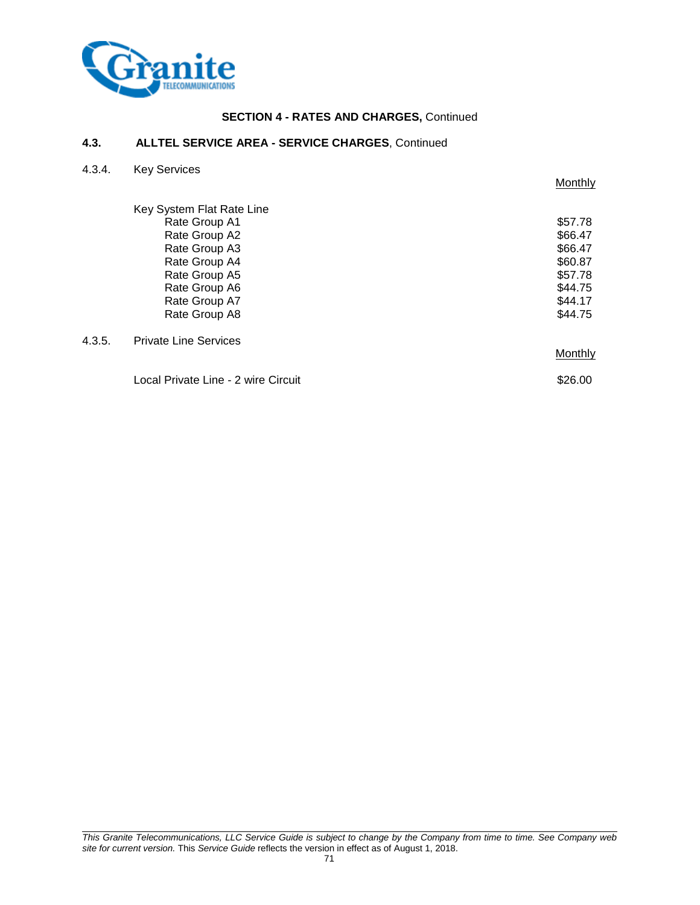## SECTION 4 - RATES AND CHARGES, Continued

### 4.3. ALLTEL SERVICE AREA - SERVICE CHARGES, Continued

#### 4.3.4. Key Services

| | Monthly |
|---|---|
| Key System Flat Rate Line | |
| Rate Group A1 | $57.78 |
| Rate Group A2 | $66.47 |
| Rate Group A3 | $66.47 |
| Rate Group A4 | $60.87 |
| Rate Group A5 | $57.78 |
| Rate Group A6 | $44.75 |
| Rate Group A7 | $44.17 |
| Rate Group A8 | $44.75 |

#### 4.3.5. Private Line Services

| | Monthly |
|---|---|
| Local Private Line - 2 wire Circuit | $26.00 |

*This Granite Telecommunications, LLC Service Guide is subject to change by the Company from time to time. See Company web site for current version.* This *Service Guide* reflects the version in effect as of August 1, 2018.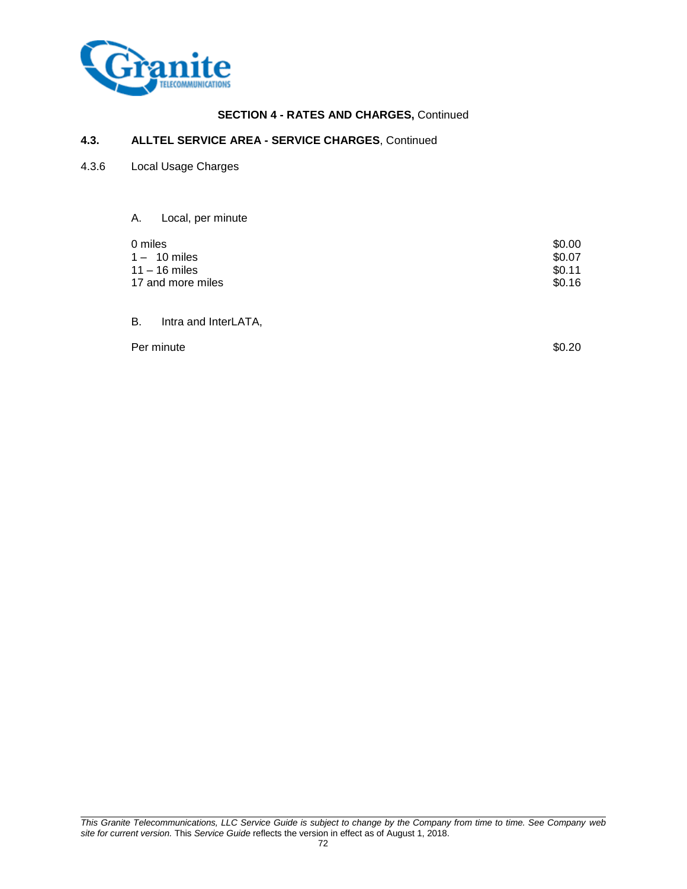**SECTION 4 - RATES AND CHARGES,** Continued

**4.3. ALLTEL SERVICE AREA - SERVICE CHARGES**, Continued

4.3.6 Local Usage Charges

A. Local, per minute

| | |
|---|---|
| 0 miles | $0.00 |
| 1 – 10 miles | $0.07 |
| 11 – 16 miles | $0.11 |
| 17 and more miles | $0.16 |

B. Intra and InterLATA,

| | |
|---|---|
| Per minute | $0.20 |

*This Granite Telecommunications, LLC Service Guide is subject to change by the Company from time to time. See Company web site for current version.* This *Service Guide* reflects the version in effect as of August 1, 2018.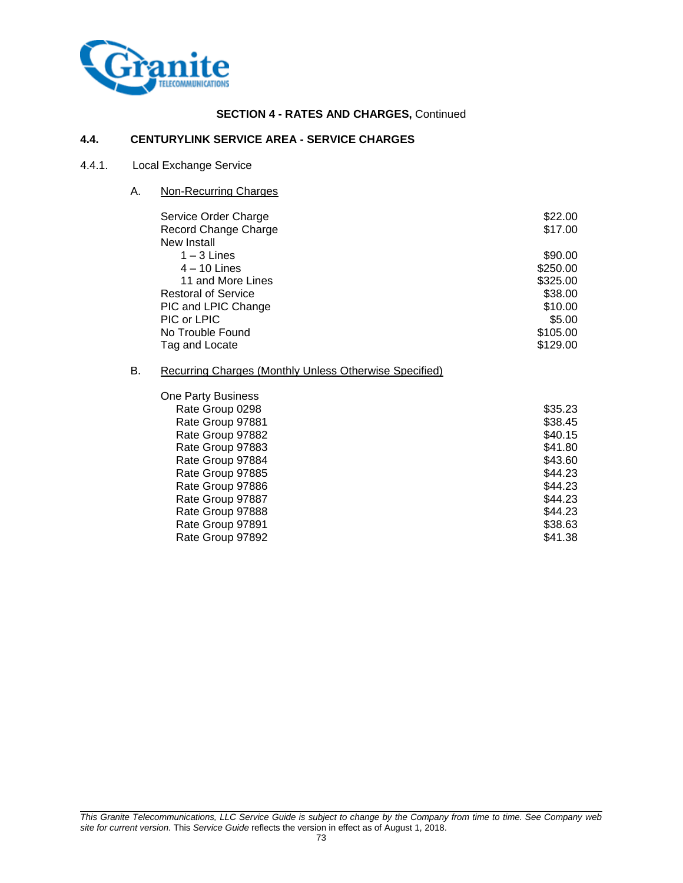**SECTION 4 - RATES AND CHARGES,** Continued

## 4.4. CENTURYLINK SERVICE AREA - SERVICE CHARGES

### 4.4.1. Local Exchange Service

A. Non-Recurring Charges

| | |
|---|---|
| Service Order Charge | $22.00 |
| Record Change Charge | $17.00 |
| New Install | |
| 1 – 3 Lines | $90.00 |
| 4 – 10 Lines | $250.00 |
| 11 and More Lines | $325.00 |
| Restoral of Service | $38.00 |
| PIC and LPIC Change | $10.00 |
| PIC or LPIC | $5.00 |
| No Trouble Found | $105.00 |
| Tag and Locate | $129.00 |

B. Recurring Charges (Monthly Unless Otherwise Specified)

| | |
|---|---|
| One Party Business | |
| Rate Group 0298 | $35.23 |
| Rate Group 97881 | $38.45 |
| Rate Group 97882 | $40.15 |
| Rate Group 97883 | $41.80 |
| Rate Group 97884 | $43.60 |
| Rate Group 97885 | $44.23 |
| Rate Group 97886 | $44.23 |
| Rate Group 97887 | $44.23 |
| Rate Group 97888 | $44.23 |
| Rate Group 97891 | $38.63 |
| Rate Group 97892 | $41.38 |

*This Granite Telecommunications, LLC Service Guide is subject to change by the Company from time to time. See Company web site for current version.* This *Service Guide* reflects the version in effect as of August 1, 2018.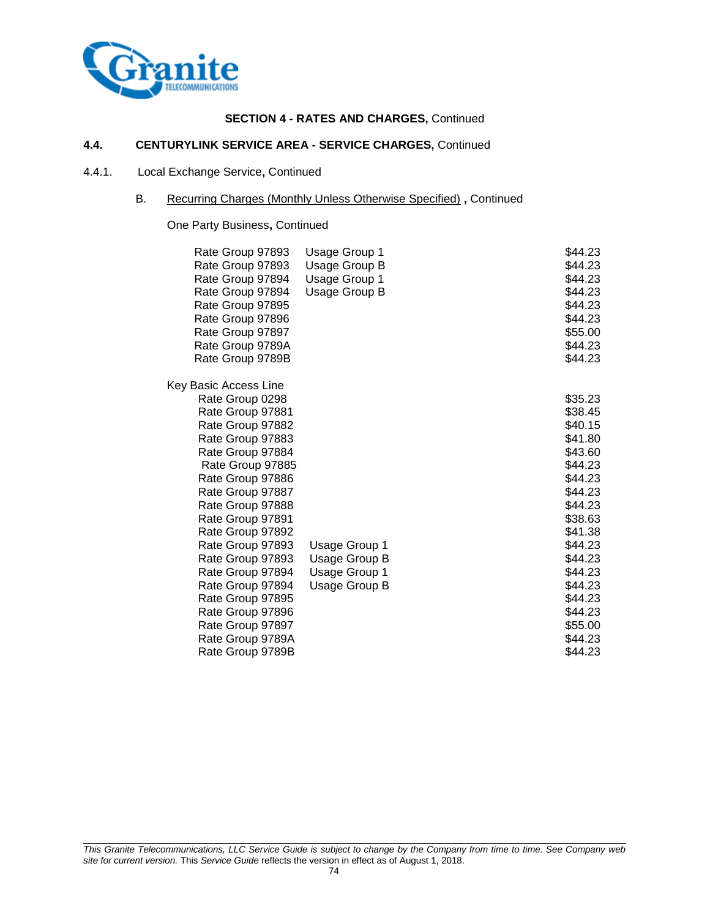**SECTION 4 - RATES AND CHARGES,** Continued

**4.4. CENTURYLINK SERVICE AREA - SERVICE CHARGES,** Continued

4.4.1. Local Exchange Service**,** Continued

B. Recurring Charges (Monthly Unless Otherwise Specified) **,** Continued

One Party Business**,** Continued

| | | |
|---|---|---|
| Rate Group 97893 | Usage Group 1 | $44.23 |
| Rate Group 97893 | Usage Group B | $44.23 |
| Rate Group 97894 | Usage Group 1 | $44.23 |
| Rate Group 97894 | Usage Group B | $44.23 |
| Rate Group 97895 | | $44.23 |
| Rate Group 97896 | | $44.23 |
| Rate Group 97897 | | $55.00 |
| Rate Group 9789A | | $44.23 |
| Rate Group 9789B | | $44.23 |

Key Basic Access Line

| | | |
|---|---|---|
| Rate Group 0298 | | $35.23 |
| Rate Group 97881 | | $38.45 |
| Rate Group 97882 | | $40.15 |
| Rate Group 97883 | | $41.80 |
| Rate Group 97884 | | $43.60 |
| Rate Group 97885 | | $44.23 |
| Rate Group 97886 | | $44.23 |
| Rate Group 97887 | | $44.23 |
| Rate Group 97888 | | $44.23 |
| Rate Group 97891 | | $38.63 |
| Rate Group 97892 | | $41.38 |
| Rate Group 97893 | Usage Group 1 | $44.23 |
| Rate Group 97893 | Usage Group B | $44.23 |
| Rate Group 97894 | Usage Group 1 | $44.23 |
| Rate Group 97894 | Usage Group B | $44.23 |
| Rate Group 97895 | | $44.23 |
| Rate Group 97896 | | $44.23 |
| Rate Group 97897 | | $55.00 |
| Rate Group 9789A | | $44.23 |
| Rate Group 9789B | | $44.23 |

*This Granite Telecommunications, LLC Service Guide is subject to change by the Company from time to time. See Company web site for current version.* This *Service Guide* reflects the version in effect as of August 1, 2018.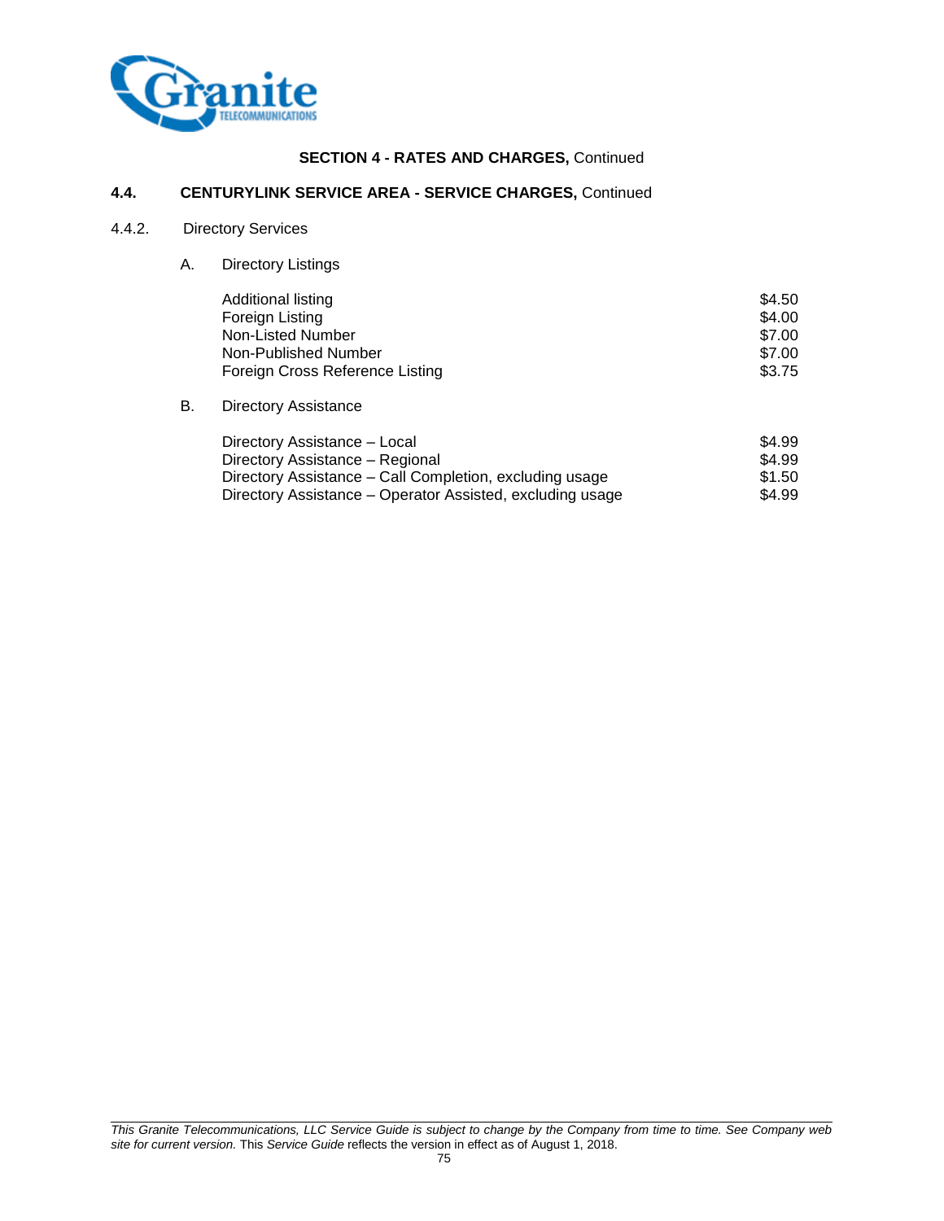**SECTION 4 - RATES AND CHARGES,** Continued

## 4.4. CENTURYLINK SERVICE AREA - SERVICE CHARGES, Continued

### 4.4.2. Directory Services

A. Directory Listings

| | |
|---|---|
| Additional listing | $4.50 |
| Foreign Listing | $4.00 |
| Non-Listed Number | $7.00 |
| Non-Published Number | $7.00 |
| Foreign Cross Reference Listing | $3.75 |

B. Directory Assistance

| | |
|---|---|
| Directory Assistance – Local | $4.99 |
| Directory Assistance – Regional | $4.99 |
| Directory Assistance – Call Completion, excluding usage | $1.50 |
| Directory Assistance – Operator Assisted, excluding usage | $4.99 |

*This Granite Telecommunications, LLC Service Guide is subject to change by the Company from time to time. See Company web site for current version.* This *Service Guide* reflects the version in effect as of August 1, 2018.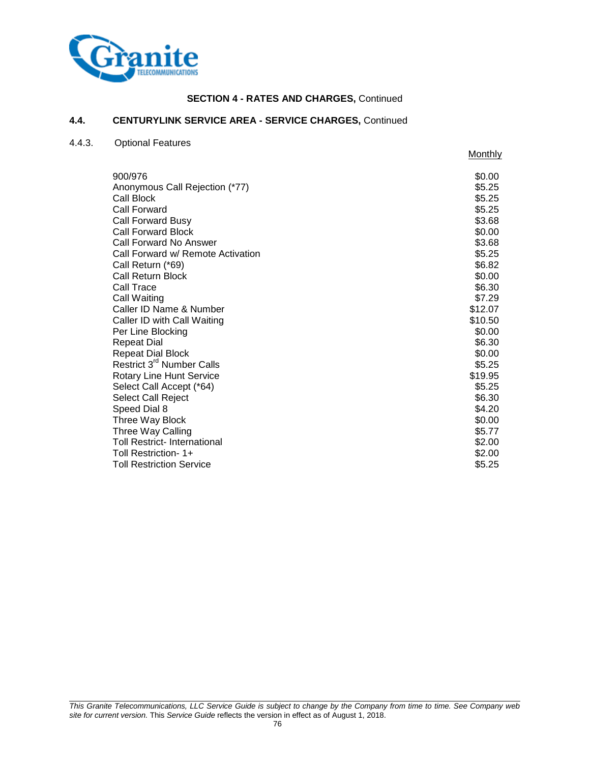**SECTION 4 - RATES AND CHARGES,** Continued

## 4.4. CENTURYLINK SERVICE AREA - SERVICE CHARGES, Continued

### 4.4.3. Optional Features

| | Monthly |
|---|---|
| 900/976 | $0.00 |
| Anonymous Call Rejection (*77) | $5.25 |
| Call Block | $5.25 |
| Call Forward | $5.25 |
| Call Forward Busy | $3.68 |
| Call Forward Block | $0.00 |
| Call Forward No Answer | $3.68 |
| Call Forward w/ Remote Activation | $5.25 |
| Call Return (*69) | $6.82 |
| Call Return Block | $0.00 |
| Call Trace | $6.30 |
| Call Waiting | $7.29 |
| Caller ID Name & Number | $12.07 |
| Caller ID with Call Waiting | $10.50 |
| Per Line Blocking | $0.00 |
| Repeat Dial | $6.30 |
| Repeat Dial Block | $0.00 |
| Restrict 3rd Number Calls | $5.25 |
| Rotary Line Hunt Service | $19.95 |
| Select Call Accept (*64) | $5.25 |
| Select Call Reject | $6.30 |
| Speed Dial 8 | $4.20 |
| Three Way Block | $0.00 |
| Three Way Calling | $5.77 |
| Toll Restrict- International | $2.00 |
| Toll Restriction- 1+ | $2.00 |
| Toll Restriction Service | $5.25 |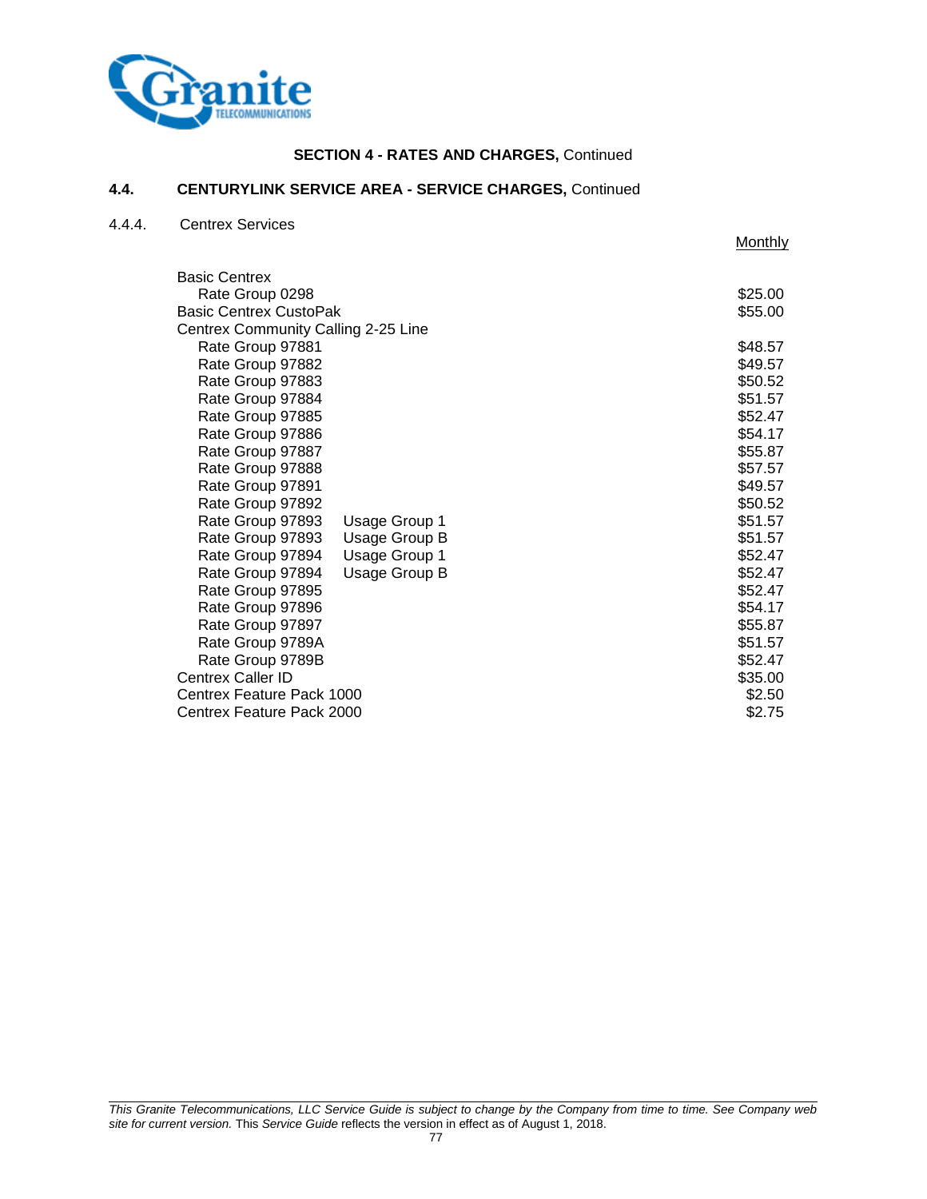## SECTION 4 - RATES AND CHARGES, Continued

### 4.4. CENTURYLINK SERVICE AREA - SERVICE CHARGES, Continued

4.4.4. Centrex Services

| | | Monthly |
|---|---|---|
| Basic Centrex | | |
| Rate Group 0298 | | $25.00 |
| Basic Centrex CustoPak | | $55.00 |
| Centrex Community Calling 2-25 Line | | |
| Rate Group 97881 | | $48.57 |
| Rate Group 97882 | | $49.57 |
| Rate Group 97883 | | $50.52 |
| Rate Group 97884 | | $51.57 |
| Rate Group 97885 | | $52.47 |
| Rate Group 97886 | | $54.17 |
| Rate Group 97887 | | $55.87 |
| Rate Group 97888 | | $57.57 |
| Rate Group 97891 | | $49.57 |
| Rate Group 97892 | | $50.52 |
| Rate Group 97893 | Usage Group 1 | $51.57 |
| Rate Group 97893 | Usage Group B | $51.57 |
| Rate Group 97894 | Usage Group 1 | $52.47 |
| Rate Group 97894 | Usage Group B | $52.47 |
| Rate Group 97895 | | $52.47 |
| Rate Group 97896 | | $54.17 |
| Rate Group 97897 | | $55.87 |
| Rate Group 9789A | | $51.57 |
| Rate Group 9789B | | $52.47 |
| Centrex Caller ID | | $35.00 |
| Centrex Feature Pack 1000 | | $2.50 |
| Centrex Feature Pack 2000 | | $2.75 |

*This Granite Telecommunications, LLC Service Guide is subject to change by the Company from time to time. See Company web site for current version.* This *Service Guide* reflects the version in effect as of August 1, 2018.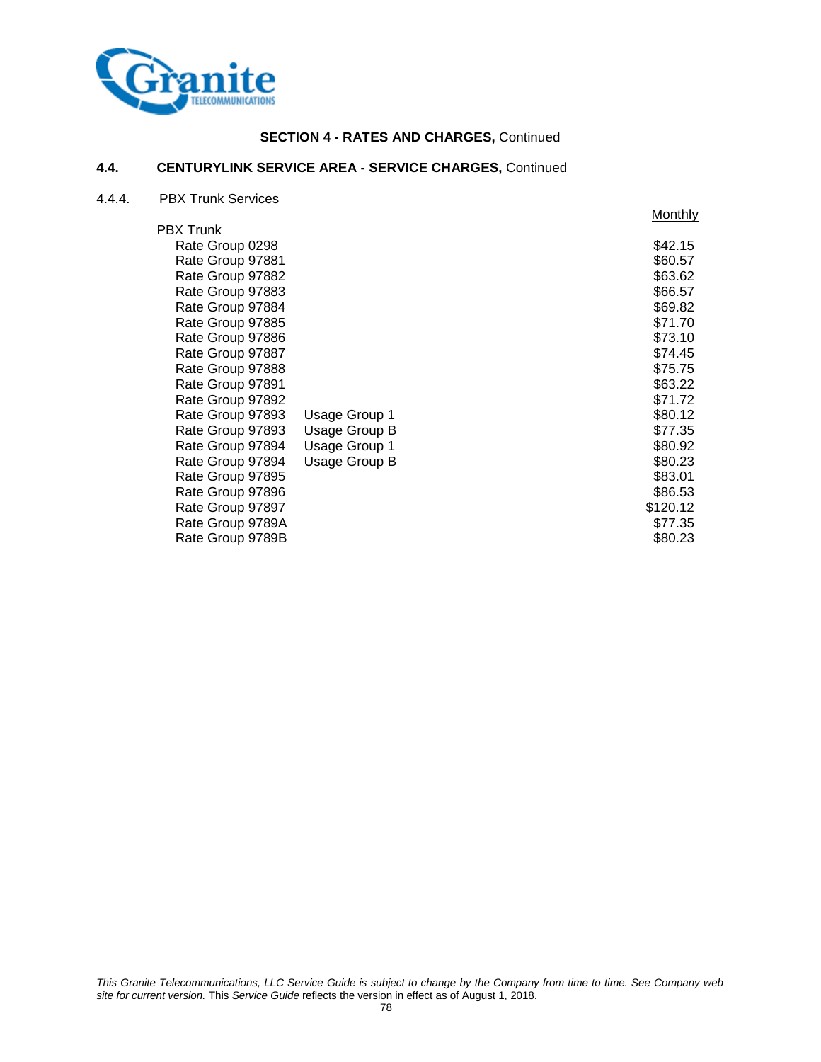## SECTION 4 - RATES AND CHARGES, Continued

### 4.4. CENTURYLINK SERVICE AREA - SERVICE CHARGES, Continued

4.4.4. PBX Trunk Services

| PBX Trunk | | Monthly |
|---|---|---|
| Rate Group 0298 | | $42.15 |
| Rate Group 97881 | | $60.57 |
| Rate Group 97882 | | $63.62 |
| Rate Group 97883 | | $66.57 |
| Rate Group 97884 | | $69.82 |
| Rate Group 97885 | | $71.70 |
| Rate Group 97886 | | $73.10 |
| Rate Group 97887 | | $74.45 |
| Rate Group 97888 | | $75.75 |
| Rate Group 97891 | | $63.22 |
| Rate Group 97892 | | $71.72 |
| Rate Group 97893 | Usage Group 1 | $80.12 |
| Rate Group 97893 | Usage Group B | $77.35 |
| Rate Group 97894 | Usage Group 1 | $80.92 |
| Rate Group 97894 | Usage Group B | $80.23 |
| Rate Group 97895 | | $83.01 |
| Rate Group 97896 | | $86.53 |
| Rate Group 97897 | | $120.12 |
| Rate Group 9789A | | $77.35 |
| Rate Group 9789B | | $80.23 |

*This Granite Telecommunications, LLC Service Guide is subject to change by the Company from time to time. See Company web site for current version.* This *Service Guide* reflects the version in effect as of August 1, 2018.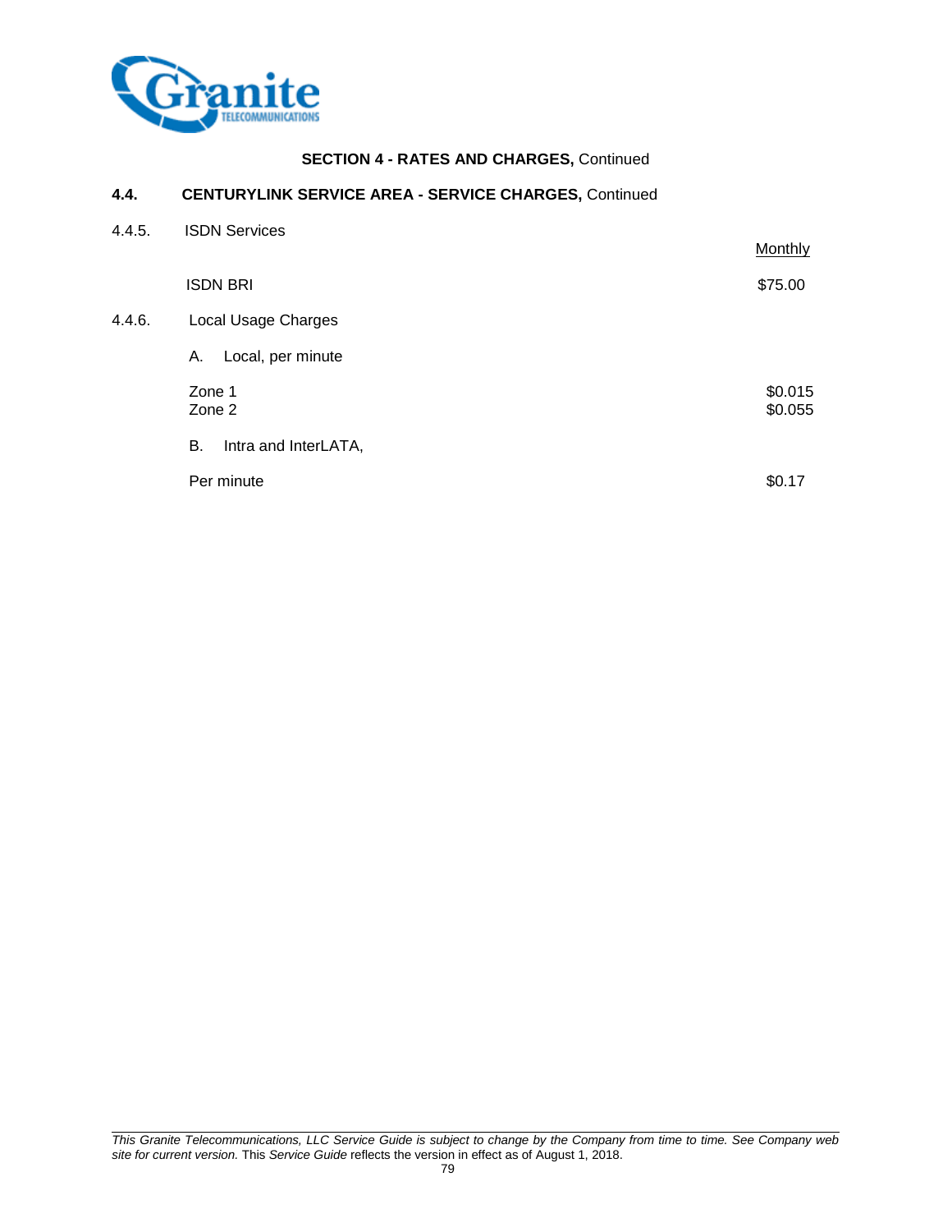**SECTION 4 - RATES AND CHARGES,** Continued

## 4.4. CENTURYLINK SERVICE AREA - SERVICE CHARGES, Continued

### 4.4.5. ISDN Services

| | Monthly |
|---|---|
| ISDN BRI | $75.00 |

### 4.4.6. Local Usage Charges

A. Local, per minute

| | |
|---|---|
| Zone 1 | $0.015 |
| Zone 2 | $0.055 |

B. Intra and InterLATA,

| | |
|---|---|
| Per minute | $0.17 |

*This Granite Telecommunications, LLC Service Guide is subject to change by the Company from time to time. See Company web site for current version.* This *Service Guide* reflects the version in effect as of August 1, 2018.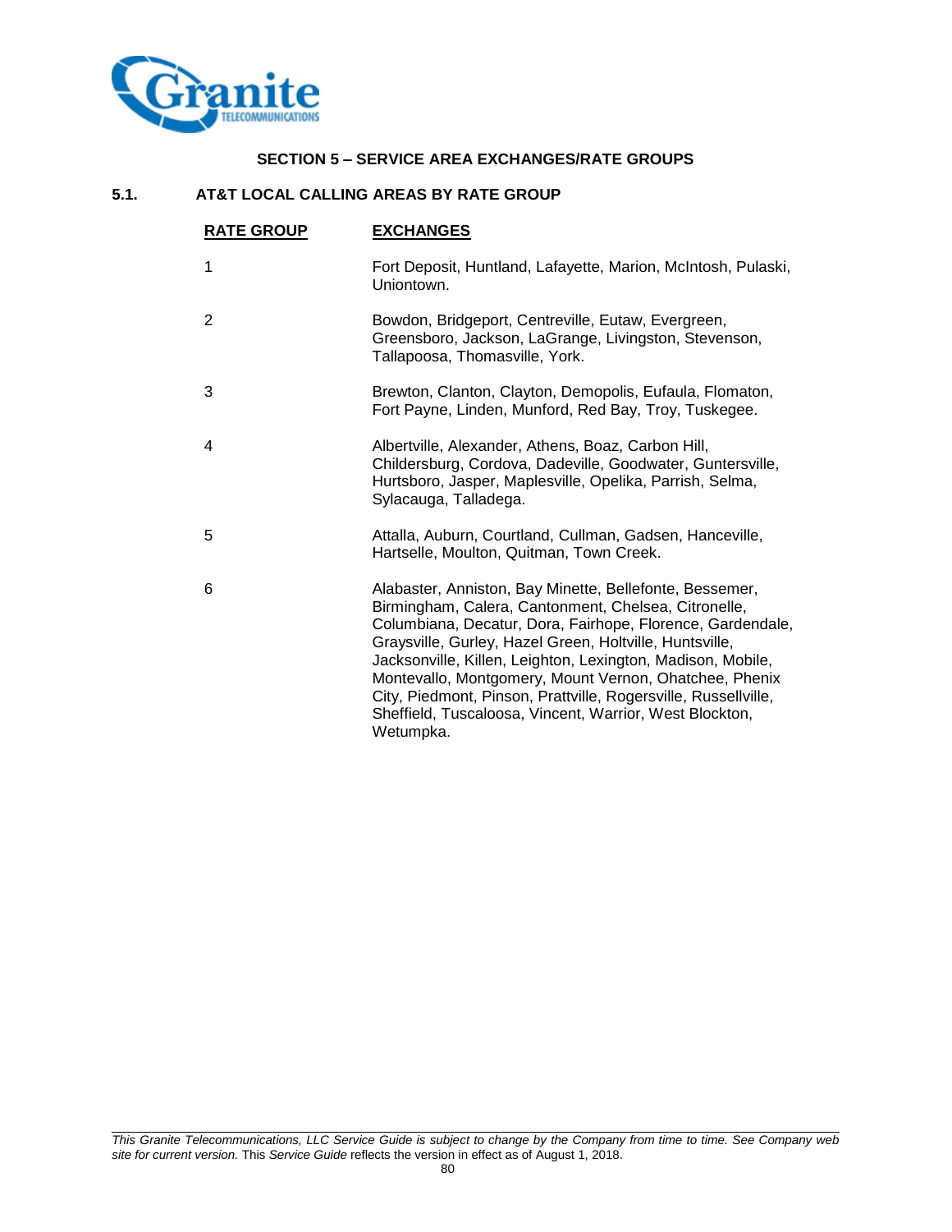## SECTION 5 – SERVICE AREA EXCHANGES/RATE GROUPS

### 5.1. AT&T LOCAL CALLING AREAS BY RATE GROUP

| RATE GROUP | EXCHANGES |
|---|---|
| 1 | Fort Deposit, Huntland, Lafayette, Marion, McIntosh, Pulaski, Uniontown. |
| 2 | Bowdon, Bridgeport, Centreville, Eutaw, Evergreen, Greensboro, Jackson, LaGrange, Livingston, Stevenson, Tallapoosa, Thomasville, York. |
| 3 | Brewton, Clanton, Clayton, Demopolis, Eufaula, Flomaton, Fort Payne, Linden, Munford, Red Bay, Troy, Tuskegee. |
| 4 | Albertville, Alexander, Athens, Boaz, Carbon Hill, Childersburg, Cordova, Dadeville, Goodwater, Guntersville, Hurtsboro, Jasper, Maplesville, Opelika, Parrish, Selma, Sylacauga, Talladega. |
| 5 | Attalla, Auburn, Courtland, Cullman, Gadsen, Hanceville, Hartselle, Moulton, Quitman, Town Creek. |
| 6 | Alabaster, Anniston, Bay Minette, Bellefonte, Bessemer, Birmingham, Calera, Cantonment, Chelsea, Citronelle, Columbiana, Decatur, Dora, Fairhope, Florence, Gardendale, Graysville, Gurley, Hazel Green, Holtville, Huntsville, Jacksonville, Killen, Leighton, Lexington, Madison, Mobile, Montevallo, Montgomery, Mount Vernon, Ohatchee, Phenix City, Piedmont, Pinson, Prattville, Rogersville, Russellville, Sheffield, Tuscaloosa, Vincent, Warrior, West Blockton, Wetumpka. |

*This Granite Telecommunications, LLC Service Guide is subject to change by the Company from time to time. See Company web site for current version.* This *Service Guide* reflects the version in effect as of August 1, 2018.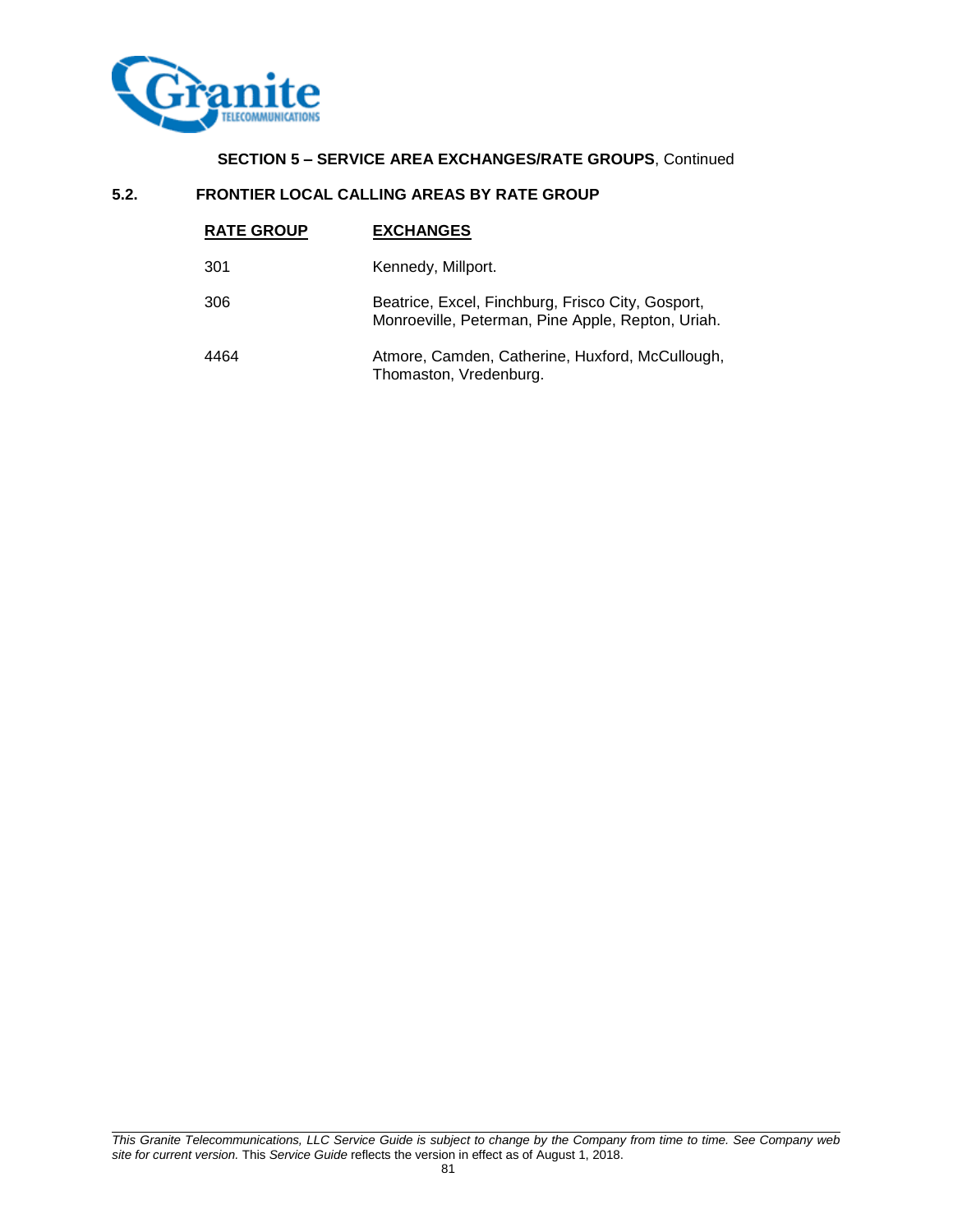**SECTION 5 – SERVICE AREA EXCHANGES/RATE GROUPS**, Continued

## 5.2. FRONTIER LOCAL CALLING AREAS BY RATE GROUP

| RATE GROUP | EXCHANGES |
|---|---|
| 301 | Kennedy, Millport. |
| 306 | Beatrice, Excel, Finchburg, Frisco City, Gosport, Monroeville, Peterman, Pine Apple, Repton, Uriah. |
| 4464 | Atmore, Camden, Catherine, Huxford, McCullough, Thomaston, Vredenburg. |

*This Granite Telecommunications, LLC Service Guide is subject to change by the Company from time to time. See Company web site for current version.* This *Service Guide* reflects the version in effect as of August 1, 2018.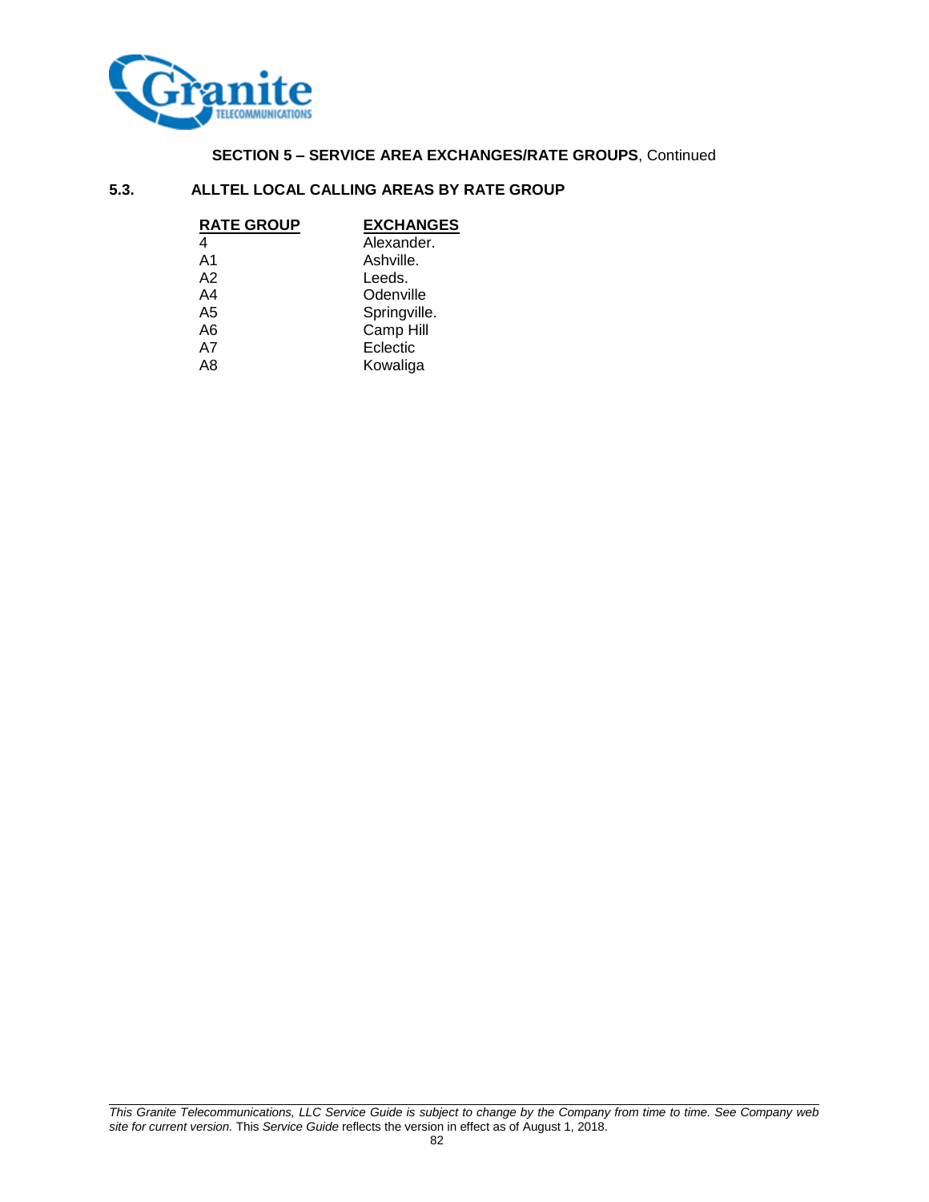**SECTION 5 – SERVICE AREA EXCHANGES/RATE GROUPS**, Continued

## 5.3. ALLTEL LOCAL CALLING AREAS BY RATE GROUP

| RATE GROUP | EXCHANGES |
|---|---|
| 4 | Alexander. |
| A1 | Ashville. |
| A2 | Leeds. |
| A4 | Odenville |
| A5 | Springville. |
| A6 | Camp Hill |
| A7 | Eclectic |
| A8 | Kowaliga |

*This Granite Telecommunications, LLC Service Guide is subject to change by the Company from time to time. See Company web site for current version.* This *Service Guide* reflects the version in effect as of August 1, 2018.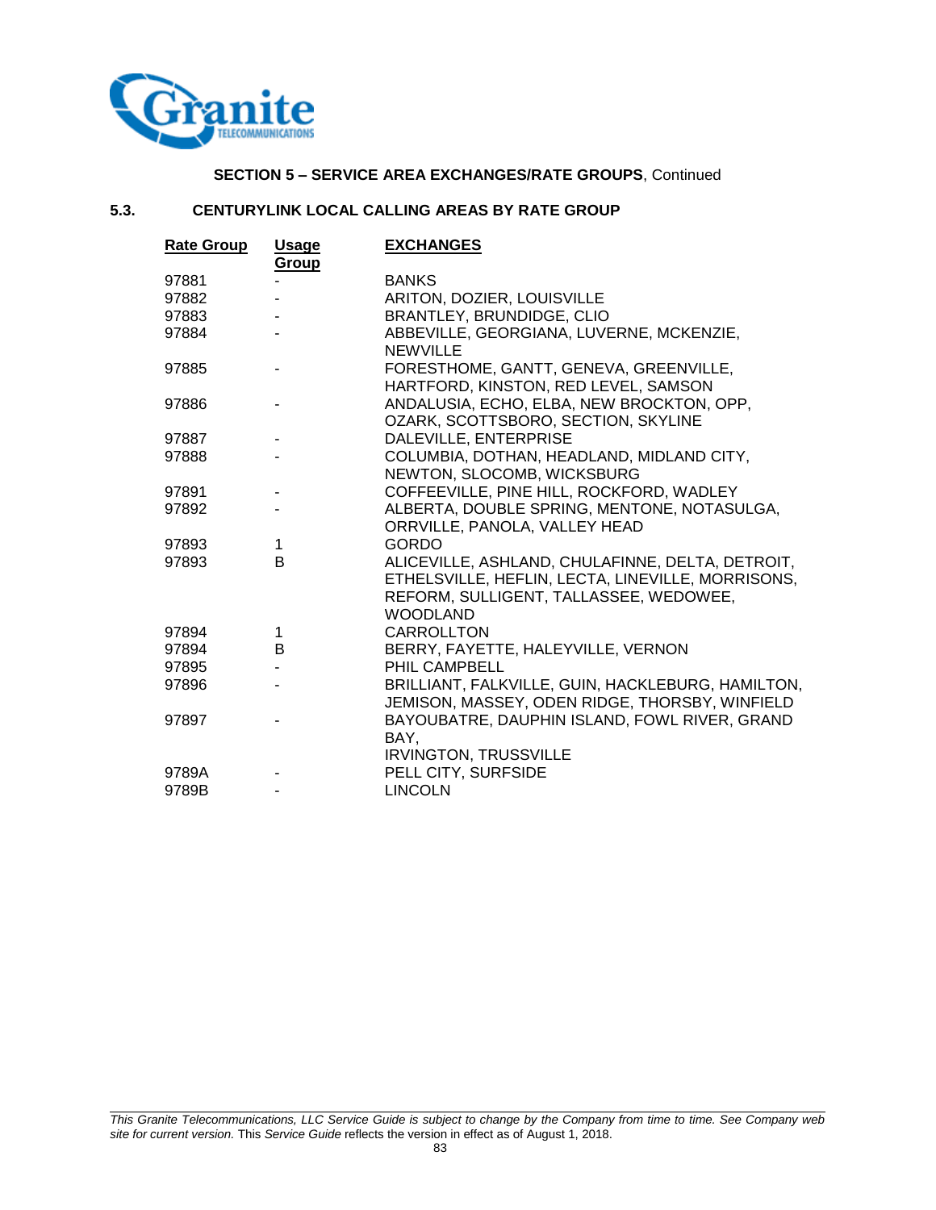**SECTION 5 – SERVICE AREA EXCHANGES/RATE GROUPS**, Continued

## 5.3. CENTURYLINK LOCAL CALLING AREAS BY RATE GROUP

| Rate Group | Usage Group | EXCHANGES |
|---|---|---|
| 97881 | - | BANKS |
| 97882 | - | ARITON, DOZIER, LOUISVILLE |
| 97883 | - | BRANTLEY, BRUNDIDGE, CLIO |
| 97884 | - | ABBEVILLE, GEORGIANA, LUVERNE, MCKENZIE, NEWVILLE |
| 97885 | - | FORESTHOME, GANTT, GENEVA, GREENVILLE, HARTFORD, KINSTON, RED LEVEL, SAMSON |
| 97886 | - | ANDALUSIA, ECHO, ELBA, NEW BROCKTON, OPP, OZARK, SCOTTSBORO, SECTION, SKYLINE |
| 97887 | - | DALEVILLE, ENTERPRISE |
| 97888 | - | COLUMBIA, DOTHAN, HEADLAND, MIDLAND CITY, NEWTON, SLOCOMB, WICKSBURG |
| 97891 | - | COFFEEVILLE, PINE HILL, ROCKFORD, WADLEY |
| 97892 | - | ALBERTA, DOUBLE SPRING, MENTONE, NOTASULGA, ORRVILLE, PANOLA, VALLEY HEAD |
| 97893 | 1 | GORDO |
| 97893 | B | ALICEVILLE, ASHLAND, CHULAFINNE, DELTA, DETROIT, ETHELSVILLE, HEFLIN, LECTA, LINEVILLE, MORRISONS, REFORM, SULLIGENT, TALLASSEE, WEDOWEE, WOODLAND |
| 97894 | 1 | CARROLLTON |
| 97894 | B | BERRY, FAYETTE, HALEYVILLE, VERNON |
| 97895 | - | PHIL CAMPBELL |
| 97896 | - | BRILLIANT, FALKVILLE, GUIN, HACKLEBURG, HAMILTON, JEMISON, MASSEY, ODEN RIDGE, THORSBY, WINFIELD |
| 97897 | - | BAYOUBATRE, DAUPHIN ISLAND, FOWL RIVER, GRAND BAY, IRVINGTON, TRUSSVILLE |
| 9789A | - | PELL CITY, SURFSIDE |
| 9789B | - | LINCOLN |

*This Granite Telecommunications, LLC Service Guide is subject to change by the Company from time to time. See Company web site for current version.* This *Service Guide* reflects the version in effect as of August 1, 2018.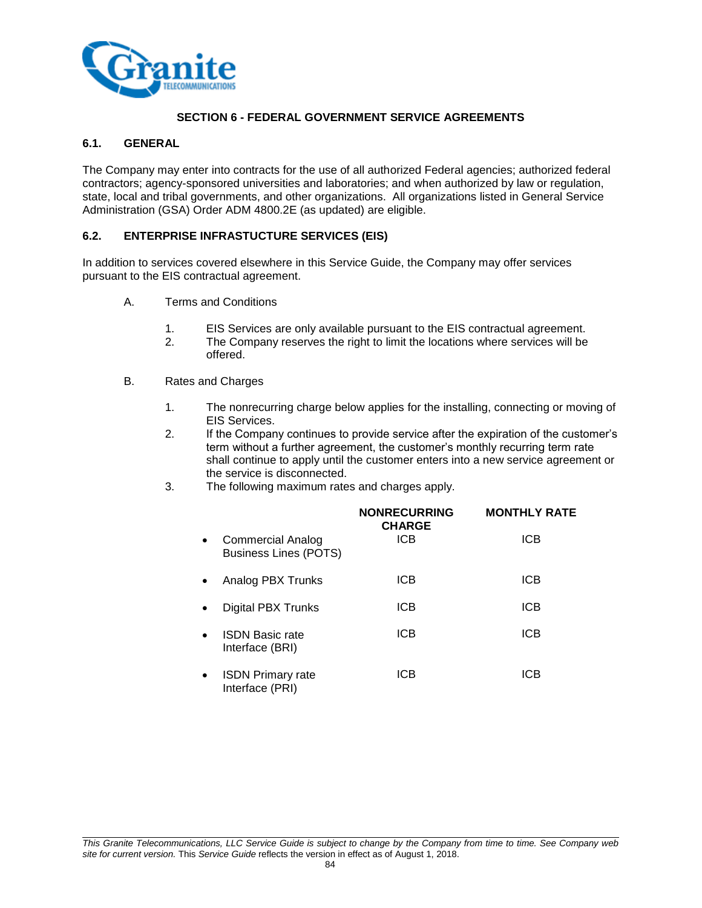## SECTION 6 - FEDERAL GOVERNMENT SERVICE AGREEMENTS

### 6.1. GENERAL

The Company may enter into contracts for the use of all authorized Federal agencies; authorized federal contractors; agency-sponsored universities and laboratories; and when authorized by law or regulation, state, local and tribal governments, and other organizations. All organizations listed in General Service Administration (GSA) Order ADM 4800.2E (as updated) are eligible.

### 6.2. ENTERPRISE INFRASTUCTURE SERVICES (EIS)

In addition to services covered elsewhere in this Service Guide, the Company may offer services pursuant to the EIS contractual agreement.

A. Terms and Conditions

1. EIS Services are only available pursuant to the EIS contractual agreement.
2. The Company reserves the right to limit the locations where services will be offered.

B. Rates and Charges

1. The nonrecurring charge below applies for the installing, connecting or moving of EIS Services.
2. If the Company continues to provide service after the expiration of the customer's term without a further agreement, the customer's monthly recurring term rate shall continue to apply until the customer enters into a new service agreement or the service is disconnected.
3. The following maximum rates and charges apply.

| | NONRECURRING CHARGE | MONTHLY RATE |
|---|---|---|
| • Commercial Analog Business Lines (POTS) | ICB | ICB |
| • Analog PBX Trunks | ICB | ICB |
| • Digital PBX Trunks | ICB | ICB |
| • ISDN Basic rate Interface (BRI) | ICB | ICB |
| • ISDN Primary rate Interface (PRI) | ICB | ICB |

*This Granite Telecommunications, LLC Service Guide is subject to change by the Company from time to time. See Company web site for current version.* This *Service Guide* reflects the version in effect as of August 1, 2018.